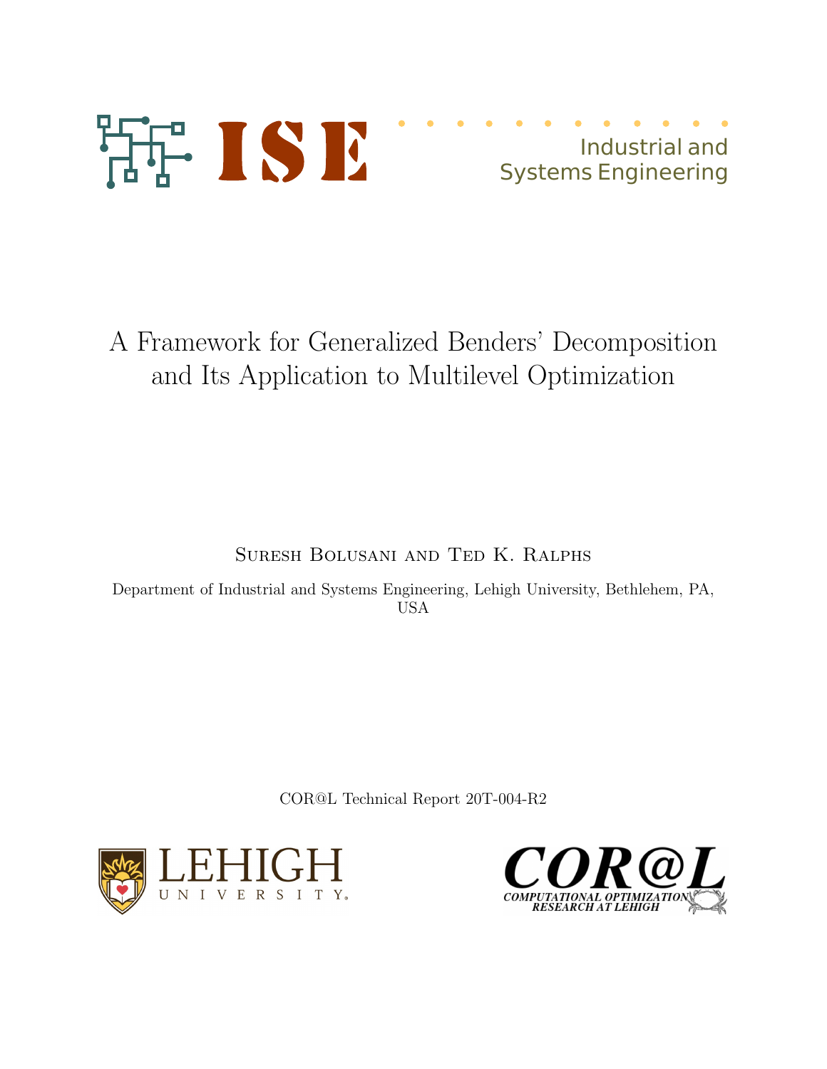ISE Industrial and Systems Engineering

# A Framework for Generalized Benders' Decomposition and Its Application to Multilevel Optimization

Suresh Bolusani and Ted K. Ralphs

Department of Industrial and Systems Engineering, Lehigh University, Bethlehem, PA, USA

COR@L Technical Report 20T-004-R2

LEHIGH UNIVERSITY

COR@L COMPUTATIONAL OPTIMIZATION RESEARCH AT LEHIGH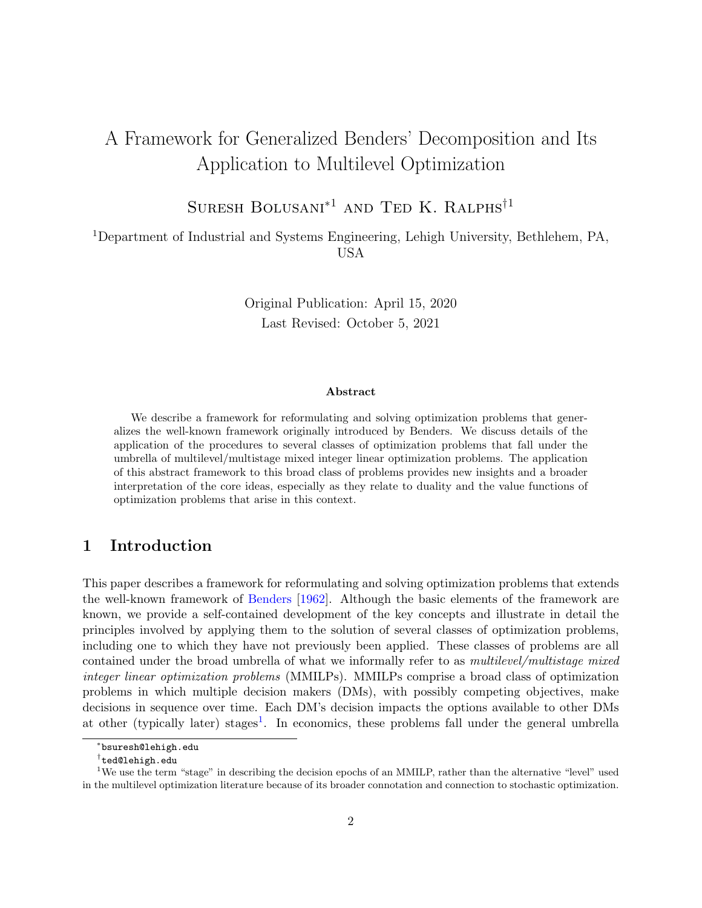# A Framework for Generalized Benders' Decomposition and Its Application to Multilevel Optimization

Suresh Bolusani*[1] and Ted K. Ralphs†[1]

[1]Department of Industrial and Systems Engineering, Lehigh University, Bethlehem, PA, USA

Original Publication: April 15, 2020

Last Revised: October 5, 2021

**Abstract**

We describe a framework for reformulating and solving optimization problems that generalizes the well-known framework originally introduced by Benders. We discuss details of the application of the procedures to several classes of optimization problems that fall under the umbrella of multilevel/multistage mixed integer linear optimization problems. The application of this abstract framework to this broad class of problems provides new insights and a broader interpretation of the core ideas, especially as they relate to duality and the value functions of optimization problems that arise in this context.

## 1 Introduction

This paper describes a framework for reformulating and solving optimization problems that extends the well-known framework of Benders [1962]. Although the basic elements of the framework are known, we provide a self-contained development of the key concepts and illustrate in detail the principles involved by applying them to the solution of several classes of optimization problems, including one to which they have not previously been applied. These classes of problems are all contained under the broad umbrella of what we informally refer to as *multilevel/multistage mixed integer linear optimization problems* (MMILPs). MMILPs comprise a broad class of optimization problems in which multiple decision makers (DMs), with possibly competing objectives, make decisions in sequence over time. Each DM's decision impacts the options available to other DMs at other (typically later) stages[1]. In economics, these problems fall under the general umbrella

*bsuresh@lehigh.edu

†ted@lehigh.edu

[1]We use the term "stage" in describing the decision epochs of an MMILP, rather than the alternative "level" used in the multilevel optimization literature because of its broader connotation and connection to stochastic optimization.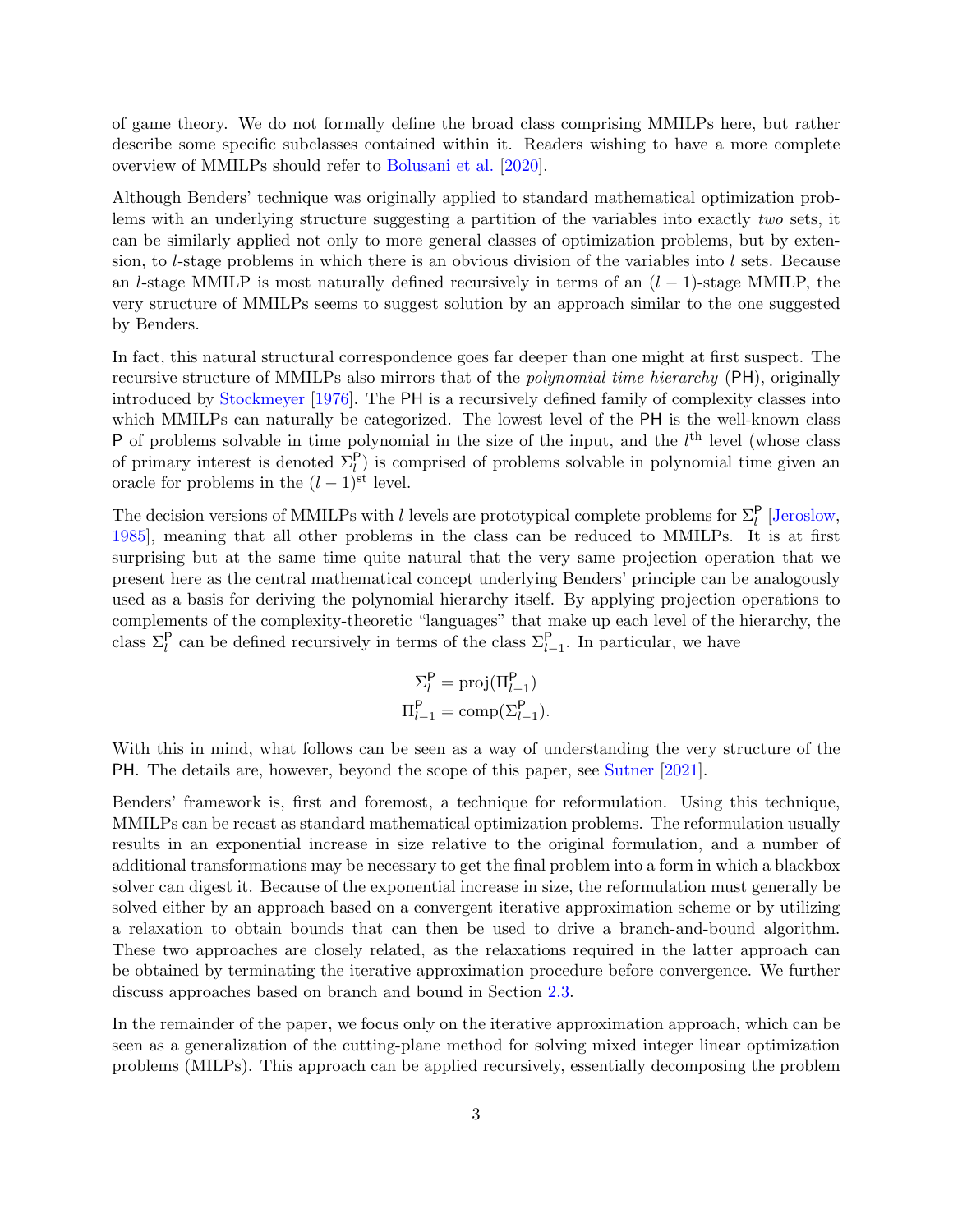of game theory. We do not formally define the broad class comprising MMILPs here, but rather describe some specific subclasses contained within it. Readers wishing to have a more complete overview of MMILPs should refer to Bolusani et al. [2020].

Although Benders' technique was originally applied to standard mathematical optimization problems with an underlying structure suggesting a partition of the variables into exactly *two* sets, it can be similarly applied not only to more general classes of optimization problems, but by extension, to $l$-stage problems in which there is an obvious division of the variables into $l$ sets. Because an $l$-stage MMILP is most naturally defined recursively in terms of an $(l-1)$-stage MMILP, the very structure of MMILPs seems to suggest solution by an approach similar to the one suggested by Benders.

In fact, this natural structural correspondence goes far deeper than one might at first suspect. The recursive structure of MMILPs also mirrors that of the *polynomial time hierarchy* (PH), originally introduced by Stockmeyer [1976]. The PH is a recursively defined family of complexity classes into which MMILPs can naturally be categorized. The lowest level of the PH is the well-known class P of problems solvable in time polynomial in the size of the input, and the $l^{\text{th}}$ level (whose class of primary interest is denoted $\Sigma_l^{\mathsf{P}}$) is comprised of problems solvable in polynomial time given an oracle for problems in the $(l-1)^{\text{st}}$ level.

The decision versions of MMILPs with $l$ levels are prototypical complete problems for $\Sigma_l^{\mathsf{P}}$ [Jeroslow, 1985], meaning that all other problems in the class can be reduced to MMILPs. It is at first surprising but at the same time quite natural that the very same projection operation that we present here as the central mathematical concept underlying Benders' principle can be analogously used as a basis for deriving the polynomial hierarchy itself. By applying projection operations to complements of the complexity-theoretic "languages" that make up each level of the hierarchy, the class $\Sigma_l^{\mathsf{P}}$ can be defined recursively in terms of the class $\Sigma_{l-1}^{\mathsf{P}}$. In particular, we have

$$
\begin{aligned}
\Sigma_l^{\mathsf{P}} &= \text{proj}(\Pi_{l-1}^{\mathsf{P}}) \\
\Pi_{l-1}^{\mathsf{P}} &= \text{comp}(\Sigma_{l-1}^{\mathsf{P}}).
\end{aligned}
$$

With this in mind, what follows can be seen as a way of understanding the very structure of the PH. The details are, however, beyond the scope of this paper, see Sutner [2021].

Benders' framework is, first and foremost, a technique for reformulation. Using this technique, MMILPs can be recast as standard mathematical optimization problems. The reformulation usually results in an exponential increase in size relative to the original formulation, and a number of additional transformations may be necessary to get the final problem into a form in which a blackbox solver can digest it. Because of the exponential increase in size, the reformulation must generally be solved either by an approach based on a convergent iterative approximation scheme or by utilizing a relaxation to obtain bounds that can then be used to drive a branch-and-bound algorithm. These two approaches are closely related, as the relaxations required in the latter approach can be obtained by terminating the iterative approximation procedure before convergence. We further discuss approaches based on branch and bound in Section 2.3.

In the remainder of the paper, we focus only on the iterative approximation approach, which can be seen as a generalization of the cutting-plane method for solving mixed integer linear optimization problems (MILPs). This approach can be applied recursively, essentially decomposing the problem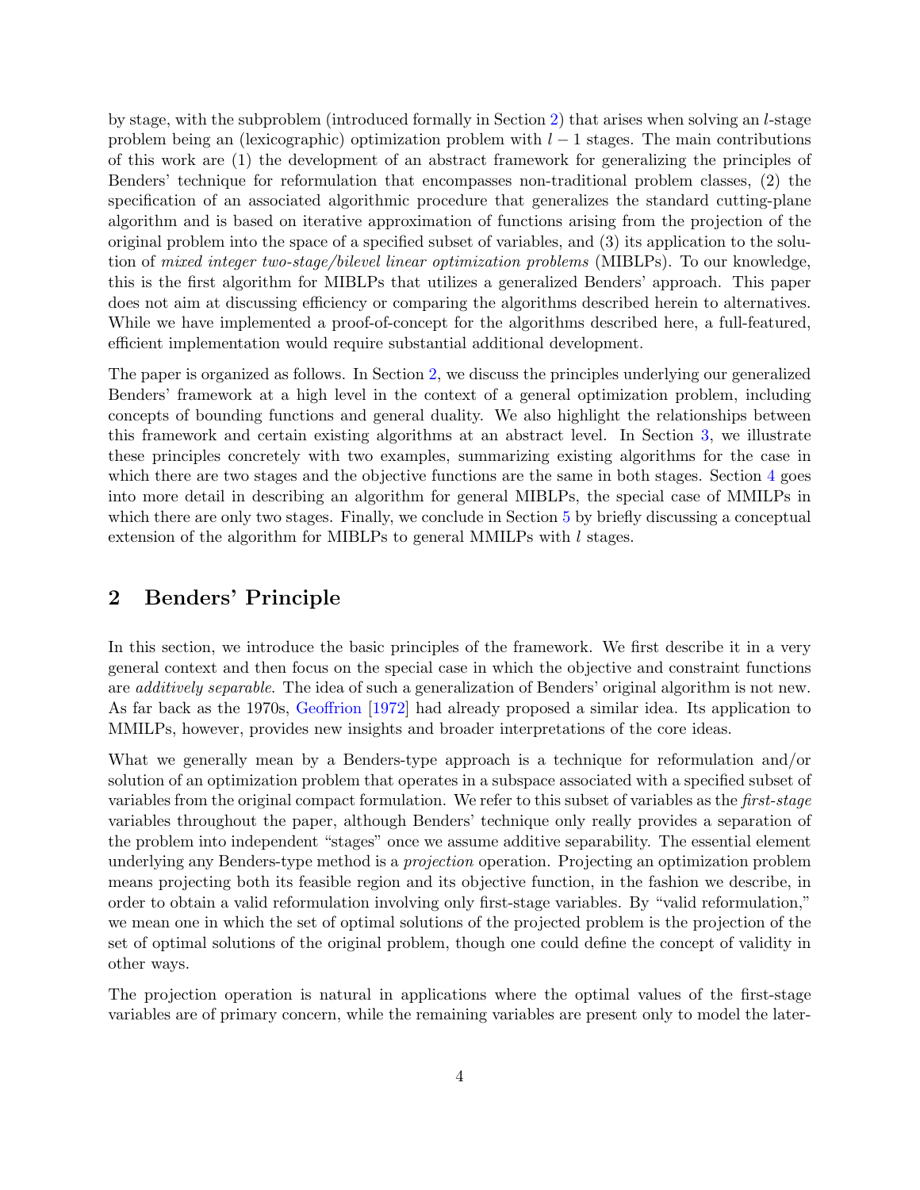by stage, with the subproblem (introduced formally in Section 2) that arises when solving an $l$-stage problem being an (lexicographic) optimization problem with $l-1$ stages. The main contributions of this work are (1) the development of an abstract framework for generalizing the principles of Benders' technique for reformulation that encompasses non-traditional problem classes, (2) the specification of an associated algorithmic procedure that generalizes the standard cutting-plane algorithm and is based on iterative approximation of functions arising from the projection of the original problem into the space of a specified subset of variables, and (3) its application to the solution of *mixed integer two-stage/bilevel linear optimization problems* (MIBLPs). To our knowledge, this is the first algorithm for MIBLPs that utilizes a generalized Benders' approach. This paper does not aim at discussing efficiency or comparing the algorithms described herein to alternatives. While we have implemented a proof-of-concept for the algorithms described here, a full-featured, efficient implementation would require substantial additional development.

The paper is organized as follows. In Section 2, we discuss the principles underlying our generalized Benders' framework at a high level in the context of a general optimization problem, including concepts of bounding functions and general duality. We also highlight the relationships between this framework and certain existing algorithms at an abstract level. In Section 3, we illustrate these principles concretely with two examples, summarizing existing algorithms for the case in which there are two stages and the objective functions are the same in both stages. Section 4 goes into more detail in describing an algorithm for general MIBLPs, the special case of MMILPs in which there are only two stages. Finally, we conclude in Section 5 by briefly discussing a conceptual extension of the algorithm for MIBLPs to general MMILPs with $l$ stages.

## 2 Benders' Principle

In this section, we introduce the basic principles of the framework. We first describe it in a very general context and then focus on the special case in which the objective and constraint functions are *additively separable*. The idea of such a generalization of Benders' original algorithm is not new. As far back as the 1970s, Geoffrion [1972] had already proposed a similar idea. Its application to MMILPs, however, provides new insights and broader interpretations of the core ideas.

What we generally mean by a Benders-type approach is a technique for reformulation and/or solution of an optimization problem that operates in a subspace associated with a specified subset of variables from the original compact formulation. We refer to this subset of variables as the *first-stage* variables throughout the paper, although Benders' technique only really provides a separation of the problem into independent "stages" once we assume additive separability. The essential element underlying any Benders-type method is a *projection* operation. Projecting an optimization problem means projecting both its feasible region and its objective function, in the fashion we describe, in order to obtain a valid reformulation involving only first-stage variables. By "valid reformulation," we mean one in which the set of optimal solutions of the projected problem is the projection of the set of optimal solutions of the original problem, though one could define the concept of validity in other ways.

The projection operation is natural in applications where the optimal values of the first-stage variables are of primary concern, while the remaining variables are present only to model the later-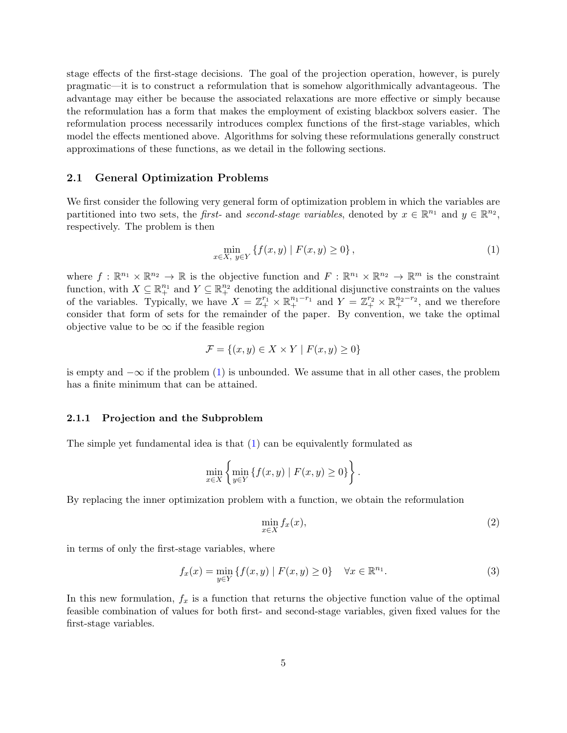stage effects of the first-stage decisions. The goal of the projection operation, however, is purely pragmatic—it is to construct a reformulation that is somehow algorithmically advantageous. The advantage may either be because the associated relaxations are more effective or simply because the reformulation has a form that makes the employment of existing blackbox solvers easier. The reformulation process necessarily introduces complex functions of the first-stage variables, which model the effects mentioned above. Algorithms for solving these reformulations generally construct approximations of these functions, as we detail in the following sections.

## 2.1 General Optimization Problems

We first consider the following very general form of optimization problem in which the variables are partitioned into two sets, the *first-* and *second-stage variables*, denoted by $x \in \mathbb{R}^{n_1}$ and $y \in \mathbb{R}^{n_2}$, respectively. The problem is then

$$\min_{x \in X,\ y \in Y} \left\{ f(x, y) \mid F(x, y) \geq 0 \right\}, \tag{1}$$

where $f : \mathbb{R}^{n_1} \times \mathbb{R}^{n_2} \to \mathbb{R}$ is the objective function and $F : \mathbb{R}^{n_1} \times \mathbb{R}^{n_2} \to \mathbb{R}^m$ is the constraint function, with $X \subseteq \mathbb{R}^{n_1}_+$ and $Y \subseteq \mathbb{R}^{n_2}_+$ denoting the additional disjunctive constraints on the values of the variables. Typically, we have $X = \mathbb{Z}^{r_1}_+ \times \mathbb{R}^{n_1 - r_1}_+$ and $Y = \mathbb{Z}^{r_2}_+ \times \mathbb{R}^{n_2 - r_2}_+$, and we therefore consider that form of sets for the remainder of the paper. By convention, we take the optimal objective value to be $\infty$ if the feasible region

$$\mathcal{F} = \{(x, y) \in X \times Y \mid F(x, y) \geq 0\}$$

is empty and $-\infty$ if the problem (1) is unbounded. We assume that in all other cases, the problem has a finite minimum that can be attained.

### 2.1.1 Projection and the Subproblem

The simple yet fundamental idea is that (1) can be equivalently formulated as

$$\min_{x \in X} \left\{ \min_{y \in Y} \left\{ f(x, y) \mid F(x, y) \geq 0 \right\} \right\}.$$

By replacing the inner optimization problem with a function, we obtain the reformulation

$$\min_{x \in X} f_x(x), \tag{2}$$

in terms of only the first-stage variables, where

$$f_x(x) = \min_{y \in Y} \left\{ f(x, y) \mid F(x, y) \geq 0 \right\} \quad \forall x \in \mathbb{R}^{n_1}. \tag{3}$$

In this new formulation, $f_x$ is a function that returns the objective function value of the optimal feasible combination of values for both first- and second-stage variables, given fixed values for the first-stage variables.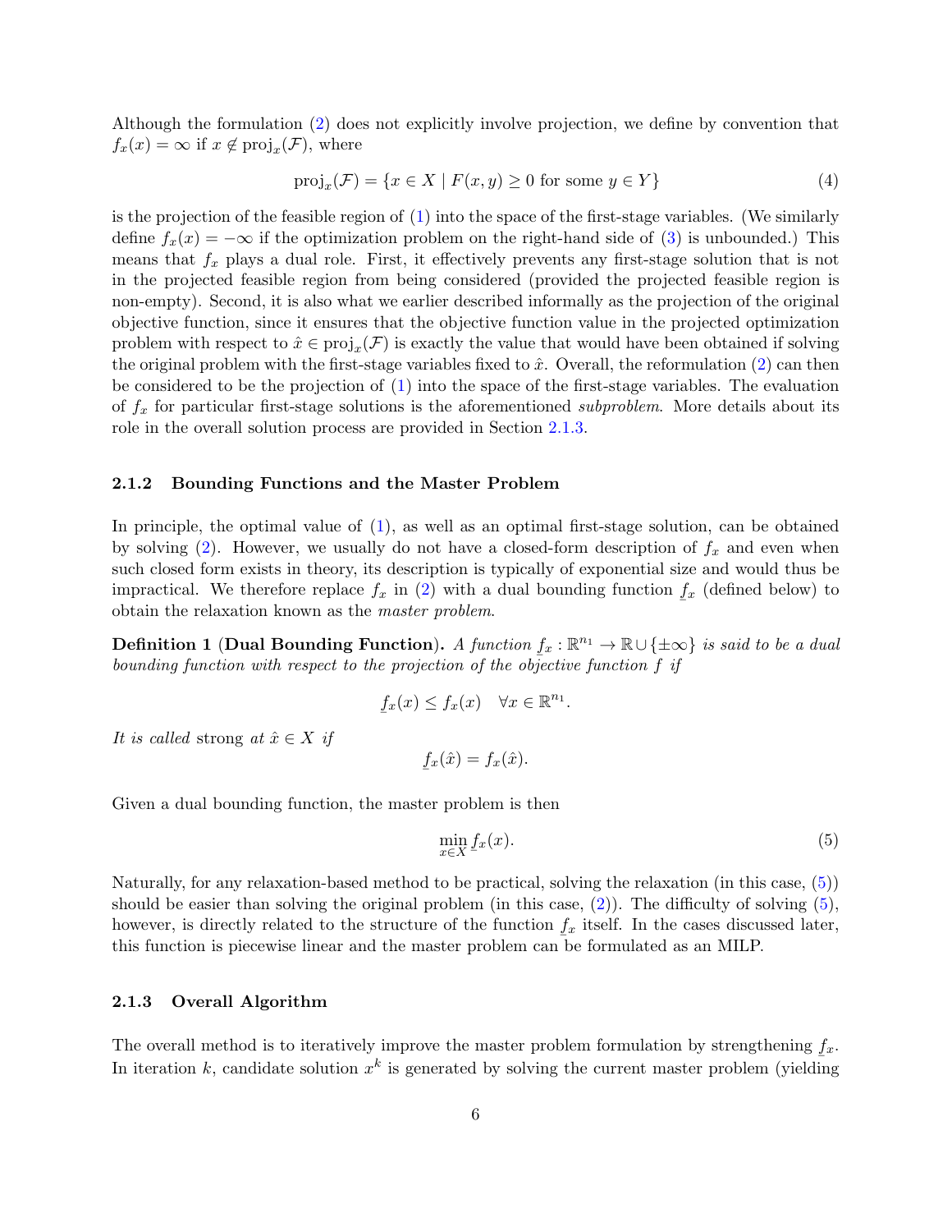Although the formulation (2) does not explicitly involve projection, we define by convention that $f_x(x) = \infty$ if $x \notin \text{proj}_x(\mathcal{F})$, where

$$\text{proj}_x(\mathcal{F}) = \{x \in X \mid F(x, y) \geq 0 \text{ for some } y \in Y\} \tag{4}$$

is the projection of the feasible region of (1) into the space of the first-stage variables. (We similarly define $f_x(x) = -\infty$ if the optimization problem on the right-hand side of (3) is unbounded.) This means that $f_x$ plays a dual role. First, it effectively prevents any first-stage solution that is not in the projected feasible region from being considered (provided the projected feasible region is non-empty). Second, it is also what we earlier described informally as the projection of the original objective function, since it ensures that the objective function value in the projected optimization problem with respect to $\hat{x} \in \text{proj}_x(\mathcal{F})$ is exactly the value that would have been obtained if solving the original problem with the first-stage variables fixed to $\hat{x}$. Overall, the reformulation (2) can then be considered to be the projection of (1) into the space of the first-stage variables. The evaluation of $f_x$ for particular first-stage solutions is the aforementioned *subproblem*. More details about its role in the overall solution process are provided in Section 2.1.3.

### 2.1.2 Bounding Functions and the Master Problem

In principle, the optimal value of (1), as well as an optimal first-stage solution, can be obtained by solving (2). However, we usually do not have a closed-form description of $f_x$ and even when such closed form exists in theory, its description is typically of exponential size and would thus be impractical. We therefore replace $f_x$ in (2) with a dual bounding function $\underline{f}_x$ (defined below) to obtain the relaxation known as the *master problem*.

**Definition 1** (**Dual Bounding Function**). *A function $\underline{f}_x : \mathbb{R}^{n_1} \to \mathbb{R} \cup \{\pm\infty\}$ is said to be a dual bounding function with respect to the projection of the objective function $f$ if*

$$\underline{f}_x(x) \leq f_x(x) \quad \forall x \in \mathbb{R}^{n_1}.$$

*It is called* strong *at $\hat{x} \in X$ if*

$$\underline{f}_x(\hat{x}) = f_x(\hat{x}).$$

Given a dual bounding function, the master problem is then

$$\min_{x \in X} \underline{f}_x(x). \tag{5}$$

Naturally, for any relaxation-based method to be practical, solving the relaxation (in this case, (5)) should be easier than solving the original problem (in this case, (2)). The difficulty of solving (5), however, is directly related to the structure of the function $\underline{f}_x$ itself. In the cases discussed later, this function is piecewise linear and the master problem can be formulated as an MILP.

### 2.1.3 Overall Algorithm

The overall method is to iteratively improve the master problem formulation by strengthening $\underline{f}_x$. In iteration $k$, candidate solution $x^k$ is generated by solving the current master problem (yielding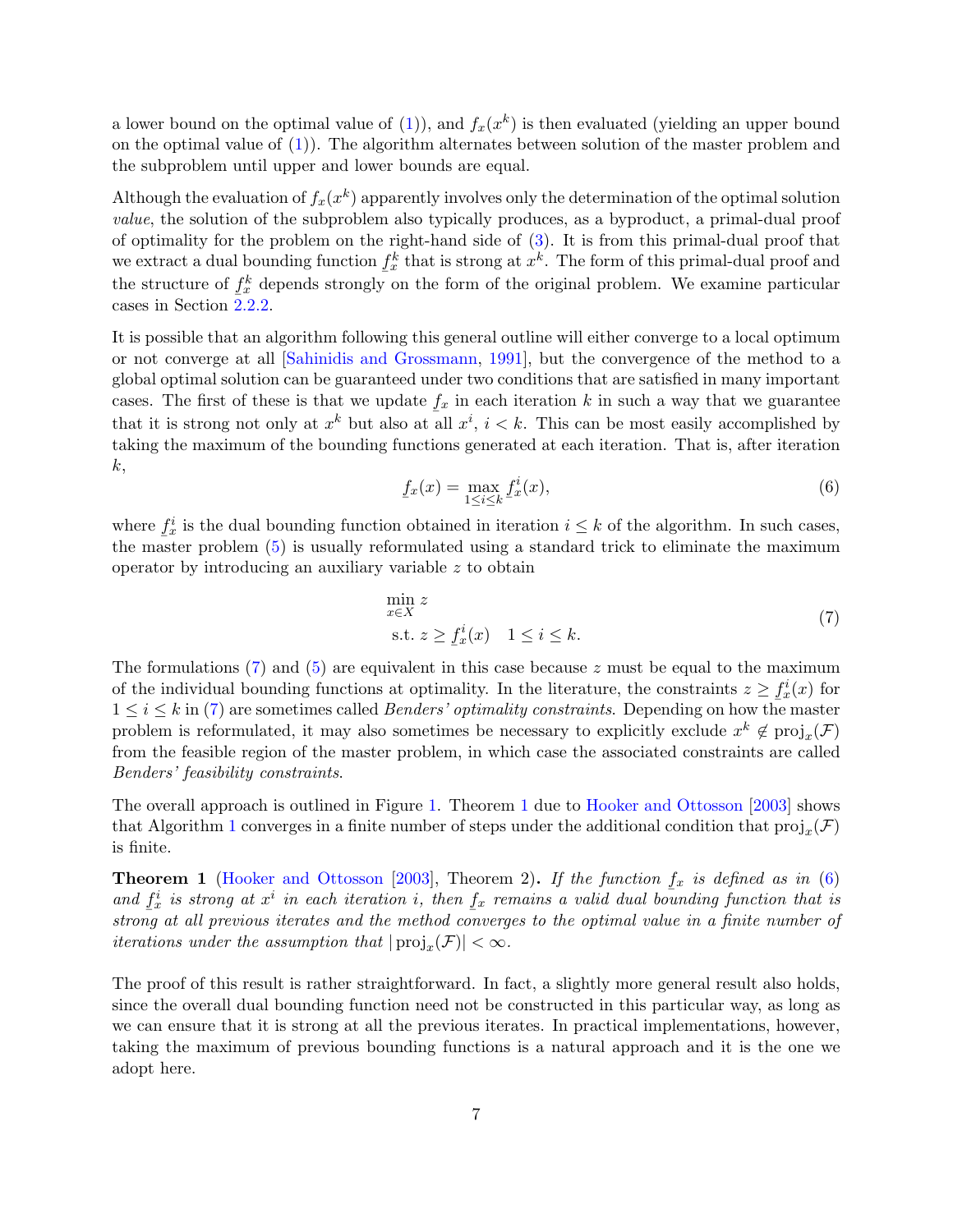a lower bound on the optimal value of (1)), and $f_x(x^k)$ is then evaluated (yielding an upper bound on the optimal value of (1)). The algorithm alternates between solution of the master problem and the subproblem until upper and lower bounds are equal.

Although the evaluation of $f_x(x^k)$ apparently involves only the determination of the optimal solution *value*, the solution of the subproblem also typically produces, as a byproduct, a primal-dual proof of optimality for the problem on the right-hand side of (3). It is from this primal-dual proof that we extract a dual bounding function $\underline{f}_x^k$ that is strong at $x^k$. The form of this primal-dual proof and the structure of $\underline{f}_x^k$ depends strongly on the form of the original problem. We examine particular cases in Section 2.2.2.

It is possible that an algorithm following this general outline will either converge to a local optimum or not converge at all [Sahinidis and Grossmann, 1991], but the convergence of the method to a global optimal solution can be guaranteed under two conditions that are satisfied in many important cases. The first of these is that we update $\underline{f}_x$ in each iteration $k$ in such a way that we guarantee that it is strong not only at $x^k$ but also at all $x^i$, $i < k$. This can be most easily accomplished by taking the maximum of the bounding functions generated at each iteration. That is, after iteration $k$,

$$\underline{f}_x(x) = \max_{1 \le i \le k} \underline{f}_x^i(x), \tag{6}$$

where $\underline{f}_x^i$ is the dual bounding function obtained in iteration $i \le k$ of the algorithm. In such cases, the master problem (5) is usually reformulated using a standard trick to eliminate the maximum operator by introducing an auxiliary variable $z$ to obtain

$$\begin{aligned} &\min_{x \in X} z \\ &\text{s.t. } z \ge \underline{f}_x^i(x) \quad 1 \le i \le k. \end{aligned} \tag{7}$$

The formulations (7) and (5) are equivalent in this case because $z$ must be equal to the maximum of the individual bounding functions at optimality. In the literature, the constraints $z \ge \underline{f}_x^i(x)$ for $1 \le i \le k$ in (7) are sometimes called *Benders' optimality constraints*. Depending on how the master problem is reformulated, it may also sometimes be necessary to explicitly exclude $x^k \notin \text{proj}_x(\mathcal{F})$ from the feasible region of the master problem, in which case the associated constraints are called *Benders' feasibility constraints*.

The overall approach is outlined in Figure 1. Theorem 1 due to Hooker and Ottosson [2003] shows that Algorithm 1 converges in a finite number of steps under the additional condition that $\text{proj}_x(\mathcal{F})$ is finite.

**Theorem 1** (Hooker and Ottosson [2003], Theorem 2)**.** *If the function $\underline{f}_x$ is defined as in (6) and $\underline{f}_x^i$ is strong at $x^i$ in each iteration $i$, then $\underline{f}_x$ remains a valid dual bounding function that is strong at all previous iterates and the method converges to the optimal value in a finite number of iterations under the assumption that $|\text{proj}_x(\mathcal{F})| < \infty$.*

The proof of this result is rather straightforward. In fact, a slightly more general result also holds, since the overall dual bounding function need not be constructed in this particular way, as long as we can ensure that it is strong at all the previous iterates. In practical implementations, however, taking the maximum of previous bounding functions is a natural approach and it is the one we adopt here.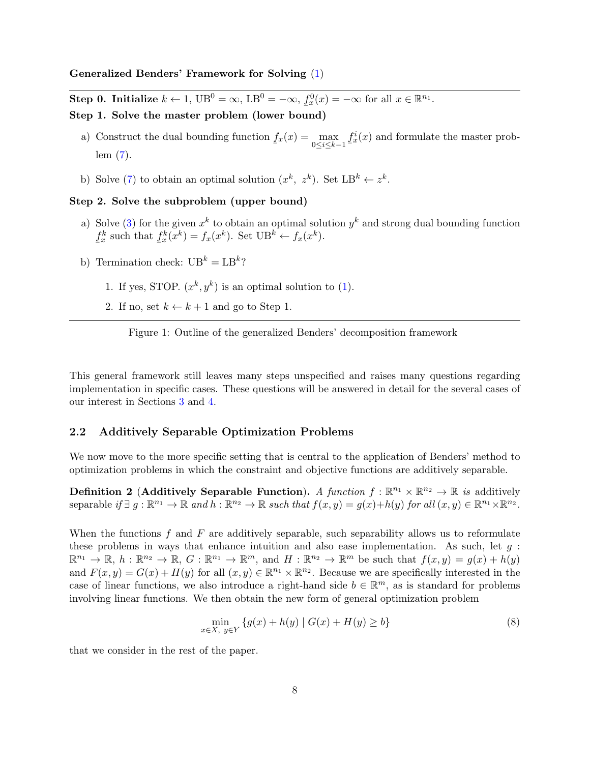**Generalized Benders' Framework for Solving (1)**

---

**Step 0. Initialize** $k \leftarrow 1$, $\text{UB}^0 = \infty$, $\text{LB}^0 = -\infty$, $\underline{f}_x^0(x) = -\infty$ for all $x \in \mathbb{R}^{n_1}$.

**Step 1. Solve the master problem (lower bound)**

a) Construct the dual bounding function $\underline{f}_x(x) = \max_{0 \le i \le k-1} \underline{f}_x^i(x)$ and formulate the master problem (7).

b) Solve (7) to obtain an optimal solution $(x^k,\ z^k)$. Set $\text{LB}^k \leftarrow z^k$.

**Step 2. Solve the subproblem (upper bound)**

a) Solve (3) for the given $x^k$ to obtain an optimal solution $y^k$ and strong dual bounding function $\underline{f}_x^k$ such that $\underline{f}_x^k(x^k) = f_x(x^k)$. Set $\text{UB}^k \leftarrow f_x(x^k)$.

b) Termination check: $\text{UB}^k = \text{LB}^k$?

1. If yes, STOP. $(x^k, y^k)$ is an optimal solution to (1).
2. If no, set $k \leftarrow k + 1$ and go to Step 1.

---

Figure 1: Outline of the generalized Benders' decomposition framework

This general framework still leaves many steps unspecified and raises many questions regarding implementation in specific cases. These questions will be answered in detail for the several cases of our interest in Sections 3 and 4.

## 2.2 Additively Separable Optimization Problems

We now move to the more specific setting that is central to the application of Benders' method to optimization problems in which the constraint and objective functions are additively separable.

**Definition 2 (Additively Separable Function).** *A function $f : \mathbb{R}^{n_1} \times \mathbb{R}^{n_2} \to \mathbb{R}$ is* additively separable *if $\exists\ g : \mathbb{R}^{n_1} \to \mathbb{R}$ and $h : \mathbb{R}^{n_2} \to \mathbb{R}$ such that $f(x, y) = g(x)+h(y)$ for all $(x, y) \in \mathbb{R}^{n_1} \times \mathbb{R}^{n_2}$.*

When the functions $f$ and $F$ are additively separable, such separability allows us to reformulate these problems in ways that enhance intuition and also ease implementation. As such, let $g : \mathbb{R}^{n_1} \to \mathbb{R}$, $h : \mathbb{R}^{n_2} \to \mathbb{R}$, $G : \mathbb{R}^{n_1} \to \mathbb{R}^m$, and $H : \mathbb{R}^{n_2} \to \mathbb{R}^m$ be such that $f(x, y) = g(x) + h(y)$ and $F(x, y) = G(x) + H(y)$ for all $(x, y) \in \mathbb{R}^{n_1} \times \mathbb{R}^{n_2}$. Because we are specifically interested in the case of linear functions, we also introduce a right-hand side $b \in \mathbb{R}^m$, as is standard for problems involving linear functions. We then obtain the new form of general optimization problem

$$\min_{x \in X,\ y \in Y} \{g(x) + h(y) \mid G(x) + H(y) \ge b\} \tag{8}$$

that we consider in the rest of the paper.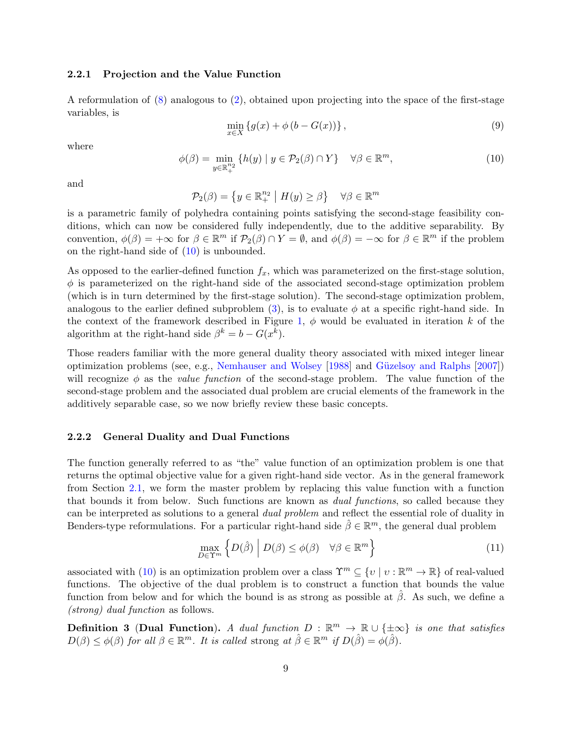#### 2.2.1 Projection and the Value Function

A reformulation of (8) analogous to (2), obtained upon projecting into the space of the first-stage variables, is

$$\min_{x \in X} \{g(x) + \phi(b - G(x))\}, \tag{9}$$

where

$$\phi(\beta) = \min_{y \in \mathbb{R}^{n_2}_+} \{h(y) \mid y \in \mathcal{P}_2(\beta) \cap Y\} \quad \forall \beta \in \mathbb{R}^m, \tag{10}$$

and

$$\mathcal{P}_2(\beta) = \left\{ y \in \mathbb{R}^{n_2}_+ \;\middle|\; H(y) \geq \beta \right\} \quad \forall \beta \in \mathbb{R}^m$$

is a parametric family of polyhedra containing points satisfying the second-stage feasibility conditions, which can now be considered fully independently, due to the additive separability. By convention, $\phi(\beta) = +\infty$ for $\beta \in \mathbb{R}^m$ if $\mathcal{P}_2(\beta) \cap Y = \emptyset$, and $\phi(\beta) = -\infty$ for $\beta \in \mathbb{R}^m$ if the problem on the right-hand side of (10) is unbounded.

As opposed to the earlier-defined function $f_x$, which was parameterized on the first-stage solution, $\phi$ is parameterized on the right-hand side of the associated second-stage optimization problem (which is in turn determined by the first-stage solution). The second-stage optimization problem, analogous to the earlier defined subproblem (3), is to evaluate $\phi$ at a specific right-hand side. In the context of the framework described in Figure 1, $\phi$ would be evaluated in iteration $k$ of the algorithm at the right-hand side $\beta^k = b - G(x^k)$.

Those readers familiar with the more general duality theory associated with mixed integer linear optimization problems (see, e.g., Nemhauser and Wolsey [1988] and Güzelsoy and Ralphs [2007]) will recognize $\phi$ as the *value function* of the second-stage problem. The value function of the second-stage problem and the associated dual problem are crucial elements of the framework in the additively separable case, so we now briefly review these basic concepts.

#### 2.2.2 General Duality and Dual Functions

The function generally referred to as "the" value function of an optimization problem is one that returns the optimal objective value for a given right-hand side vector. As in the general framework from Section 2.1, we form the master problem by replacing this value function with a function that bounds it from below. Such functions are known as *dual functions*, so called because they can be interpreted as solutions to a general *dual problem* and reflect the essential role of duality in Benders-type reformulations. For a particular right-hand side $\hat{\beta} \in \mathbb{R}^m$, the general dual problem

$$\max_{D \in \Upsilon^m} \left\{ D(\hat{\beta}) \;\middle|\; D(\beta) \leq \phi(\beta) \quad \forall \beta \in \mathbb{R}^m \right\} \tag{11}$$

associated with (10) is an optimization problem over a class $\Upsilon^m \subseteq \{\upsilon \mid \upsilon : \mathbb{R}^m \to \mathbb{R}\}$ of real-valued functions. The objective of the dual problem is to construct a function that bounds the value function from below and for which the bound is as strong as possible at $\hat{\beta}$. As such, we define a *(strong) dual function* as follows.

**Definition 3 (Dual Function).** *A dual function $D : \mathbb{R}^m \to \mathbb{R} \cup \{\pm\infty\}$ is one that satisfies $D(\beta) \leq \phi(\beta)$ for all $\beta \in \mathbb{R}^m$. It is called* strong *at $\hat{\beta} \in \mathbb{R}^m$ if $D(\hat{\beta}) = \phi(\hat{\beta})$.*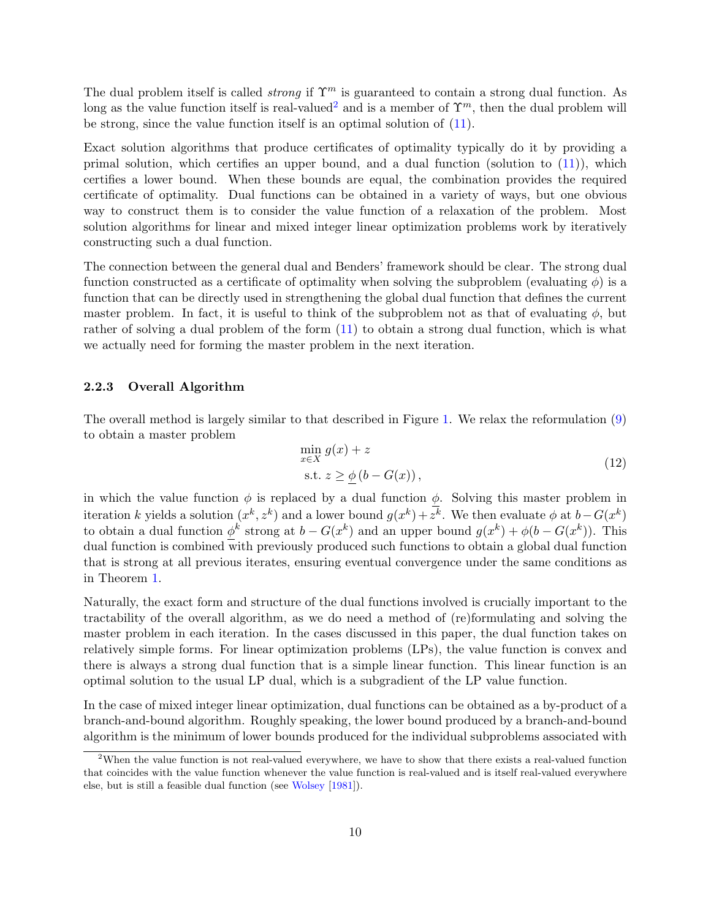The dual problem itself is called *strong* if $\Upsilon^m$ is guaranteed to contain a strong dual function. As long as the value function itself is real-valued[2] and is a member of $\Upsilon^m$, then the dual problem will be strong, since the value function itself is an optimal solution of (11).

Exact solution algorithms that produce certificates of optimality typically do it by providing a primal solution, which certifies an upper bound, and a dual function (solution to (11)), which certifies a lower bound. When these bounds are equal, the combination provides the required certificate of optimality. Dual functions can be obtained in a variety of ways, but one obvious way to construct them is to consider the value function of a relaxation of the problem. Most solution algorithms for linear and mixed integer linear optimization problems work by iteratively constructing such a dual function.

The connection between the general dual and Benders' framework should be clear. The strong dual function constructed as a certificate of optimality when solving the subproblem (evaluating $\phi$) is a function that can be directly used in strengthening the global dual function that defines the current master problem. In fact, it is useful to think of the subproblem not as that of evaluating $\phi$, but rather of solving a dual problem of the form (11) to obtain a strong dual function, which is what we actually need for forming the master problem in the next iteration.

### 2.2.3 Overall Algorithm

The overall method is largely similar to that described in Figure 1. We relax the reformulation (9) to obtain a master problem

$$
\begin{aligned}
&\min_{x \in X} g(x) + z \\
&\text{s.t. } z \geq \underline{\phi}\left(b - G(x)\right),
\end{aligned}
\tag{12}
$$

in which the value function $\phi$ is replaced by a dual function $\underline{\phi}$. Solving this master problem in iteration $k$ yields a solution $(x^k, z^k)$ and a lower bound $g(x^k) + z^k$. We then evaluate $\phi$ at $b - G(x^k)$ to obtain a dual function $\underline{\phi}^k$ strong at $b - G(x^k)$ and an upper bound $g(x^k) + \phi(b - G(x^k))$. This dual function is combined with previously produced such functions to obtain a global dual function that is strong at all previous iterates, ensuring eventual convergence under the same conditions as in Theorem 1.

Naturally, the exact form and structure of the dual functions involved is crucially important to the tractability of the overall algorithm, as we do need a method of (re)formulating and solving the master problem in each iteration. In the cases discussed in this paper, the dual function takes on relatively simple forms. For linear optimization problems (LPs), the value function is convex and there is always a strong dual function that is a simple linear function. This linear function is an optimal solution to the usual LP dual, which is a subgradient of the LP value function.

In the case of mixed integer linear optimization, dual functions can be obtained as a by-product of a branch-and-bound algorithm. Roughly speaking, the lower bound produced by a branch-and-bound algorithm is the minimum of lower bounds produced for the individual subproblems associated with

[2] When the value function is not real-valued everywhere, we have to show that there exists a real-valued function that coincides with the value function whenever the value function is real-valued and is itself real-valued everywhere else, but is still a feasible dual function (see Wolsey [1981]).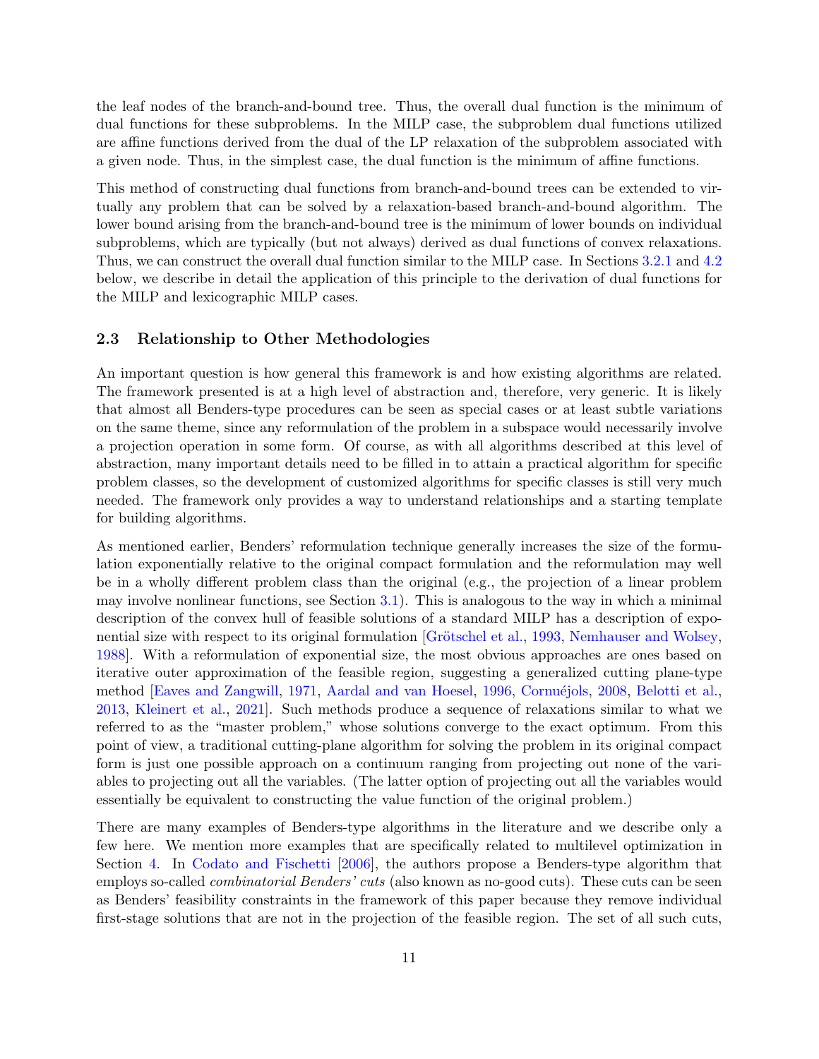the leaf nodes of the branch-and-bound tree. Thus, the overall dual function is the minimum of dual functions for these subproblems. In the MILP case, the subproblem dual functions utilized are affine functions derived from the dual of the LP relaxation of the subproblem associated with a given node. Thus, in the simplest case, the dual function is the minimum of affine functions.

This method of constructing dual functions from branch-and-bound trees can be extended to virtually any problem that can be solved by a relaxation-based branch-and-bound algorithm. The lower bound arising from the branch-and-bound tree is the minimum of lower bounds on individual subproblems, which are typically (but not always) derived as dual functions of convex relaxations. Thus, we can construct the overall dual function similar to the MILP case. In Sections 3.2.1 and 4.2 below, we describe in detail the application of this principle to the derivation of dual functions for the MILP and lexicographic MILP cases.

### 2.3 Relationship to Other Methodologies

An important question is how general this framework is and how existing algorithms are related. The framework presented is at a high level of abstraction and, therefore, very generic. It is likely that almost all Benders-type procedures can be seen as special cases or at least subtle variations on the same theme, since any reformulation of the problem in a subspace would necessarily involve a projection operation in some form. Of course, as with all algorithms described at this level of abstraction, many important details need to be filled in to attain a practical algorithm for specific problem classes, so the development of customized algorithms for specific classes is still very much needed. The framework only provides a way to understand relationships and a starting template for building algorithms.

As mentioned earlier, Benders' reformulation technique generally increases the size of the formulation exponentially relative to the original compact formulation and the reformulation may well be in a wholly different problem class than the original (e.g., the projection of a linear problem may involve nonlinear functions, see Section 3.1). This is analogous to the way in which a minimal description of the convex hull of feasible solutions of a standard MILP has a description of exponential size with respect to its original formulation [Grötschel et al., 1993, Nemhauser and Wolsey, 1988]. With a reformulation of exponential size, the most obvious approaches are ones based on iterative outer approximation of the feasible region, suggesting a generalized cutting plane-type method [Eaves and Zangwill, 1971, Aardal and van Hoesel, 1996, Cornuéjols, 2008, Belotti et al., 2013, Kleinert et al., 2021]. Such methods produce a sequence of relaxations similar to what we referred to as the "master problem," whose solutions converge to the exact optimum. From this point of view, a traditional cutting-plane algorithm for solving the problem in its original compact form is just one possible approach on a continuum ranging from projecting out none of the variables to projecting out all the variables. (The latter option of projecting out all the variables would essentially be equivalent to constructing the value function of the original problem.)

There are many examples of Benders-type algorithms in the literature and we describe only a few here. We mention more examples that are specifically related to multilevel optimization in Section 4. In Codato and Fischetti [2006], the authors propose a Benders-type algorithm that employs so-called *combinatorial Benders' cuts* (also known as no-good cuts). These cuts can be seen as Benders' feasibility constraints in the framework of this paper because they remove individual first-stage solutions that are not in the projection of the feasible region. The set of all such cuts,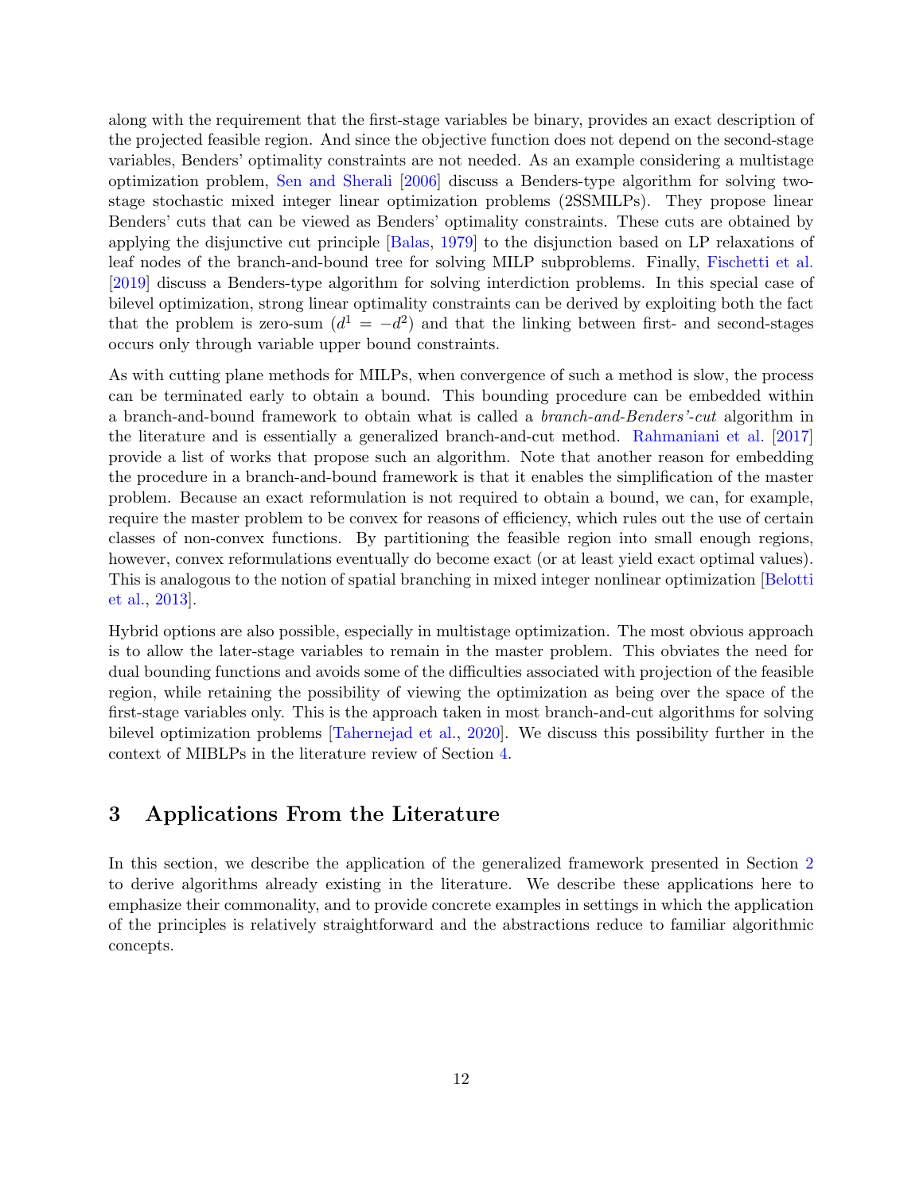along with the requirement that the first-stage variables be binary, provides an exact description of the projected feasible region. And since the objective function does not depend on the second-stage variables, Benders' optimality constraints are not needed. As an example considering a multistage optimization problem, Sen and Sherali [2006] discuss a Benders-type algorithm for solving two-stage stochastic mixed integer linear optimization problems (2SSMILPs). They propose linear Benders' cuts that can be viewed as Benders' optimality constraints. These cuts are obtained by applying the disjunctive cut principle [Balas, 1979] to the disjunction based on LP relaxations of leaf nodes of the branch-and-bound tree for solving MILP subproblems. Finally, Fischetti et al. [2019] discuss a Benders-type algorithm for solving interdiction problems. In this special case of bilevel optimization, strong linear optimality constraints can be derived by exploiting both the fact that the problem is zero-sum ($d^1 = -d^2$) and that the linking between first- and second-stages occurs only through variable upper bound constraints.

As with cutting plane methods for MILPs, when convergence of such a method is slow, the process can be terminated early to obtain a bound. This bounding procedure can be embedded within a branch-and-bound framework to obtain what is called a *branch-and-Benders'-cut* algorithm in the literature and is essentially a generalized branch-and-cut method. Rahmaniani et al. [2017] provide a list of works that propose such an algorithm. Note that another reason for embedding the procedure in a branch-and-bound framework is that it enables the simplification of the master problem. Because an exact reformulation is not required to obtain a bound, we can, for example, require the master problem to be convex for reasons of efficiency, which rules out the use of certain classes of non-convex functions. By partitioning the feasible region into small enough regions, however, convex reformulations eventually do become exact (or at least yield exact optimal values). This is analogous to the notion of spatial branching in mixed integer nonlinear optimization [Belotti et al., 2013].

Hybrid options are also possible, especially in multistage optimization. The most obvious approach is to allow the later-stage variables to remain in the master problem. This obviates the need for dual bounding functions and avoids some of the difficulties associated with projection of the feasible region, while retaining the possibility of viewing the optimization as being over the space of the first-stage variables only. This is the approach taken in most branch-and-cut algorithms for solving bilevel optimization problems [Tahernejad et al., 2020]. We discuss this possibility further in the context of MIBLPs in the literature review of Section 4.

## 3 Applications From the Literature

In this section, we describe the application of the generalized framework presented in Section 2 to derive algorithms already existing in the literature. We describe these applications here to emphasize their commonality, and to provide concrete examples in settings in which the application of the principles is relatively straightforward and the abstractions reduce to familiar algorithmic concepts.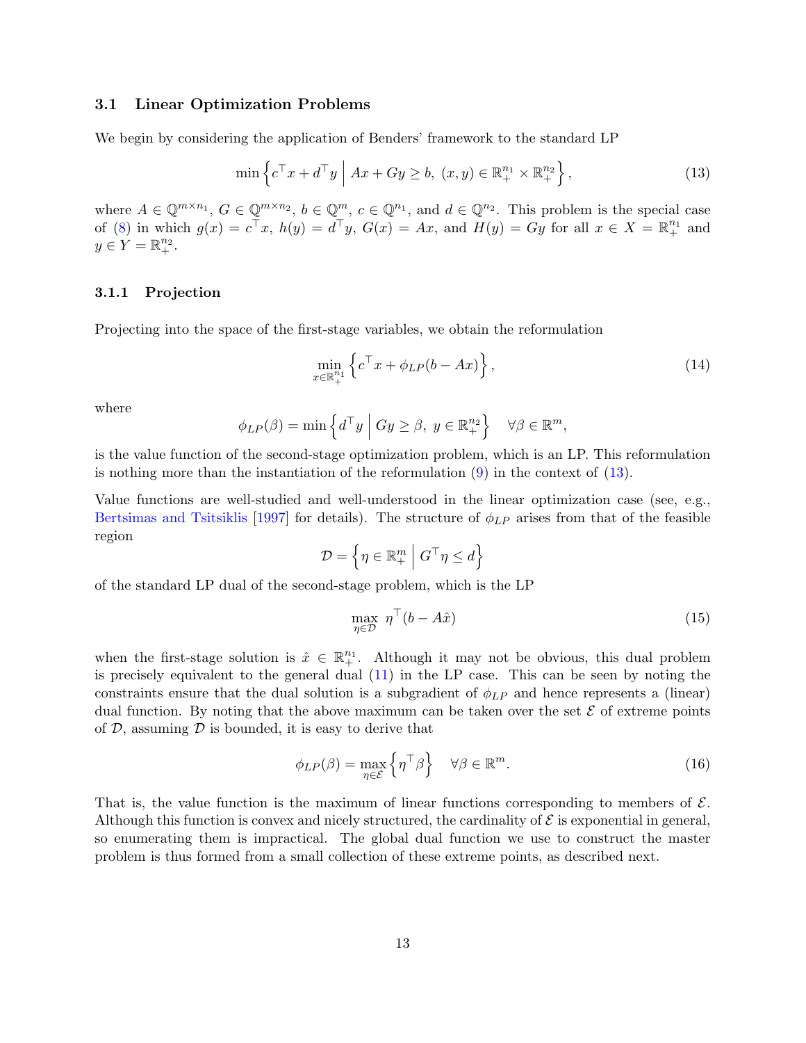### 3.1 Linear Optimization Problems

We begin by considering the application of Benders' framework to the standard LP

$$\min\left\{c^\top x + d^\top y \;\middle|\; Ax + Gy \geq b,\ (x,y) \in \mathbb{R}^{n_1}_+ \times \mathbb{R}^{n_2}_+\right\}, \tag{13}$$

where $A \in \mathbb{Q}^{m\times n_1}$, $G \in \mathbb{Q}^{m\times n_2}$, $b \in \mathbb{Q}^m$, $c \in \mathbb{Q}^{n_1}$, and $d \in \mathbb{Q}^{n_2}$. This problem is the special case of (8) in which $g(x) = c^\top x$, $h(y) = d^\top y$, $G(x) = Ax$, and $H(y) = Gy$ for all $x \in X = \mathbb{R}^{n_1}_+$ and $y \in Y = \mathbb{R}^{n_2}_+$.

#### 3.1.1 Projection

Projecting into the space of the first-stage variables, we obtain the reformulation

$$\min_{x\in\mathbb{R}^{n_1}_+}\left\{c^\top x + \phi_{LP}(b - Ax)\right\}, \tag{14}$$

where

$$\phi_{LP}(\beta) = \min\left\{d^\top y \;\middle|\; Gy \geq \beta,\ y \in \mathbb{R}^{n_2}_+\right\} \quad \forall \beta \in \mathbb{R}^m,$$

is the value function of the second-stage optimization problem, which is an LP. This reformulation is nothing more than the instantiation of the reformulation (9) in the context of (13).

Value functions are well-studied and well-understood in the linear optimization case (see, e.g., Bertsimas and Tsitsiklis [1997] for details). The structure of $\phi_{LP}$ arises from that of the feasible region

$$\mathcal{D} = \left\{\eta \in \mathbb{R}^m_+ \;\middle|\; G^\top \eta \leq d\right\}$$

of the standard LP dual of the second-stage problem, which is the LP

$$\max_{\eta\in\mathcal{D}}\ \eta^\top(b - A\hat{x}) \tag{15}$$

when the first-stage solution is $\hat{x} \in \mathbb{R}^{n_1}_+$. Although it may not be obvious, this dual problem is precisely equivalent to the general dual (11) in the LP case. This can be seen by noting the constraints ensure that the dual solution is a subgradient of $\phi_{LP}$ and hence represents a (linear) dual function. By noting that the above maximum can be taken over the set $\mathcal{E}$ of extreme points of $\mathcal{D}$, assuming $\mathcal{D}$ is bounded, it is easy to derive that

$$\phi_{LP}(\beta) = \max_{\eta\in\mathcal{E}}\left\{\eta^\top \beta\right\} \quad \forall \beta \in \mathbb{R}^m. \tag{16}$$

That is, the value function is the maximum of linear functions corresponding to members of $\mathcal{E}$. Although this function is convex and nicely structured, the cardinality of $\mathcal{E}$ is exponential in general, so enumerating them is impractical. The global dual function we use to construct the master problem is thus formed from a small collection of these extreme points, as described next.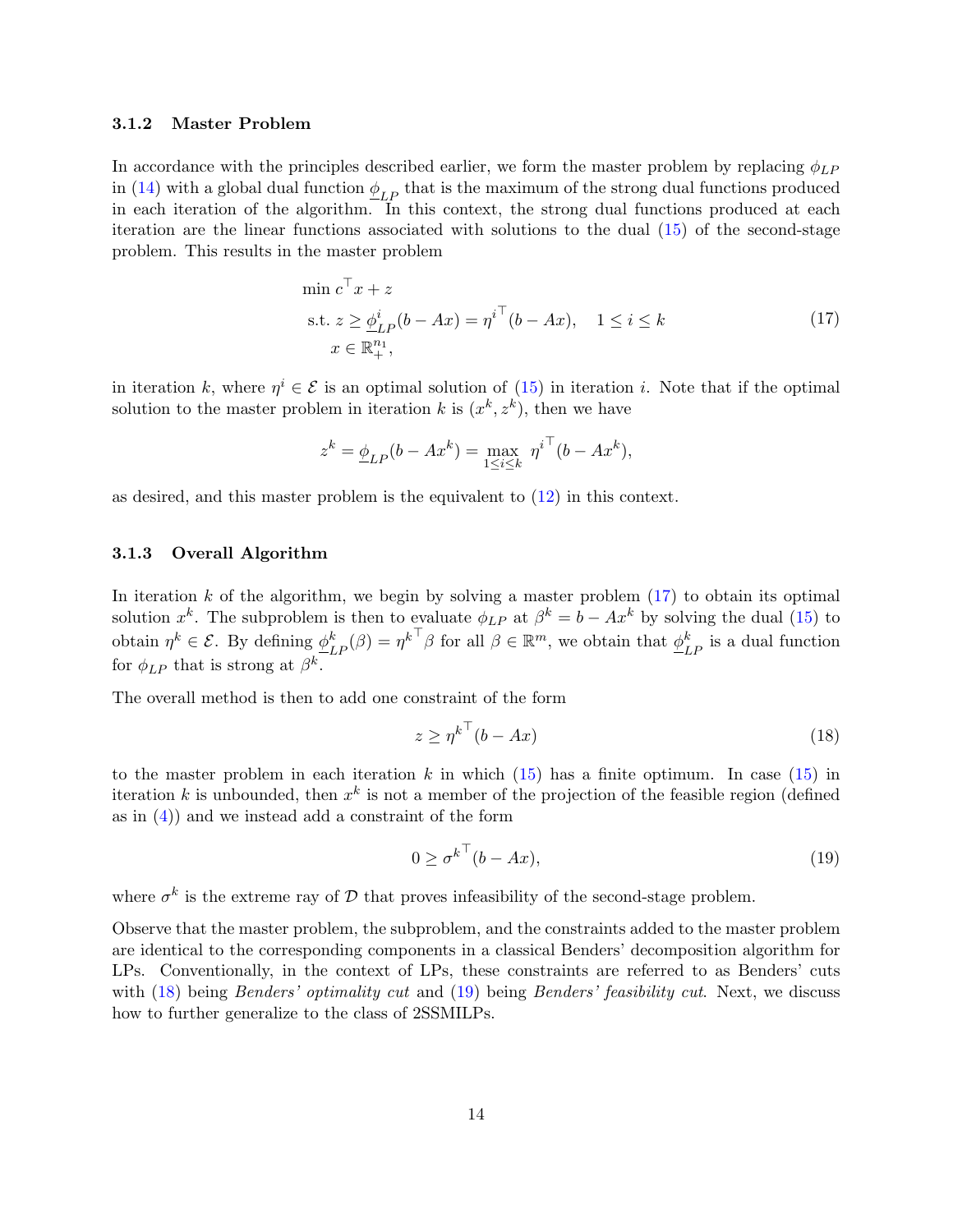### 3.1.2 Master Problem

In accordance with the principles described earlier, we form the master problem by replacing $\phi_{LP}$ in (14) with a global dual function $\underline{\phi}_{LP}$ that is the maximum of the strong dual functions produced in each iteration of the algorithm. In this context, the strong dual functions produced at each iteration are the linear functions associated with solutions to the dual (15) of the second-stage problem. This results in the master problem

$$
\begin{aligned}
&\min\ c^\top x + z \\
&\text{s.t. } z \geq \underline{\phi}^i_{LP}(b - Ax) = {\eta^i}^\top (b - Ax), \quad 1 \leq i \leq k \\
&\quad\ \ x \in \mathbb{R}^{n_1}_+,
\end{aligned}
\tag{17}
$$

in iteration $k$, where $\eta^i \in \mathcal{E}$ is an optimal solution of (15) in iteration $i$. Note that if the optimal solution to the master problem in iteration $k$ is $(x^k, z^k)$, then we have

$$
z^k = \underline{\phi}_{LP}(b - Ax^k) = \max_{1 \leq i \leq k} {\eta^i}^\top (b - Ax^k),
$$

as desired, and this master problem is the equivalent to (12) in this context.

### 3.1.3 Overall Algorithm

In iteration $k$ of the algorithm, we begin by solving a master problem (17) to obtain its optimal solution $x^k$. The subproblem is then to evaluate $\phi_{LP}$ at $\beta^k = b - Ax^k$ by solving the dual (15) to obtain $\eta^k \in \mathcal{E}$. By defining $\underline{\phi}^k_{LP}(\beta) = {\eta^k}^\top \beta$ for all $\beta \in \mathbb{R}^m$, we obtain that $\underline{\phi}^k_{LP}$ is a dual function for $\phi_{LP}$ that is strong at $\beta^k$.

The overall method is then to add one constraint of the form

$$
z \geq {\eta^k}^\top (b - Ax) \tag{18}
$$

to the master problem in each iteration $k$ in which (15) has a finite optimum. In case (15) in iteration $k$ is unbounded, then $x^k$ is not a member of the projection of the feasible region (defined as in (4)) and we instead add a constraint of the form

$$
0 \geq {\sigma^k}^\top (b - Ax), \tag{19}
$$

where $\sigma^k$ is the extreme ray of $\mathcal{D}$ that proves infeasibility of the second-stage problem.

Observe that the master problem, the subproblem, and the constraints added to the master problem are identical to the corresponding components in a classical Benders' decomposition algorithm for LPs. Conventionally, in the context of LPs, these constraints are referred to as Benders' cuts with (18) being *Benders' optimality cut* and (19) being *Benders' feasibility cut*. Next, we discuss how to further generalize to the class of 2SSMILPs.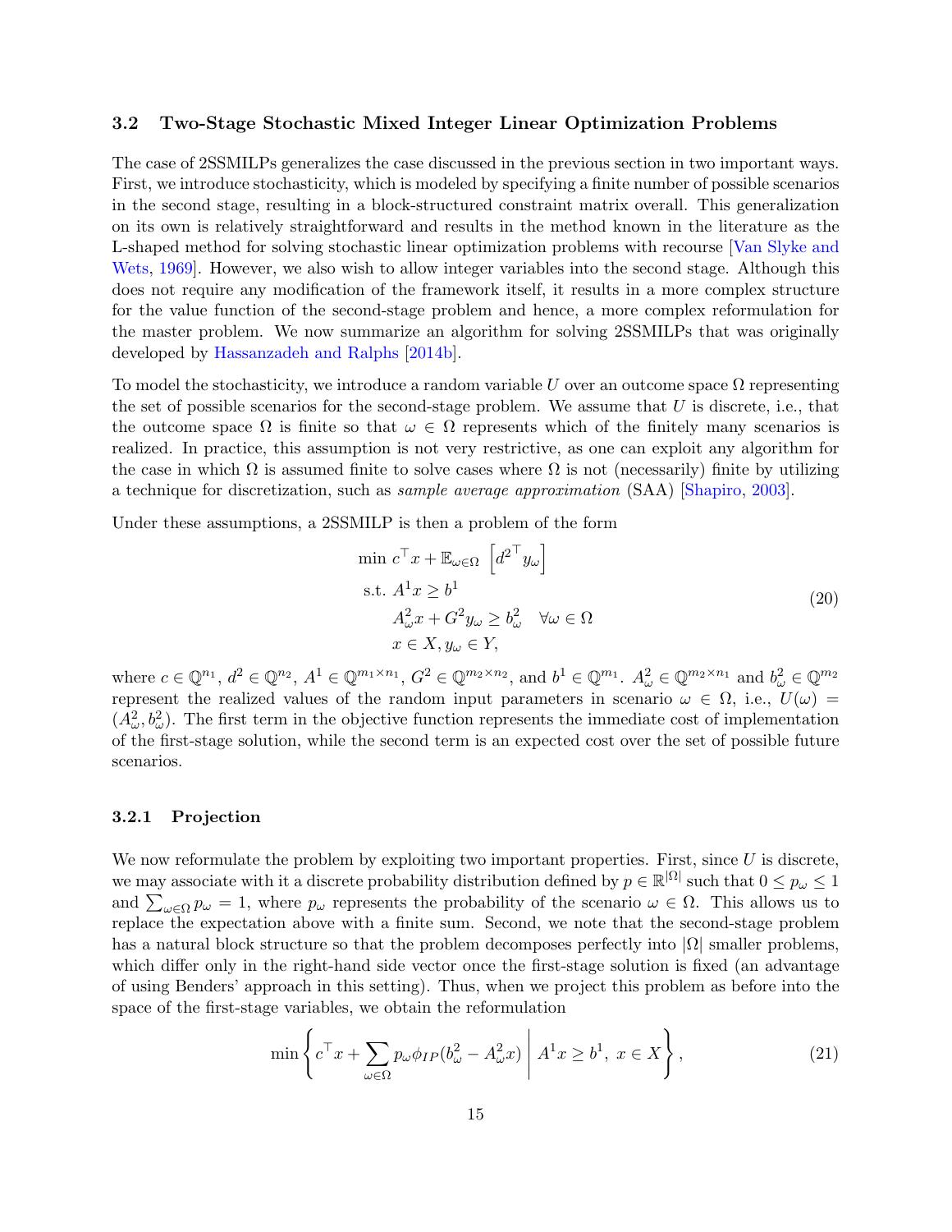### 3.2 Two-Stage Stochastic Mixed Integer Linear Optimization Problems

The case of 2SSMILPs generalizes the case discussed in the previous section in two important ways. First, we introduce stochasticity, which is modeled by specifying a finite number of possible scenarios in the second stage, resulting in a block-structured constraint matrix overall. This generalization on its own is relatively straightforward and results in the method known in the literature as the L-shaped method for solving stochastic linear optimization problems with recourse [Van Slyke and Wets, 1969]. However, we also wish to allow integer variables into the second stage. Although this does not require any modification of the framework itself, it results in a more complex structure for the value function of the second-stage problem and hence, a more complex reformulation for the master problem. We now summarize an algorithm for solving 2SSMILPs that was originally developed by Hassanzadeh and Ralphs [2014b].

To model the stochasticity, we introduce a random variable $U$ over an outcome space $\Omega$ representing the set of possible scenarios for the second-stage problem. We assume that $U$ is discrete, i.e., that the outcome space $\Omega$ is finite so that $\omega \in \Omega$ represents which of the finitely many scenarios is realized. In practice, this assumption is not very restrictive, as one can exploit any algorithm for the case in which $\Omega$ is assumed finite to solve cases where $\Omega$ is not (necessarily) finite by utilizing a technique for discretization, such as *sample average approximation* (SAA) [Shapiro, 2003].

Under these assumptions, a 2SSMILP is then a problem of the form

$$
\begin{aligned}
\min\ & c^\top x + \mathbb{E}_{\omega\in\Omega}\left[{d^2}^\top y_\omega\right] \\
\text{s.t. } & A^1 x \geq b^1 \\
& A^2_\omega x + G^2 y_\omega \geq b^2_\omega \quad \forall \omega \in \Omega \\
& x \in X, y_\omega \in Y,
\end{aligned}
\tag{20}
$$

where $c \in \mathbb{Q}^{n_1}$, $d^2 \in \mathbb{Q}^{n_2}$, $A^1 \in \mathbb{Q}^{m_1 \times n_1}$, $G^2 \in \mathbb{Q}^{m_2\times n_2}$, and $b^1 \in \mathbb{Q}^{m_1}$. $A^2_\omega \in \mathbb{Q}^{m_2\times n_1}$ and $b^2_\omega \in \mathbb{Q}^{m_2}$ represent the realized values of the random input parameters in scenario $\omega \in \Omega$, i.e., $U(\omega) = (A^2_\omega, b^2_\omega)$. The first term in the objective function represents the immediate cost of implementation of the first-stage solution, while the second term is an expected cost over the set of possible future scenarios.

#### 3.2.1 Projection

We now reformulate the problem by exploiting two important properties. First, since $U$ is discrete, we may associate with it a discrete probability distribution defined by $p \in \mathbb{R}^{|\Omega|}$ such that $0 \leq p_\omega \leq 1$ and $\sum_{\omega\in\Omega} p_\omega = 1$, where $p_\omega$ represents the probability of the scenario $\omega \in \Omega$. This allows us to replace the expectation above with a finite sum. Second, we note that the second-stage problem has a natural block structure so that the problem decomposes perfectly into $|\Omega|$ smaller problems, which differ only in the right-hand side vector once the first-stage solution is fixed (an advantage of using Benders' approach in this setting). Thus, when we project this problem as before into the space of the first-stage variables, we obtain the reformulation

$$
\min \left\{ c^\top x + \sum_{\omega\in\Omega} p_\omega \phi_{IP}(b^2_\omega - A^2_\omega x) \;\middle|\; A^1 x \geq b^1,\ x \in X \right\},
\tag{21}
$$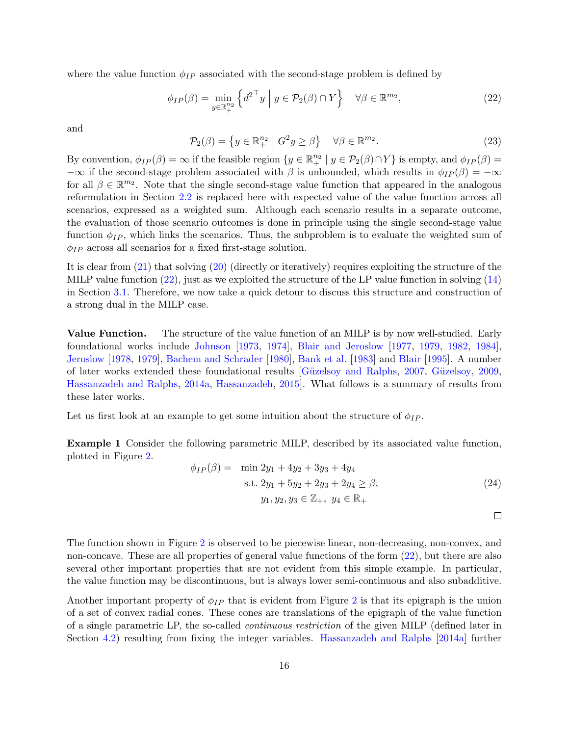where the value function $\phi_{IP}$ associated with the second-stage problem is defined by

$$\phi_{IP}(\beta) = \min_{y \in \mathbb{R}^{n_2}_+} \left\{ {d^2}^\top y \;\middle|\; y \in \mathcal{P}_2(\beta) \cap Y \right\} \quad \forall \beta \in \mathbb{R}^{m_2}, \tag{22}$$

and

$$\mathcal{P}_2(\beta) = \left\{ y \in \mathbb{R}^{n_2}_+ \;\middle|\; G^2 y \geq \beta \right\} \quad \forall \beta \in \mathbb{R}^{m_2}. \tag{23}$$

By convention, $\phi_{IP}(\beta) = \infty$ if the feasible region $\{y \in \mathbb{R}^{n_2}_+ \mid y \in \mathcal{P}_2(\beta) \cap Y\}$ is empty, and $\phi_{IP}(\beta) = -\infty$ if the second-stage problem associated with $\beta$ is unbounded, which results in $\phi_{IP}(\beta) = -\infty$ for all $\beta \in \mathbb{R}^{m_2}$. Note that the single second-stage value function that appeared in the analogous reformulation in Section 2.2 is replaced here with expected value of the value function across all scenarios, expressed as a weighted sum. Although each scenario results in a separate outcome, the evaluation of those scenario outcomes is done in principle using the single second-stage value function $\phi_{IP}$, which links the scenarios. Thus, the subproblem is to evaluate the weighted sum of $\phi_{IP}$ across all scenarios for a fixed first-stage solution.

It is clear from (21) that solving (20) (directly or iteratively) requires exploiting the structure of the MILP value function (22), just as we exploited the structure of the LP value function in solving (14) in Section 3.1. Therefore, we now take a quick detour to discuss this structure and construction of a strong dual in the MILP case.

**Value Function.** The structure of the value function of an MILP is by now well-studied. Early foundational works include Johnson [1973, 1974], Blair and Jeroslow [1977, 1979, 1982, 1984], Jeroslow [1978, 1979], Bachem and Schrader [1980], Bank et al. [1983] and Blair [1995]. A number of later works extended these foundational results [Güzelsoy and Ralphs, 2007, Güzelsoy, 2009, Hassanzadeh and Ralphs, 2014a, Hassanzadeh, 2015]. What follows is a summary of results from these later works.

Let us first look at an example to get some intuition about the structure of $\phi_{IP}$.

**Example 1** Consider the following parametric MILP, described by its associated value function, plotted in Figure 2.

$$\begin{aligned} \phi_{IP}(\beta) = \quad & \min 2y_1 + 4y_2 + 3y_3 + 4y_4 \\ & \text{s.t. } 2y_1 + 5y_2 + 2y_3 + 2y_4 \geq \beta, \\ & \quad y_1, y_2, y_3 \in \mathbb{Z}_+, \; y_4 \in \mathbb{R}_+ \end{aligned} \tag{24}$$

□

The function shown in Figure 2 is observed to be piecewise linear, non-decreasing, non-convex, and non-concave. These are all properties of general value functions of the form (22), but there are also several other important properties that are not evident from this simple example. In particular, the value function may be discontinuous, but is always lower semi-continuous and also subadditive.

Another important property of $\phi_{IP}$ that is evident from Figure 2 is that its epigraph is the union of a set of convex radial cones. These cones are translations of the epigraph of the value function of a single parametric LP, the so-called *continuous restriction* of the given MILP (defined later in Section 4.2) resulting from fixing the integer variables. Hassanzadeh and Ralphs [2014a] further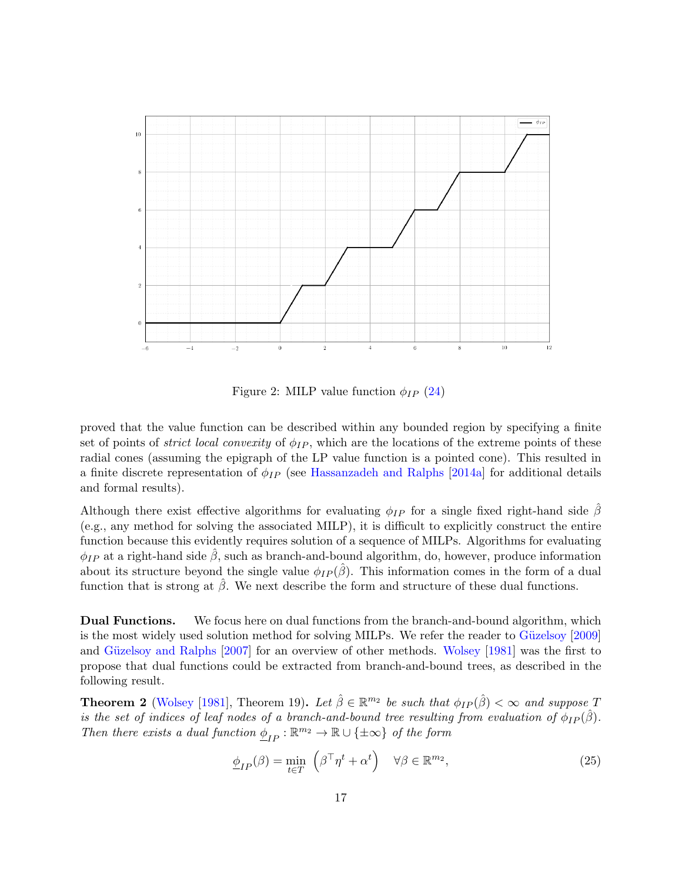Figure 2: MILP value function $\phi_{IP}$ (24)

proved that the value function can be described within any bounded region by specifying a finite set of points of *strict local convexity* of $\phi_{IP}$, which are the locations of the extreme points of these radial cones (assuming the epigraph of the LP value function is a pointed cone). This resulted in a finite discrete representation of $\phi_{IP}$ (see Hassanzadeh and Ralphs [2014a] for additional details and formal results).

Although there exist effective algorithms for evaluating $\phi_{IP}$ for a single fixed right-hand side $\hat{\beta}$ (e.g., any method for solving the associated MILP), it is difficult to explicitly construct the entire function because this evidently requires solution of a sequence of MILPs. Algorithms for evaluating $\phi_{IP}$ at a right-hand side $\hat{\beta}$, such as branch-and-bound algorithm, do, however, produce information about its structure beyond the single value $\phi_{IP}(\hat{\beta})$. This information comes in the form of a dual function that is strong at $\hat{\beta}$. We next describe the form and structure of these dual functions.

**Dual Functions.** We focus here on dual functions from the branch-and-bound algorithm, which is the most widely used solution method for solving MILPs. We refer the reader to Güzelsoy [2009] and Güzelsoy and Ralphs [2007] for an overview of other methods. Wolsey [1981] was the first to propose that dual functions could be extracted from branch-and-bound trees, as described in the following result.

**Theorem 2** (Wolsey [1981], Theorem 19)**.** *Let $\hat{\beta} \in \mathbb{R}^{m_2}$ be such that $\phi_{IP}(\hat{\beta}) < \infty$ and suppose $T$ is the set of indices of leaf nodes of a branch-and-bound tree resulting from evaluation of $\phi_{IP}(\hat{\beta})$. Then there exists a dual function $\underline{\phi}_{IP} : \mathbb{R}^{m_2} \to \mathbb{R} \cup \{\pm\infty\}$ of the form*

$$\underline{\phi}_{IP}(\beta) = \min_{t \in T} \left( \beta^\top \eta^t + \alpha^t \right) \quad \forall \beta \in \mathbb{R}^{m_2}, \tag{25}$$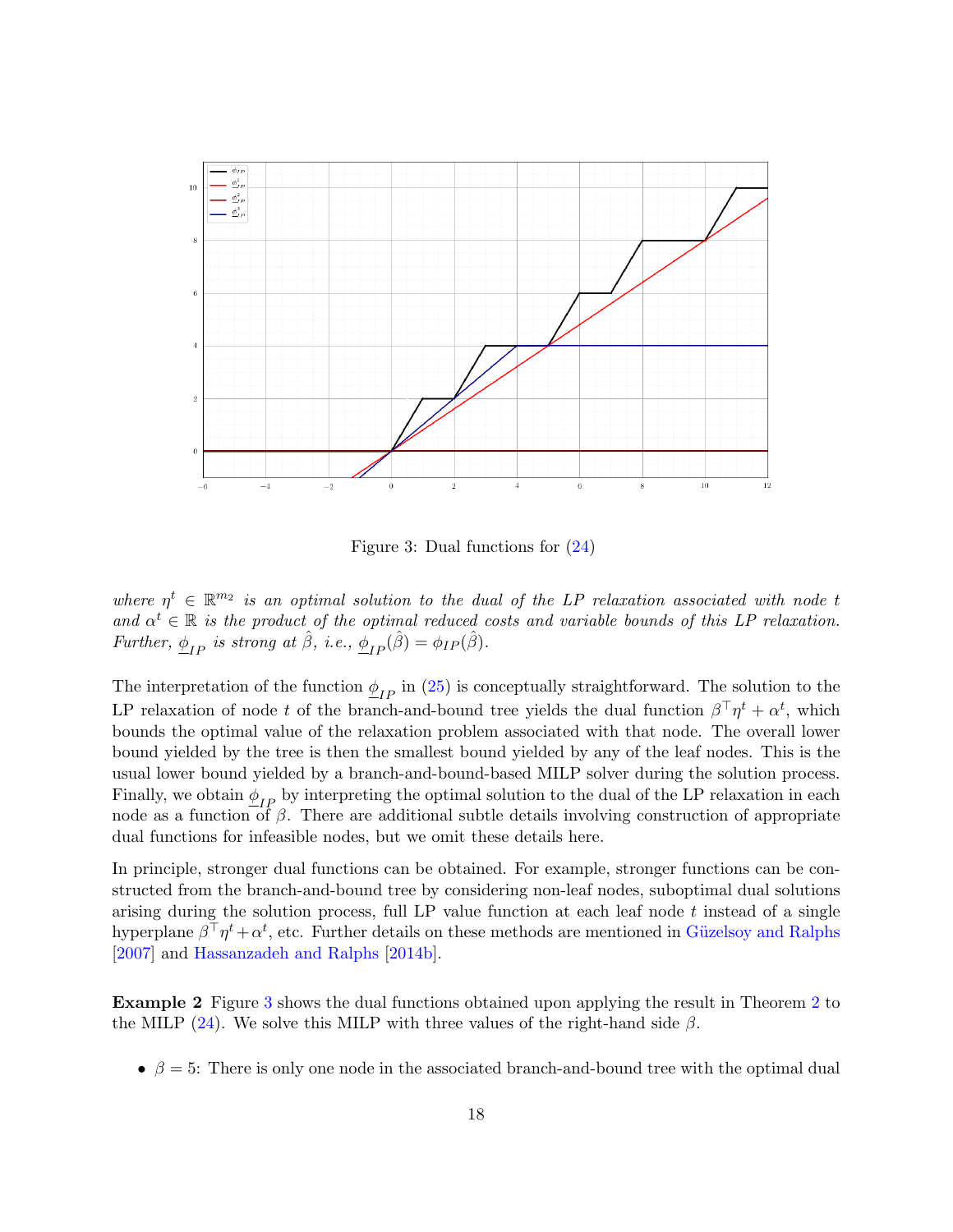Figure 3: Dual functions for (24)

*where $\eta^t \in \mathbb{R}^{m_2}$ is an optimal solution to the dual of the LP relaxation associated with node $t$ and $\alpha^t \in \mathbb{R}$ is the product of the optimal reduced costs and variable bounds of this LP relaxation. Further, $\underline{\phi}_{IP}$ is strong at $\hat{\beta}$, i.e., $\underline{\phi}_{IP}(\hat{\beta}) = \phi_{IP}(\hat{\beta})$.*

The interpretation of the function $\underline{\phi}_{IP}$ in (25) is conceptually straightforward. The solution to the LP relaxation of node $t$ of the branch-and-bound tree yields the dual function $\beta^\top \eta^t + \alpha^t$, which bounds the optimal value of the relaxation problem associated with that node. The overall lower bound yielded by the tree is then the smallest bound yielded by any of the leaf nodes. This is the usual lower bound yielded by a branch-and-bound-based MILP solver during the solution process. Finally, we obtain $\underline{\phi}_{IP}$ by interpreting the optimal solution to the dual of the LP relaxation in each node as a function of $\beta$. There are additional subtle details involving construction of appropriate dual functions for infeasible nodes, but we omit these details here.

In principle, stronger dual functions can be obtained. For example, stronger functions can be constructed from the branch-and-bound tree by considering non-leaf nodes, suboptimal dual solutions arising during the solution process, full LP value function at each leaf node $t$ instead of a single hyperplane $\beta^\top \eta^t + \alpha^t$, etc. Further details on these methods are mentioned in Güzelsoy and Ralphs [2007] and Hassanzadeh and Ralphs [2014b].

**Example 2** Figure 3 shows the dual functions obtained upon applying the result in Theorem 2 to the MILP (24). We solve this MILP with three values of the right-hand side $\beta$.

- $\beta = 5$: There is only one node in the associated branch-and-bound tree with the optimal dual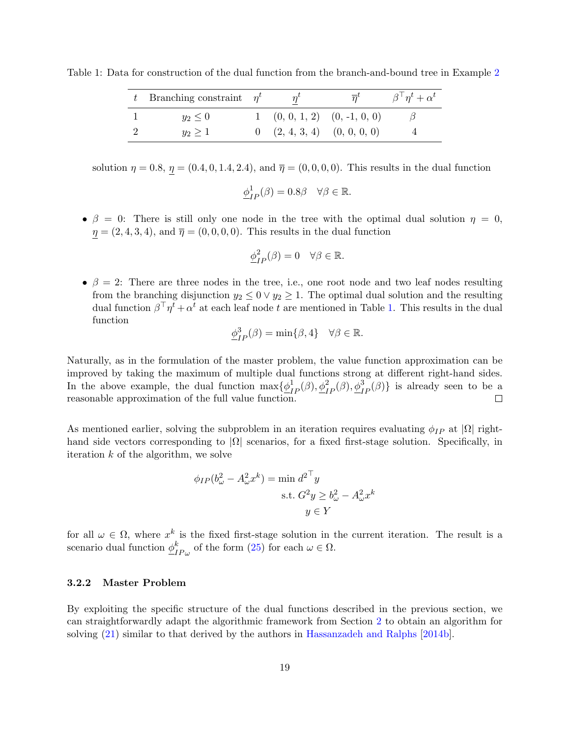Table 1: Data for construction of the dual function from the branch-and-bound tree in Example 2

| $t$ | Branching constraint | $\eta^t$ | $\underline{\eta}^t$ | $\overline{\eta}^t$ | $\beta^\top \eta^t + \alpha^t$ |
|---|---|---|---|---|---|
| 1 | $y_2 \leq 0$ | 1 | (0, 0, 1, 2) | (0, -1, 0, 0) | $\beta$ |
| 2 | $y_2 \geq 1$ | 0 | (2, 4, 3, 4) | (0, 0, 0, 0) | 4 |

solution $\eta = 0.8$, $\underline{\eta} = (0.4, 0, 1.4, 2.4)$, and $\overline{\eta} = (0, 0, 0, 0)$. This results in the dual function

$$\underline{\phi}^1_{IP}(\beta) = 0.8\beta \quad \forall \beta \in \mathbb{R}.$$

- $\beta = 0$: There is still only one node in the tree with the optimal dual solution $\eta = 0$, $\underline{\eta} = (2, 4, 3, 4)$, and $\overline{\eta} = (0, 0, 0, 0)$. This results in the dual function

$$\underline{\phi}^2_{IP}(\beta) = 0 \quad \forall \beta \in \mathbb{R}.$$

- $\beta = 2$: There are three nodes in the tree, i.e., one root node and two leaf nodes resulting from the branching disjunction $y_2 \leq 0 \vee y_2 \geq 1$. The optimal dual solution and the resulting dual function $\beta^\top \eta^t + \alpha^t$ at each leaf node $t$ are mentioned in Table 1. This results in the dual function

$$\underline{\phi}^3_{IP}(\beta) = \min\{\beta, 4\} \quad \forall \beta \in \mathbb{R}.$$

Naturally, as in the formulation of the master problem, the value function approximation can be improved by taking the maximum of multiple dual functions strong at different right-hand sides. In the above example, the dual function $\max\{\underline{\phi}^1_{IP}(\beta), \underline{\phi}^2_{IP}(\beta), \underline{\phi}^3_{IP}(\beta)\}$ is already seen to be a reasonable approximation of the full value function. □

As mentioned earlier, solving the subproblem in an iteration requires evaluating $\phi_{IP}$ at $|\Omega|$ right-hand side vectors corresponding to $|\Omega|$ scenarios, for a fixed first-stage solution. Specifically, in iteration $k$ of the algorithm, we solve

$$\begin{aligned} \phi_{IP}(b^2_\omega - A^2_\omega x^k) = \min\ & {d^2}^\top y \\ \text{s.t. } & G^2 y \geq b^2_\omega - A^2_\omega x^k \\ & y \in Y \end{aligned}$$

for all $\omega \in \Omega$, where $x^k$ is the fixed first-stage solution in the current iteration. The result is a scenario dual function $\underline{\phi}^k_{IP_\omega}$ of the form (25) for each $\omega \in \Omega$.

### 3.2.2 Master Problem

By exploiting the specific structure of the dual functions described in the previous section, we can straightforwardly adapt the algorithmic framework from Section 2 to obtain an algorithm for solving (21) similar to that derived by the authors in Hassanzadeh and Ralphs [2014b].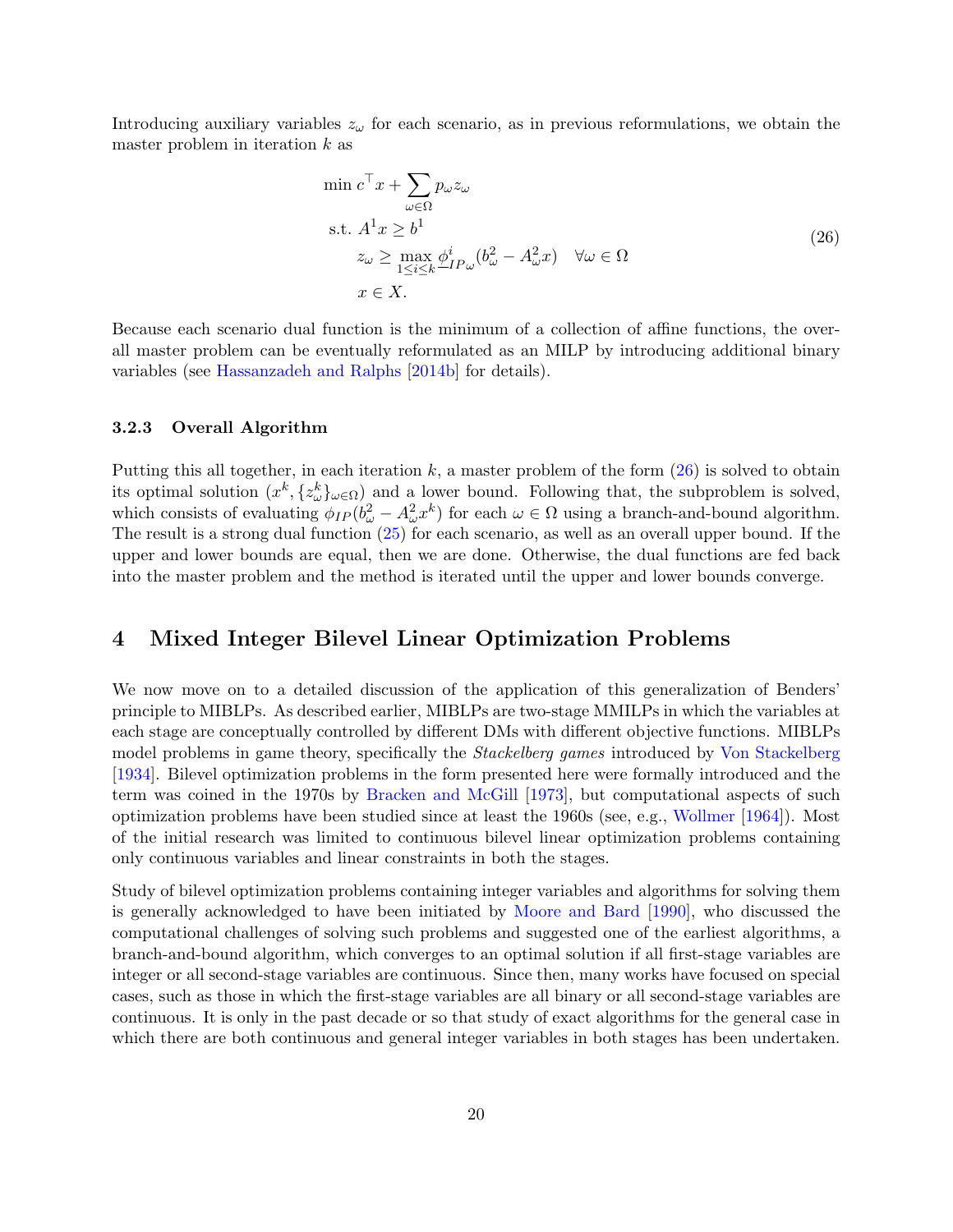Introducing auxiliary variables $z_\omega$ for each scenario, as in previous reformulations, we obtain the master problem in iteration $k$ as

$$
\begin{aligned}
\min\ & c^\top x + \sum_{\omega \in \Omega} p_\omega z_\omega \\
\text{s.t. } & A^1 x \geq b^1 \\
& z_\omega \geq \max_{1 \leq i \leq k} \underline{\phi}^i_{IP\omega}(b^2_\omega - A^2_\omega x) \quad \forall \omega \in \Omega \\
& x \in X.
\end{aligned}
\tag{26}
$$

Because each scenario dual function is the minimum of a collection of affine functions, the overall master problem can be eventually reformulated as an MILP by introducing additional binary variables (see Hassanzadeh and Ralphs [2014b] for details).

### 3.2.3 Overall Algorithm

Putting this all together, in each iteration $k$, a master problem of the form (26) is solved to obtain its optimal solution $(x^k, \{z^k_\omega\}_{\omega\in\Omega})$ and a lower bound. Following that, the subproblem is solved, which consists of evaluating $\phi_{IP}(b^2_\omega - A^2_\omega x^k)$ for each $\omega \in \Omega$ using a branch-and-bound algorithm. The result is a strong dual function (25) for each scenario, as well as an overall upper bound. If the upper and lower bounds are equal, then we are done. Otherwise, the dual functions are fed back into the master problem and the method is iterated until the upper and lower bounds converge.

## 4 Mixed Integer Bilevel Linear Optimization Problems

We now move on to a detailed discussion of the application of this generalization of Benders' principle to MIBLPs. As described earlier, MIBLPs are two-stage MMILPs in which the variables at each stage are conceptually controlled by different DMs with different objective functions. MIBLPs model problems in game theory, specifically the *Stackelberg games* introduced by Von Stackelberg [1934]. Bilevel optimization problems in the form presented here were formally introduced and the term was coined in the 1970s by Bracken and McGill [1973], but computational aspects of such optimization problems have been studied since at least the 1960s (see, e.g., Wollmer [1964]). Most of the initial research was limited to continuous bilevel linear optimization problems containing only continuous variables and linear constraints in both the stages.

Study of bilevel optimization problems containing integer variables and algorithms for solving them is generally acknowledged to have been initiated by Moore and Bard [1990], who discussed the computational challenges of solving such problems and suggested one of the earliest algorithms, a branch-and-bound algorithm, which converges to an optimal solution if all first-stage variables are integer or all second-stage variables are continuous. Since then, many works have focused on special cases, such as those in which the first-stage variables are all binary or all second-stage variables are continuous. It is only in the past decade or so that study of exact algorithms for the general case in which there are both continuous and general integer variables in both stages has been undertaken.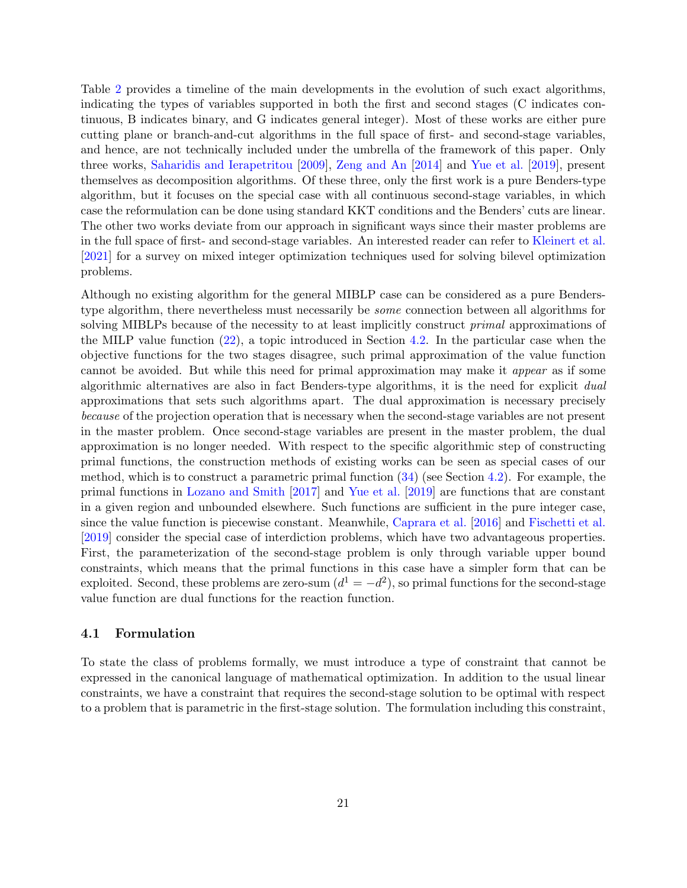Table 2 provides a timeline of the main developments in the evolution of such exact algorithms, indicating the types of variables supported in both the first and second stages (C indicates continuous, B indicates binary, and G indicates general integer). Most of these works are either pure cutting plane or branch-and-cut algorithms in the full space of first- and second-stage variables, and hence, are not technically included under the umbrella of the framework of this paper. Only three works, Saharidis and Ierapetritou [2009], Zeng and An [2014] and Yue et al. [2019], present themselves as decomposition algorithms. Of these three, only the first work is a pure Benders-type algorithm, but it focuses on the special case with all continuous second-stage variables, in which case the reformulation can be done using standard KKT conditions and the Benders' cuts are linear. The other two works deviate from our approach in significant ways since their master problems are in the full space of first- and second-stage variables. An interested reader can refer to Kleinert et al. [2021] for a survey on mixed integer optimization techniques used for solving bilevel optimization problems.

Although no existing algorithm for the general MIBLP case can be considered as a pure Benders-type algorithm, there nevertheless must necessarily be *some* connection between all algorithms for solving MIBLPs because of the necessity to at least implicitly construct *primal* approximations of the MILP value function (22), a topic introduced in Section 4.2. In the particular case when the objective functions for the two stages disagree, such primal approximation of the value function cannot be avoided. But while this need for primal approximation may make it *appear* as if some algorithmic alternatives are also in fact Benders-type algorithms, it is the need for explicit *dual* approximations that sets such algorithms apart. The dual approximation is necessary precisely *because* of the projection operation that is necessary when the second-stage variables are not present in the master problem. Once second-stage variables are present in the master problem, the dual approximation is no longer needed. With respect to the specific algorithmic step of constructing primal functions, the construction methods of existing works can be seen as special cases of our method, which is to construct a parametric primal function (34) (see Section 4.2). For example, the primal functions in Lozano and Smith [2017] and Yue et al. [2019] are functions that are constant in a given region and unbounded elsewhere. Such functions are sufficient in the pure integer case, since the value function is piecewise constant. Meanwhile, Caprara et al. [2016] and Fischetti et al. [2019] consider the special case of interdiction problems, which have two advantageous properties. First, the parameterization of the second-stage problem is only through variable upper bound constraints, which means that the primal functions in this case have a simpler form that can be exploited. Second, these problems are zero-sum ($d^1 = -d^2$), so primal functions for the second-stage value function are dual functions for the reaction function.

### 4.1 Formulation

To state the class of problems formally, we must introduce a type of constraint that cannot be expressed in the canonical language of mathematical optimization. In addition to the usual linear constraints, we have a constraint that requires the second-stage solution to be optimal with respect to a problem that is parametric in the first-stage solution. The formulation including this constraint,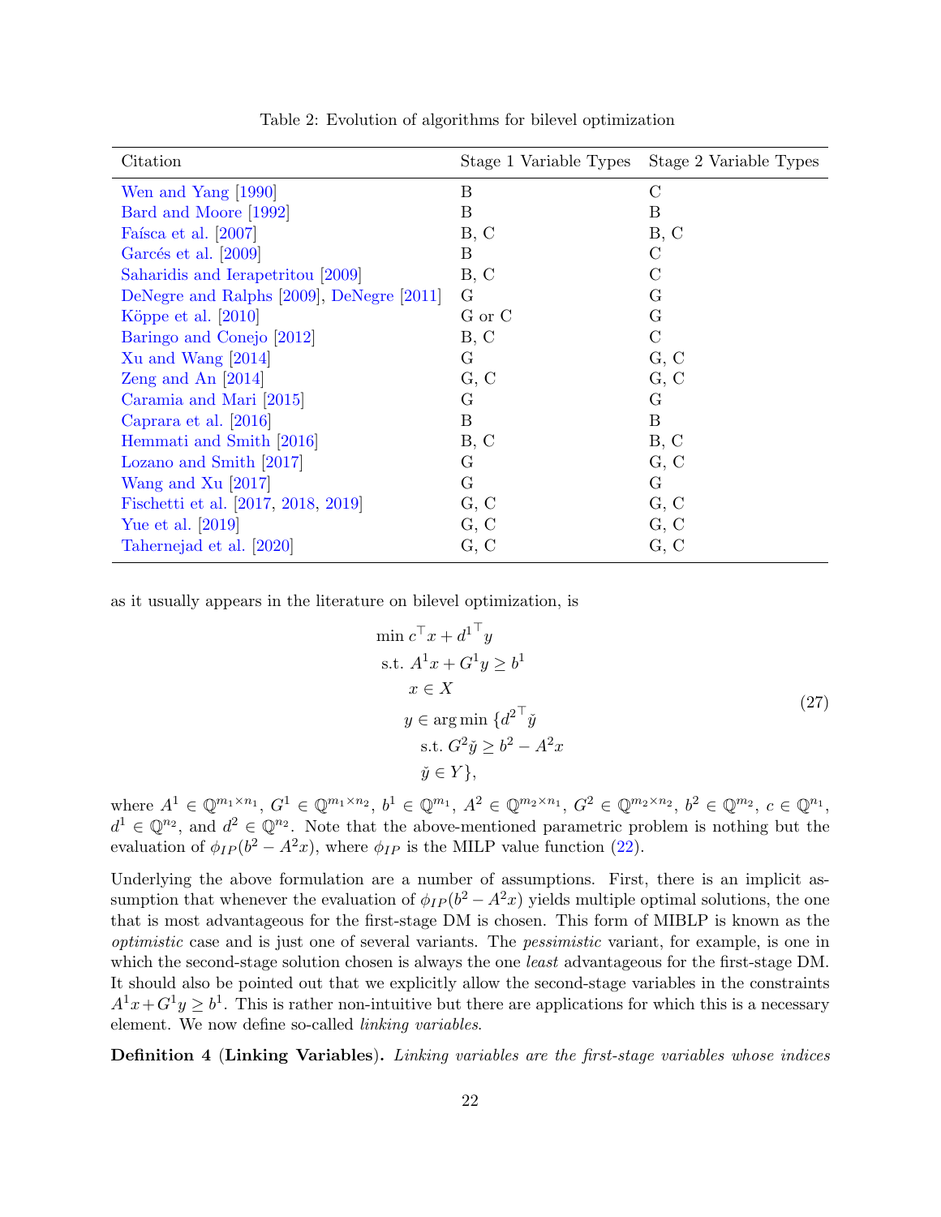Table 2: Evolution of algorithms for bilevel optimization

| Citation | Stage 1 Variable Types | Stage 2 Variable Types |
|---|---|---|
| Wen and Yang [1990] | B | C |
| Bard and Moore [1992] | B | B |
| Faísca et al. [2007] | B, C | B, C |
| Garcés et al. [2009] | B | C |
| Saharidis and Ierapetritou [2009] | B, C | C |
| DeNegre and Ralphs [2009], DeNegre [2011] | G | G |
| Köppe et al. [2010] | G or C | G |
| Baringo and Conejo [2012] | B, C | C |
| Xu and Wang [2014] | G | G, C |
| Zeng and An [2014] | G, C | G, C |
| Caramia and Mari [2015] | G | G |
| Caprara et al. [2016] | B | B |
| Hemmati and Smith [2016] | B, C | B, C |
| Lozano and Smith [2017] | G | G, C |
| Wang and Xu [2017] | G | G |
| Fischetti et al. [2017, 2018, 2019] | G, C | G, C |
| Yue et al. [2019] | G, C | G, C |
| Tahernejad et al. [2020] | G, C | G, C |

as it usually appears in the literature on bilevel optimization, is

$$
\begin{aligned}
\min\ & c^\top x + {d^1}^\top y \\
\text{s.t. } & A^1 x + G^1 y \geq b^1 \\
& x \in X \\
& y \in \arg\min \{ {d^2}^\top \check{y} \\
& \quad \text{s.t. } G^2 \check{y} \geq b^2 - A^2 x \\
& \quad \check{y} \in Y \},
\end{aligned}
\tag{27}
$$

where $A^1 \in \mathbb{Q}^{m_1 \times n_1}$, $G^1 \in \mathbb{Q}^{m_1 \times n_2}$, $b^1 \in \mathbb{Q}^{m_1}$, $A^2 \in \mathbb{Q}^{m_2 \times n_1}$, $G^2 \in \mathbb{Q}^{m_2 \times n_2}$, $b^2 \in \mathbb{Q}^{m_2}$, $c \in \mathbb{Q}^{n_1}$, $d^1 \in \mathbb{Q}^{n_2}$, and $d^2 \in \mathbb{Q}^{n_2}$. Note that the above-mentioned parametric problem is nothing but the evaluation of $\phi_{IP}(b^2 - A^2 x)$, where $\phi_{IP}$ is the MILP value function (22).

Underlying the above formulation are a number of assumptions. First, there is an implicit assumption that whenever the evaluation of $\phi_{IP}(b^2 - A^2 x)$ yields multiple optimal solutions, the one that is most advantageous for the first-stage DM is chosen. This form of MIBLP is known as the *optimistic* case and is just one of several variants. The *pessimistic* variant, for example, is one in which the second-stage solution chosen is always the one *least* advantageous for the first-stage DM. It should also be pointed out that we explicitly allow the second-stage variables in the constraints $A^1 x + G^1 y \geq b^1$. This is rather non-intuitive but there are applications for which this is a necessary element. We now define so-called *linking variables*.

**Definition 4** (**Linking Variables**). *Linking variables are the first-stage variables whose indices*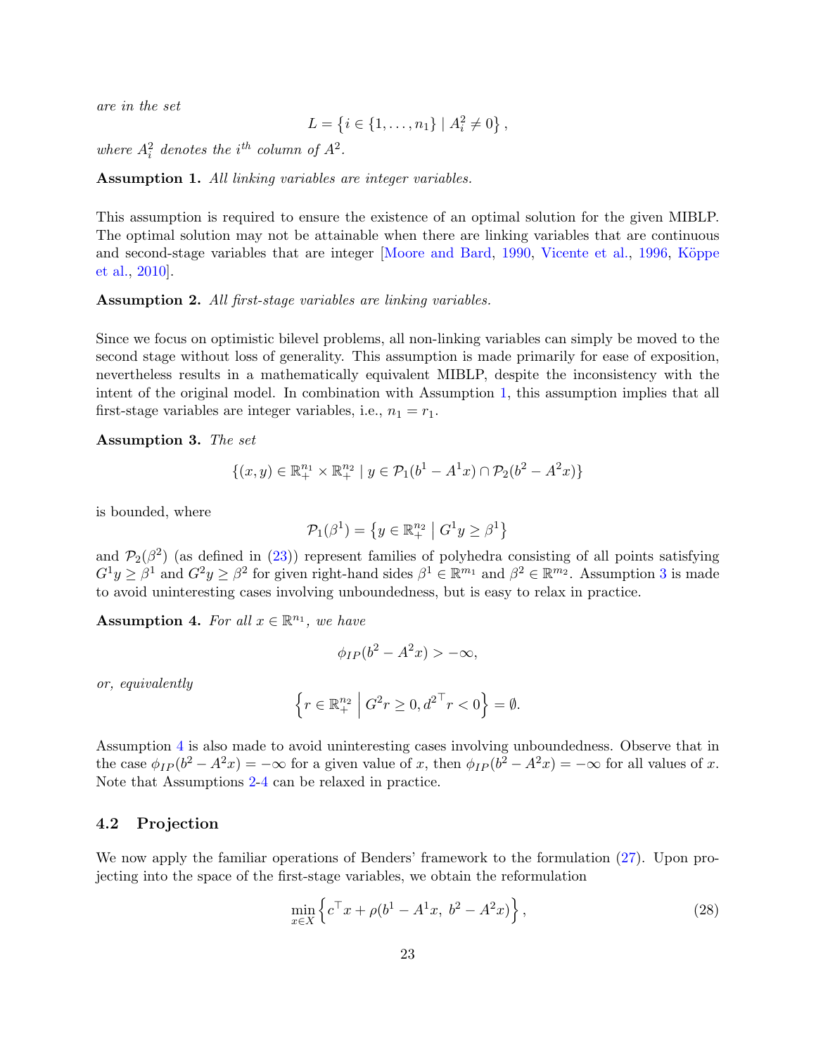*are in the set*

$$L = \left\{ i \in \{1, \ldots, n_1\} \mid A^2_i \neq 0 \right\},$$

*where $A^2_i$ denotes the $i^{th}$ column of $A^2$.*

**Assumption 1.** *All linking variables are integer variables.*

This assumption is required to ensure the existence of an optimal solution for the given MIBLP. The optimal solution may not be attainable when there are linking variables that are continuous and second-stage variables that are integer [Moore and Bard, 1990, Vicente et al., 1996, Köppe et al., 2010].

**Assumption 2.** *All first-stage variables are linking variables.*

Since we focus on optimistic bilevel problems, all non-linking variables can simply be moved to the second stage without loss of generality. This assumption is made primarily for ease of exposition, nevertheless results in a mathematically equivalent MIBLP, despite the inconsistency with the intent of the original model. In combination with Assumption 1, this assumption implies that all first-stage variables are integer variables, i.e., $n_1 = r_1$.

**Assumption 3.** *The set*

$$\{(x, y) \in \mathbb{R}^{n_1}_+ \times \mathbb{R}^{n_2}_+ \mid y \in \mathcal{P}_1(b^1 - A^1 x) \cap \mathcal{P}_2(b^2 - A^2 x)\}$$

is bounded, where

$$\mathcal{P}_1(\beta^1) = \left\{ y \in \mathbb{R}^{n_2}_+ \;\middle|\; G^1 y \geq \beta^1 \right\}$$

and $\mathcal{P}_2(\beta^2)$ (as defined in (23)) represent families of polyhedra consisting of all points satisfying $G^1 y \geq \beta^1$ and $G^2 y \geq \beta^2$ for given right-hand sides $\beta^1 \in \mathbb{R}^{m_1}$ and $\beta^2 \in \mathbb{R}^{m_2}$. Assumption 3 is made to avoid uninteresting cases involving unboundedness, but is easy to relax in practice.

**Assumption 4.** *For all $x \in \mathbb{R}^{n_1}$, we have*

$$\phi_{IP}(b^2 - A^2 x) > -\infty,$$

*or, equivalently*

$$\left\{ r \in \mathbb{R}^{n_2}_+ \;\middle|\; G^2 r \geq 0, {d^2}^\top r < 0 \right\} = \emptyset.$$

Assumption 4 is also made to avoid uninteresting cases involving unboundedness. Observe that in the case $\phi_{IP}(b^2 - A^2 x) = -\infty$ for a given value of $x$, then $\phi_{IP}(b^2 - A^2 x) = -\infty$ for all values of $x$. Note that Assumptions 2-4 can be relaxed in practice.

### 4.2 Projection

We now apply the familiar operations of Benders' framework to the formulation (27). Upon projecting into the space of the first-stage variables, we obtain the reformulation

$$\min_{x \in X} \left\{ c^\top x + \rho(b^1 - A^1 x,\; b^2 - A^2 x) \right\}, \tag{28}$$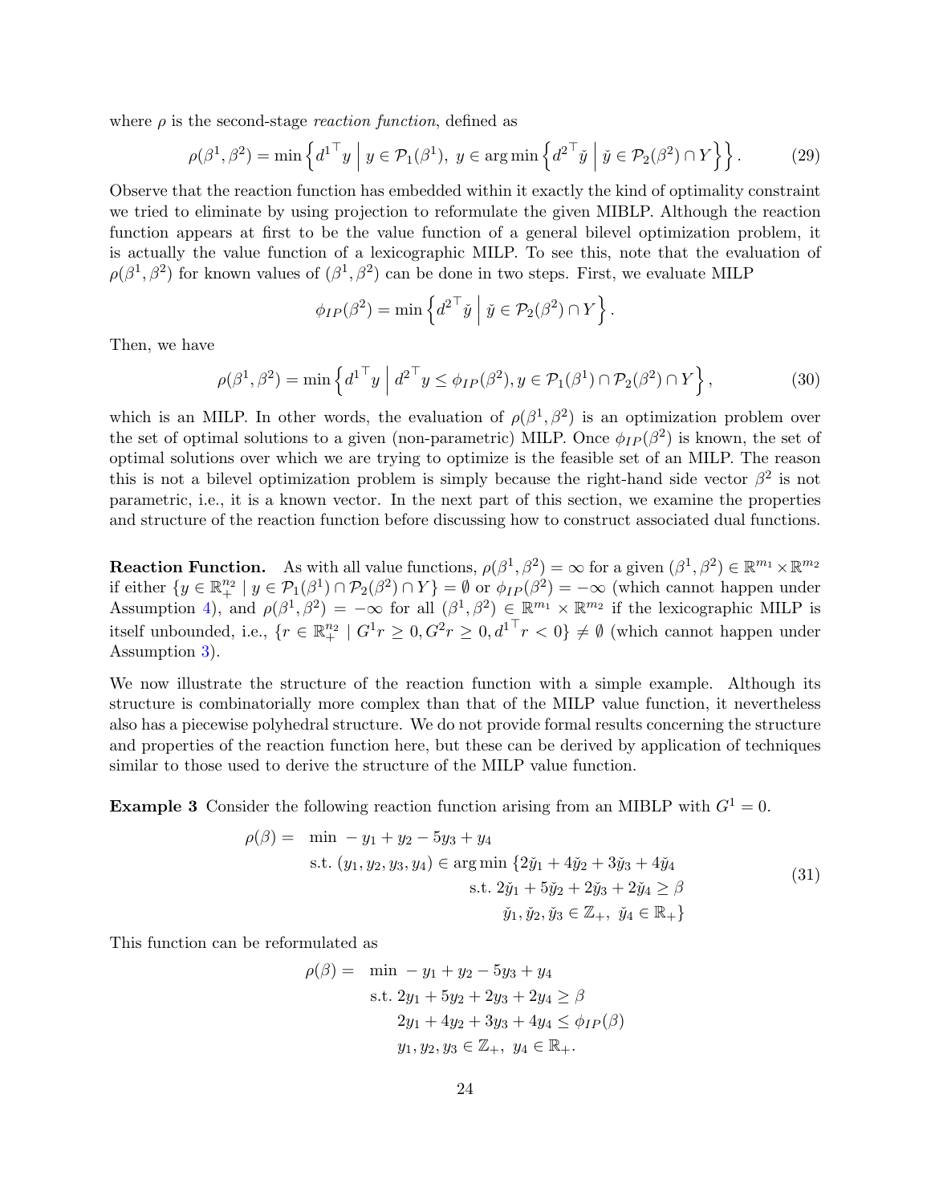where $\rho$ is the second-stage *reaction function*, defined as

$$\rho(\beta^1, \beta^2) = \min \left\{ {d^1}^\top y \;\middle|\; y \in \mathcal{P}_1(\beta^1),\ y \in \arg\min \left\{ {d^2}^\top \check{y} \;\middle|\; \check{y} \in \mathcal{P}_2(\beta^2) \cap Y \right\} \right\}. \tag{29}$$

Observe that the reaction function has embedded within it exactly the kind of optimality constraint we tried to eliminate by using projection to reformulate the given MIBLP. Although the reaction function appears at first to be the value function of a general bilevel optimization problem, it is actually the value function of a lexicographic MILP. To see this, note that the evaluation of $\rho(\beta^1, \beta^2)$ for known values of $(\beta^1, \beta^2)$ can be done in two steps. First, we evaluate MILP

$$\phi_{IP}(\beta^2) = \min \left\{ {d^2}^\top \check{y} \;\middle|\; \check{y} \in \mathcal{P}_2(\beta^2) \cap Y \right\}.$$

Then, we have

$$\rho(\beta^1, \beta^2) = \min \left\{ {d^1}^\top y \;\middle|\; {d^2}^\top y \leq \phi_{IP}(\beta^2), y \in \mathcal{P}_1(\beta^1) \cap \mathcal{P}_2(\beta^2) \cap Y \right\}, \tag{30}$$

which is an MILP. In other words, the evaluation of $\rho(\beta^1, \beta^2)$ is an optimization problem over the set of optimal solutions to a given (non-parametric) MILP. Once $\phi_{IP}(\beta^2)$ is known, the set of optimal solutions over which we are trying to optimize is the feasible set of an MILP. The reason this is not a bilevel optimization problem is simply because the right-hand side vector $\beta^2$ is not parametric, i.e., it is a known vector. In the next part of this section, we examine the properties and structure of the reaction function before discussing how to construct associated dual functions.

**Reaction Function.** As with all value functions, $\rho(\beta^1, \beta^2) = \infty$ for a given $(\beta^1, \beta^2) \in \mathbb{R}^{m_1} \times \mathbb{R}^{m_2}$ if either $\{y \in \mathbb{R}^{n_2}_+ \mid y \in \mathcal{P}_1(\beta^1) \cap \mathcal{P}_2(\beta^2) \cap Y\} = \emptyset$ or $\phi_{IP}(\beta^2) = -\infty$ (which cannot happen under Assumption 4), and $\rho(\beta^1, \beta^2) = -\infty$ for all $(\beta^1, \beta^2) \in \mathbb{R}^{m_1} \times \mathbb{R}^{m_2}$ if the lexicographic MILP is itself unbounded, i.e., $\{r \in \mathbb{R}^{n_2}_+ \mid G^1 r \geq 0, G^2 r \geq 0, {d^1}^\top r < 0\} \neq \emptyset$ (which cannot happen under Assumption 3).

We now illustrate the structure of the reaction function with a simple example. Although its structure is combinatorially more complex than that of the MILP value function, it nevertheless also has a piecewise polyhedral structure. We do not provide formal results concerning the structure and properties of the reaction function here, but these can be derived by application of techniques similar to those used to derive the structure of the MILP value function.

**Example 3** Consider the following reaction function arising from an MIBLP with $G^1 = 0$.

$$\begin{aligned} \rho(\beta) = \quad & \min\ -y_1 + y_2 - 5y_3 + y_4 \\ & \text{s.t. } (y_1, y_2, y_3, y_4) \in \arg\min\ \{2\check{y}_1 + 4\check{y}_2 + 3\check{y}_3 + 4\check{y}_4 \\ & \qquad\qquad \text{s.t. } 2\check{y}_1 + 5\check{y}_2 + 2\check{y}_3 + 2\check{y}_4 \geq \beta \\ & \qquad\qquad\quad \check{y}_1, \check{y}_2, \check{y}_3 \in \mathbb{Z}_+,\ \check{y}_4 \in \mathbb{R}_+\} \end{aligned} \tag{31}$$

This function can be reformulated as

$$\begin{aligned} \rho(\beta) = \quad & \min\ -y_1 + y_2 - 5y_3 + y_4 \\ & \text{s.t. } 2y_1 + 5y_2 + 2y_3 + 2y_4 \geq \beta \\ & \quad\ \ 2y_1 + 4y_2 + 3y_3 + 4y_4 \leq \phi_{IP}(\beta) \\ & \quad\ \ y_1, y_2, y_3 \in \mathbb{Z}_+,\ y_4 \in \mathbb{R}_+. \end{aligned}$$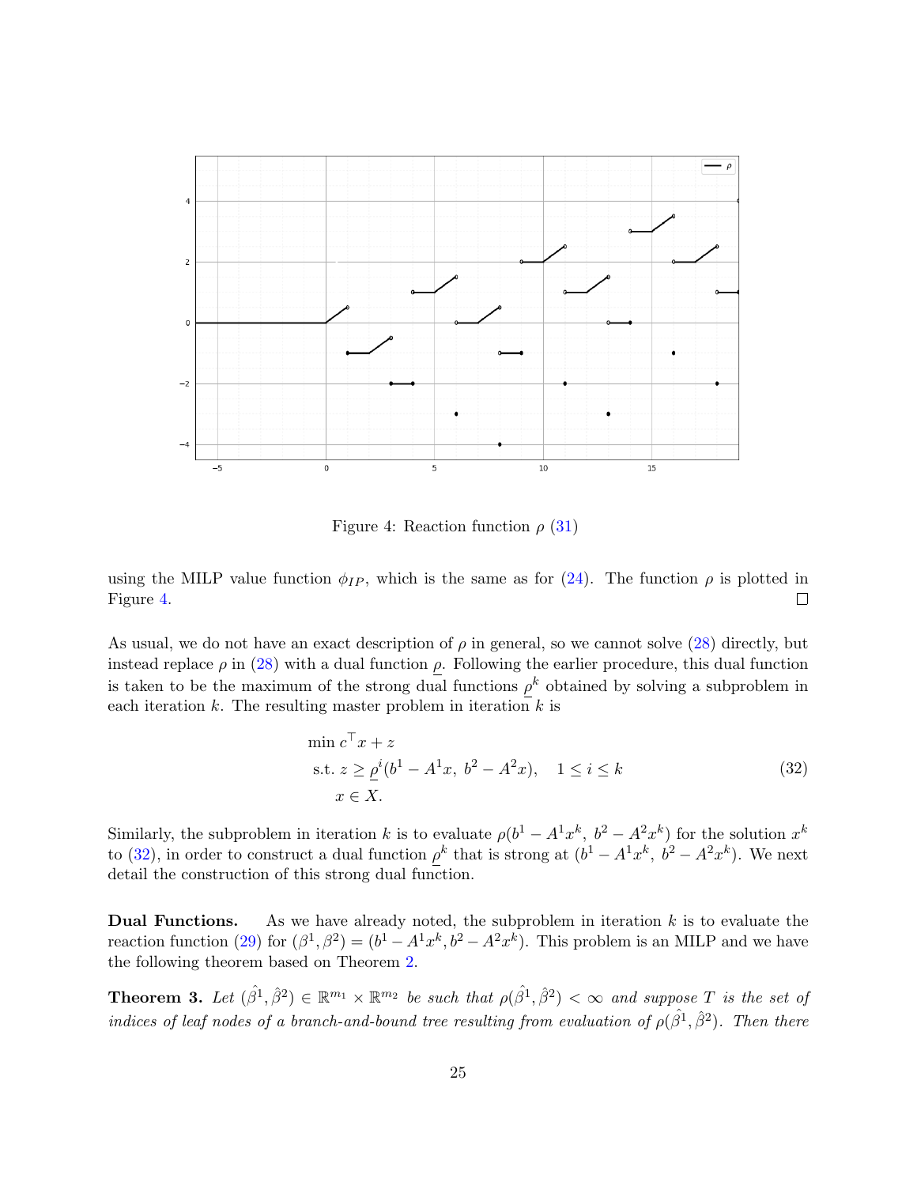Figure 4: Reaction function $\rho$ (31)

using the MILP value function $\phi_{IP}$, which is the same as for (24). The function $\rho$ is plotted in Figure 4. □

As usual, we do not have an exact description of $\rho$ in general, so we cannot solve (28) directly, but instead replace $\rho$ in (28) with a dual function $\underline{\rho}$. Following the earlier procedure, this dual function is taken to be the maximum of the strong dual functions $\underline{\rho}^k$ obtained by solving a subproblem in each iteration $k$. The resulting master problem in iteration $k$ is

$$
\begin{aligned}
&\min c^\top x + z \\
&\text{s.t. } z \geq \underline{\rho}^i(b^1 - A^1 x,\ b^2 - A^2 x), \quad 1 \leq i \leq k \\
&\quad\ x \in X.
\end{aligned}
\tag{32}
$$

Similarly, the subproblem in iteration $k$ is to evaluate $\rho(b^1 - A^1 x^k,\ b^2 - A^2 x^k)$ for the solution $x^k$ to (32), in order to construct a dual function $\underline{\rho}^k$ that is strong at $(b^1 - A^1 x^k,\ b^2 - A^2 x^k)$. We next detail the construction of this strong dual function.

**Dual Functions.** As we have already noted, the subproblem in iteration $k$ is to evaluate the reaction function (29) for $(\beta^1, \beta^2) = (b^1 - A^1 x^k, b^2 - A^2 x^k)$. This problem is an MILP and we have the following theorem based on Theorem 2.

**Theorem 3.** *Let $(\hat{\beta}^1, \hat{\beta}^2) \in \mathbb{R}^{m_1} \times \mathbb{R}^{m_2}$ be such that $\rho(\hat{\beta}^1, \hat{\beta}^2) < \infty$ and suppose $T$ is the set of indices of leaf nodes of a branch-and-bound tree resulting from evaluation of $\rho(\hat{\beta}^1, \hat{\beta}^2)$. Then there*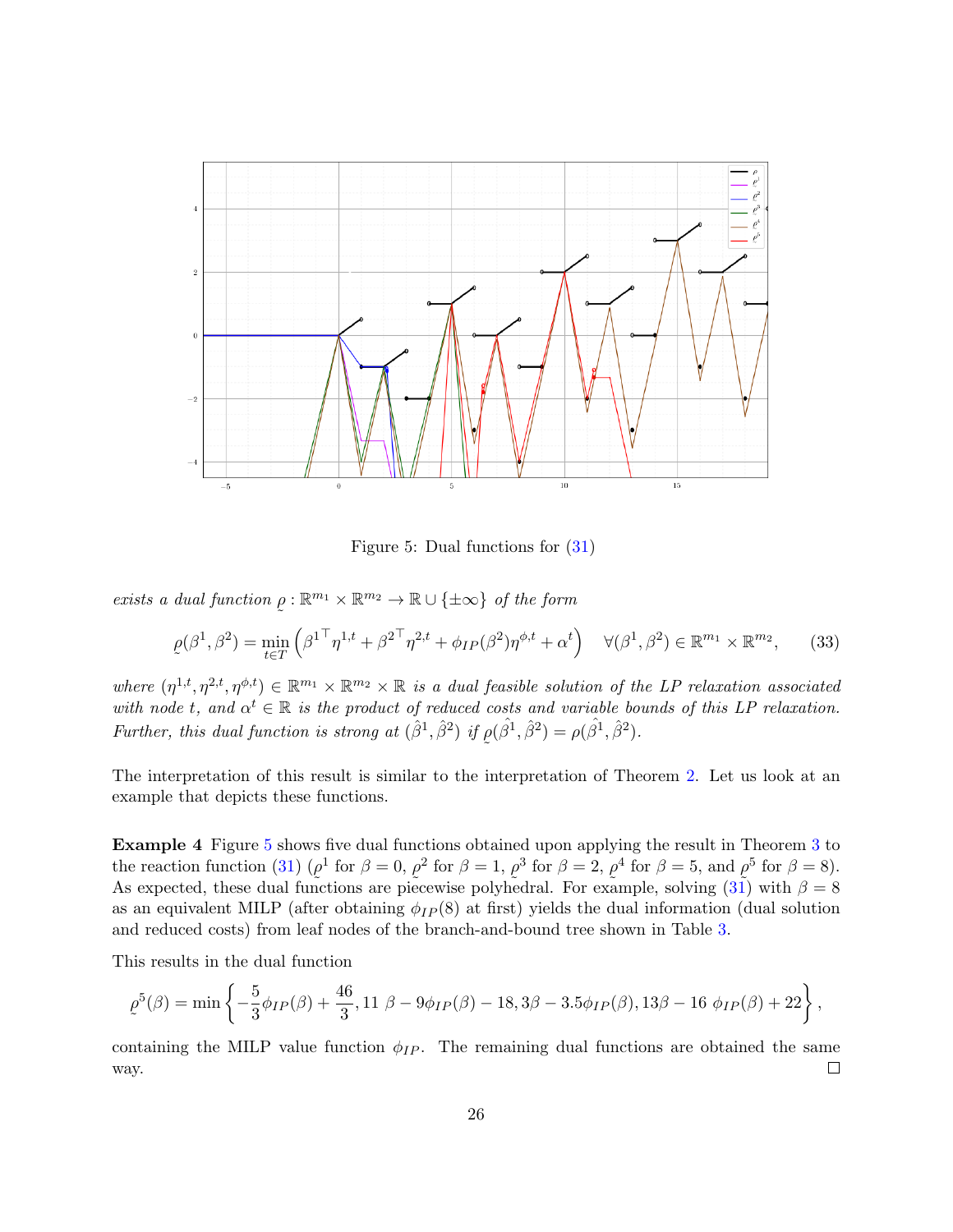Figure 5: Dual functions for (31)

*exists a dual function* $\underset{\sim}{\rho} : \mathbb{R}^{m_1} \times \mathbb{R}^{m_2} \to \mathbb{R} \cup \{\pm\infty\}$ *of the form*

$$\underset{\sim}{\rho}(\beta^1, \beta^2) = \min_{t \in T} \left( {\beta^1}^\top \eta^{1,t} + {\beta^2}^\top \eta^{2,t} + \phi_{IP}(\beta^2)\eta^{\phi,t} + \alpha^t \right) \quad \forall (\beta^1, \beta^2) \in \mathbb{R}^{m_1} \times \mathbb{R}^{m_2}, \tag{33}$$

*where* $(\eta^{1,t}, \eta^{2,t}, \eta^{\phi,t}) \in \mathbb{R}^{m_1} \times \mathbb{R}^{m_2} \times \mathbb{R}$ *is a dual feasible solution of the LP relaxation associated with node* $t$*, and* $\alpha^t \in \mathbb{R}$ *is the product of reduced costs and variable bounds of this LP relaxation. Further, this dual function is strong at* $(\hat{\beta}^1, \hat{\beta}^2)$ *if* $\underset{\sim}{\rho}(\hat{\beta}^1, \hat{\beta}^2) = \rho(\hat{\beta}^1, \hat{\beta}^2)$*.*

The interpretation of this result is similar to the interpretation of Theorem 2. Let us look at an example that depicts these functions.

**Example 4** Figure 5 shows five dual functions obtained upon applying the result in Theorem 3 to the reaction function (31) ($\underset{\sim}{\rho}^1$ for $\beta = 0$, $\underset{\sim}{\rho}^2$ for $\beta = 1$, $\underset{\sim}{\rho}^3$ for $\beta = 2$, $\underset{\sim}{\rho}^4$ for $\beta = 5$, and $\underset{\sim}{\rho}^5$ for $\beta = 8$). As expected, these dual functions are piecewise polyhedral. For example, solving (31) with $\beta = 8$ as an equivalent MILP (after obtaining $\phi_{IP}(8)$ at first) yields the dual information (dual solution and reduced costs) from leaf nodes of the branch-and-bound tree shown in Table 3.

This results in the dual function

$$\underset{\sim}{\rho}^5(\beta) = \min \left\{ -\frac{5}{3}\phi_{IP}(\beta) + \frac{46}{3}, 11\,\beta - 9\phi_{IP}(\beta) - 18, 3\beta - 3.5\phi_{IP}(\beta), 13\beta - 16\,\phi_{IP}(\beta) + 22 \right\},$$

containing the MILP value function $\phi_{IP}$. The remaining dual functions are obtained the same way. □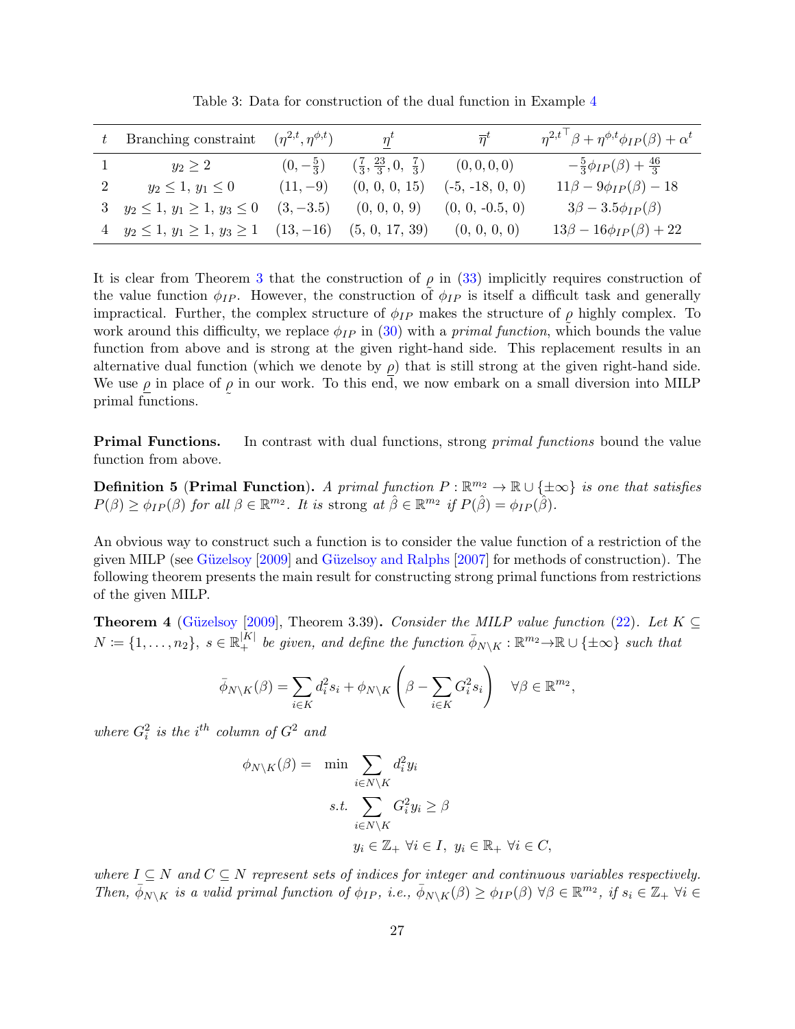Table 3: Data for construction of the dual function in Example 4

| $t$ | Branching constraint | $(\eta^{2,t}, \eta^{\phi,t})$ | $\underline{\eta}^t$ | $\overline{\eta}^t$ | $\eta^{2,t^\top}\beta + \eta^{\phi,t}\phi_{IP}(\beta) + \alpha^t$ |
|---|---|---|---|---|---|
| 1 | $y_2 \geq 2$ | $(0, -\frac{5}{3})$ | $(\frac{7}{3}, \frac{23}{3}, 0, \frac{7}{3})$ | $(0, 0, 0, 0)$ | $-\frac{5}{3}\phi_{IP}(\beta) + \frac{46}{3}$ |
| 2 | $y_2 \leq 1$, $y_1 \leq 0$ | $(11, -9)$ | $(0, 0, 0, 15)$ | $(-5, -18, 0, 0)$ | $11\beta - 9\phi_{IP}(\beta) - 18$ |
| 3 | $y_2 \leq 1$, $y_1 \geq 1$, $y_3 \leq 0$ | $(3, -3.5)$ | $(0, 0, 0, 9)$ | $(0, 0, -0.5, 0)$ | $3\beta - 3.5\phi_{IP}(\beta)$ |
| 4 | $y_2 \leq 1$, $y_1 \geq 1$, $y_3 \geq 1$ | $(13, -16)$ | $(5, 0, 17, 39)$ | $(0, 0, 0, 0)$ | $13\beta - 16\phi_{IP}(\beta) + 22$ |

It is clear from Theorem 3 that the construction of $\underset{\sim}{\rho}$ in (33) implicitly requires construction of the value function $\phi_{IP}$. However, the construction of $\phi_{IP}$ is itself a difficult task and generally impractical. Further, the complex structure of $\phi_{IP}$ makes the structure of $\underset{\sim}{\rho}$ highly complex. To work around this difficulty, we replace $\phi_{IP}$ in (30) with a *primal function*, which bounds the value function from above and is strong at the given right-hand side. This replacement results in an alternative dual function (which we denote by $\underline{\rho}$) that is still strong at the given right-hand side. We use $\underline{\rho}$ in place of $\underset{\sim}{\rho}$ in our work. To this end, we now embark on a small diversion into MILP primal functions.

**Primal Functions.** In contrast with dual functions, strong *primal functions* bound the value function from above.

**Definition 5 (Primal Function).** *A primal function $P : \mathbb{R}^{m_2} \to \mathbb{R} \cup \{\pm\infty\}$ is one that satisfies $P(\beta) \geq \phi_{IP}(\beta)$ for all $\beta \in \mathbb{R}^{m_2}$. It is* strong *at $\hat{\beta} \in \mathbb{R}^{m_2}$ if $P(\hat{\beta}) = \phi_{IP}(\hat{\beta})$.*

An obvious way to construct such a function is to consider the value function of a restriction of the given MILP (see Güzelsoy [2009] and Güzelsoy and Ralphs [2007] for methods of construction). The following theorem presents the main result for constructing strong primal functions from restrictions of the given MILP.

**Theorem 4** (Güzelsoy [2009], Theorem 3.39)**.** *Consider the MILP value function (22). Let $K \subseteq N := \{1, \ldots, n_2\}$, $s \in \mathbb{R}_+^{|K|}$ be given, and define the function $\bar{\phi}_{N\setminus K} : \mathbb{R}^{m_2} \to \mathbb{R} \cup \{\pm\infty\}$ such that*

$$\bar{\phi}_{N\setminus K}(\beta) = \sum_{i \in K} d_i^2 s_i + \phi_{N\setminus K}\left(\beta - \sum_{i \in K} G_i^2 s_i\right) \quad \forall \beta \in \mathbb{R}^{m_2},$$

*where $G_i^2$ is the $i^{th}$ column of $G^2$ and*

$$\begin{aligned}
\phi_{N\setminus K}(\beta) = \quad \min \quad & \sum_{i \in N\setminus K} d_i^2 y_i \\
s.t. \quad & \sum_{i \in N\setminus K} G_i^2 y_i \geq \beta \\
& y_i \in \mathbb{Z}_+ \ \forall i \in I, \ y_i \in \mathbb{R}_+ \ \forall i \in C,
\end{aligned}$$

*where $I \subseteq N$ and $C \subseteq N$ represent sets of indices for integer and continuous variables respectively. Then, $\bar{\phi}_{N\setminus K}$ is a valid primal function of $\phi_{IP}$, i.e., $\bar{\phi}_{N\setminus K}(\beta) \geq \phi_{IP}(\beta)$ $\forall \beta \in \mathbb{R}^{m_2}$, if $s_i \in \mathbb{Z}_+$ $\forall i \in$*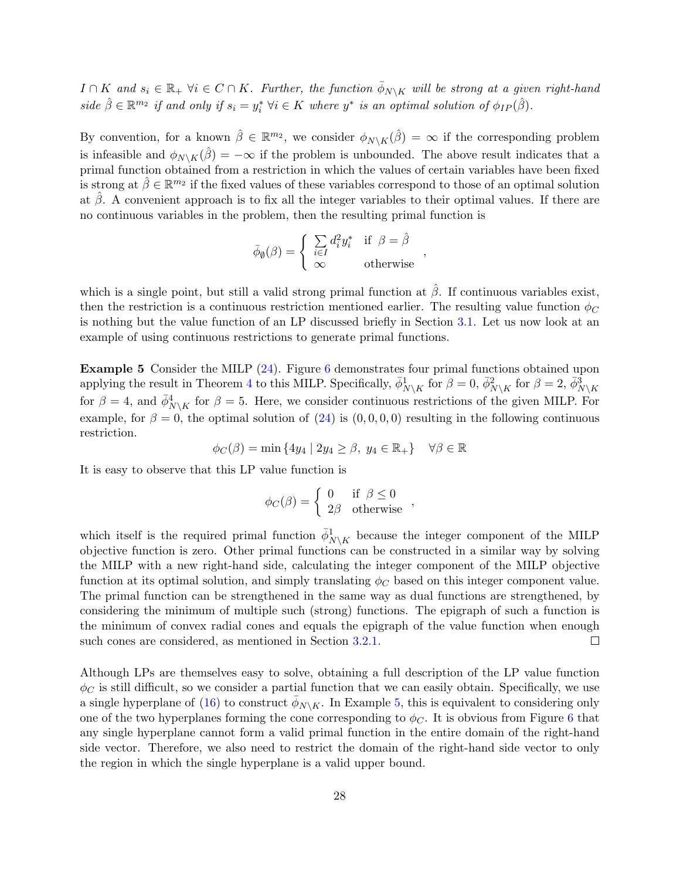*$I \cap K$ and $s_i \in \mathbb{R}_+ \ \forall i \in C \cap K$. Further, the function $\bar{\phi}_{N\setminus K}$ will be strong at a given right-hand side $\hat{\beta} \in \mathbb{R}^{m_2}$ if and only if $s_i = y_i^* \ \forall i \in K$ where $y^*$ is an optimal solution of $\phi_{IP}(\hat{\beta})$.*

By convention, for a known $\hat{\beta} \in \mathbb{R}^{m_2}$, we consider $\phi_{N\setminus K}(\hat{\beta}) = \infty$ if the corresponding problem is infeasible and $\phi_{N\setminus K}(\hat{\beta}) = -\infty$ if the problem is unbounded. The above result indicates that a primal function obtained from a restriction in which the values of certain variables have been fixed is strong at $\hat{\beta} \in \mathbb{R}^{m_2}$ if the fixed values of these variables correspond to those of an optimal solution at $\hat{\beta}$. A convenient approach is to fix all the integer variables to their optimal values. If there are no continuous variables in the problem, then the resulting primal function is

$$
\bar{\phi}_{\emptyset}(\beta) = \begin{cases} \sum\limits_{i \in I} d_i^2 y_i^* & \text{if } \beta = \hat{\beta} \\ \infty & \text{otherwise} \end{cases},
$$

which is a single point, but still a valid strong primal function at $\hat{\beta}$. If continuous variables exist, then the restriction is a continuous restriction mentioned earlier. The resulting value function $\phi_C$ is nothing but the value function of an LP discussed briefly in Section 3.1. Let us now look at an example of using continuous restrictions to generate primal functions.

**Example 5** Consider the MILP (24). Figure 6 demonstrates four primal functions obtained upon applying the result in Theorem 4 to this MILP. Specifically, $\bar{\phi}^1_{N\setminus K}$ for $\beta = 0$, $\bar{\phi}^2_{N\setminus K}$ for $\beta = 2$, $\bar{\phi}^3_{N\setminus K}$ for $\beta = 4$, and $\bar{\phi}^4_{N\setminus K}$ for $\beta = 5$. Here, we consider continuous restrictions of the given MILP. For example, for $\beta = 0$, the optimal solution of (24) is $(0, 0, 0, 0)$ resulting in the following continuous restriction.

$$
\phi_C(\beta) = \min \{4y_4 \mid 2y_4 \geq \beta, \ y_4 \in \mathbb{R}_+\} \quad \forall \beta \in \mathbb{R}
$$

It is easy to observe that this LP value function is

$$
\phi_C(\beta) = \begin{cases} 0 & \text{if } \beta \leq 0 \\ 2\beta & \text{otherwise} \end{cases},
$$

which itself is the required primal function $\bar{\phi}^1_{N\setminus K}$ because the integer component of the MILP objective function is zero. Other primal functions can be constructed in a similar way by solving the MILP with a new right-hand side, calculating the integer component of the MILP objective function at its optimal solution, and simply translating $\phi_C$ based on this integer component value. The primal function can be strengthened in the same way as dual functions are strengthened, by considering the minimum of multiple such (strong) functions. The epigraph of such a function is the minimum of convex radial cones and equals the epigraph of the value function when enough such cones are considered, as mentioned in Section 3.2.1. □

Although LPs are themselves easy to solve, obtaining a full description of the LP value function $\phi_C$ is still difficult, so we consider a partial function that we can easily obtain. Specifically, we use a single hyperplane of (16) to construct $\bar{\phi}_{N\setminus K}$. In Example 5, this is equivalent to considering only one of the two hyperplanes forming the cone corresponding to $\phi_C$. It is obvious from Figure 6 that any single hyperplane cannot form a valid primal function in the entire domain of the right-hand side vector. Therefore, we also need to restrict the domain of the right-hand side vector to only the region in which the single hyperplane is a valid upper bound.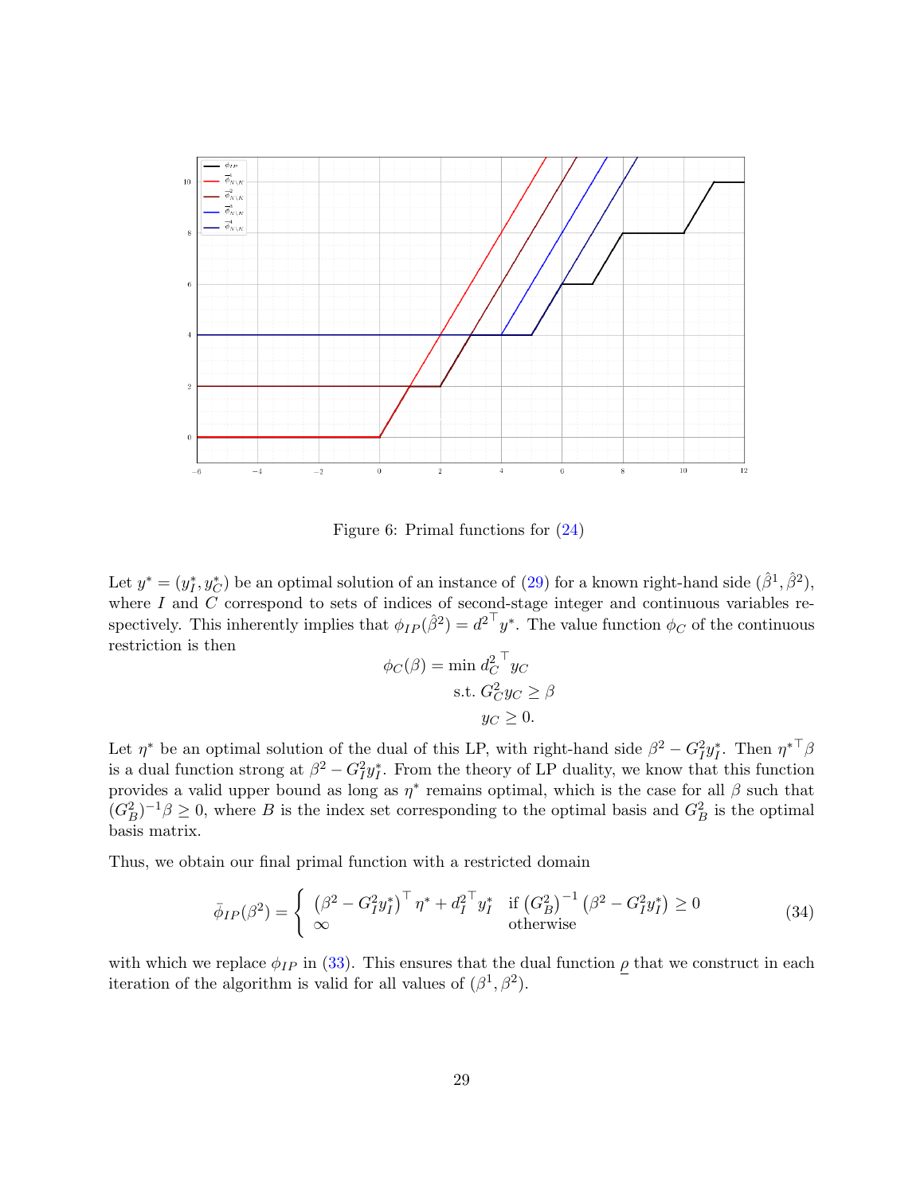Figure 6: Primal functions for (24)

Let $y^* = (y_I^*, y_C^*)$ be an optimal solution of an instance of (29) for a known right-hand side $(\hat{\beta}^1, \hat{\beta}^2)$, where $I$ and $C$ correspond to sets of indices of second-stage integer and continuous variables respectively. This inherently implies that $\phi_{IP}(\hat{\beta}^2) = {d^2}^\top y^*$. The value function $\phi_C$ of the continuous restriction is then

$$
\begin{aligned}
\phi_C(\beta) = \min\ & {d_C^2}^\top y_C \\
\text{s.t. } & G_C^2 y_C \geq \beta \\
& y_C \geq 0.
\end{aligned}
$$

Let $\eta^*$ be an optimal solution of the dual of this LP, with right-hand side $\beta^2 - G_I^2 y_I^*$. Then ${\eta^*}^\top \beta$ is a dual function strong at $\beta^2 - G_I^2 y_I^*$. From the theory of LP duality, we know that this function provides a valid upper bound as long as $\eta^*$ remains optimal, which is the case for all $\beta$ such that $(G_B^2)^{-1}\beta \geq 0$, where $B$ is the index set corresponding to the optimal basis and $G_B^2$ is the optimal basis matrix.

Thus, we obtain our final primal function with a restricted domain

$$
\bar{\phi}_{IP}(\beta^2) = \begin{cases} \left(\beta^2 - G_I^2 y_I^*\right)^\top \eta^* + {d_I^2}^\top y_I^* & \text{if } \left(G_B^2\right)^{-1}\left(\beta^2 - G_I^2 y_I^*\right) \geq 0 \\ \infty & \text{otherwise} \end{cases} \tag{34}
$$

with which we replace $\phi_{IP}$ in (33). This ensures that the dual function $\underline{\rho}$ that we construct in each iteration of the algorithm is valid for all values of $(\beta^1, \beta^2)$.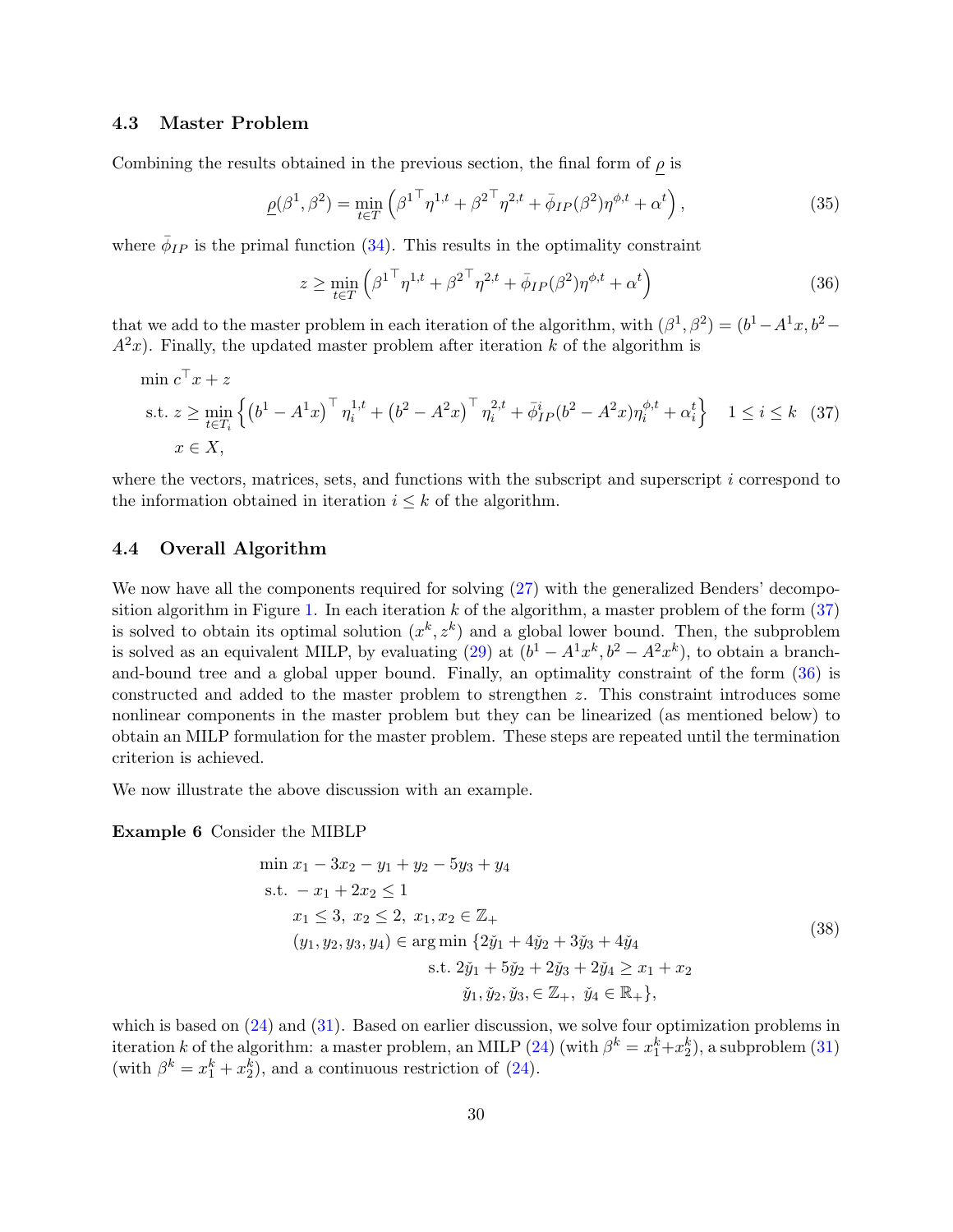### 4.3 Master Problem

Combining the results obtained in the previous section, the final form of $\underline{\rho}$ is

$$\underline{\rho}(\beta^1, \beta^2) = \min_{t \in T} \left( {\beta^1}^\top \eta^{1,t} + {\beta^2}^\top \eta^{2,t} + \bar{\phi}_{IP}(\beta^2)\eta^{\phi,t} + \alpha^t \right), \tag{35}$$

where $\bar{\phi}_{IP}$ is the primal function (34). This results in the optimality constraint

$$z \geq \min_{t \in T} \left( {\beta^1}^\top \eta^{1,t} + {\beta^2}^\top \eta^{2,t} + \bar{\phi}_{IP}(\beta^2)\eta^{\phi,t} + \alpha^t \right) \tag{36}$$

that we add to the master problem in each iteration of the algorithm, with $(\beta^1, \beta^2) = (b^1 - A^1 x, b^2 - A^2 x)$. Finally, the updated master problem after iteration $k$ of the algorithm is

$$\begin{aligned}
&\min\ c^\top x + z \\
&\text{s.t. } z \geq \min_{t \in T_i} \left\{ \left(b^1 - A^1 x\right)^\top \eta_i^{1,t} + \left(b^2 - A^2 x\right)^\top \eta_i^{2,t} + \bar{\phi}^i_{IP}(b^2 - A^2 x)\eta_i^{\phi,t} + \alpha_i^t \right\} \quad 1 \leq i \leq k \\
&\quad\ x \in X,
\end{aligned} \tag{37}$$

where the vectors, matrices, sets, and functions with the subscript and superscript $i$ correspond to the information obtained in iteration $i \leq k$ of the algorithm.

### 4.4 Overall Algorithm

We now have all the components required for solving (27) with the generalized Benders' decomposition algorithm in Figure 1. In each iteration $k$ of the algorithm, a master problem of the form (37) is solved to obtain its optimal solution $(x^k, z^k)$ and a global lower bound. Then, the subproblem is solved as an equivalent MILP, by evaluating (29) at $(b^1 - A^1 x^k, b^2 - A^2 x^k)$, to obtain a branch-and-bound tree and a global upper bound. Finally, an optimality constraint of the form (36) is constructed and added to the master problem to strengthen $z$. This constraint introduces some nonlinear components in the master problem but they can be linearized (as mentioned below) to obtain an MILP formulation for the master problem. These steps are repeated until the termination criterion is achieved.

We now illustrate the above discussion with an example.

**Example 6** Consider the MIBLP

$$\begin{aligned}
&\min\ x_1 - 3x_2 - y_1 + y_2 - 5y_3 + y_4 \\
&\text{s.t. } -x_1 + 2x_2 \leq 1 \\
&\quad\ x_1 \leq 3,\ x_2 \leq 2,\ x_1, x_2 \in \mathbb{Z}_+ \\
&\quad\ (y_1, y_2, y_3, y_4) \in \arg\min \{ 2\check{y}_1 + 4\check{y}_2 + 3\check{y}_3 + 4\check{y}_4 \\
&\qquad\qquad\qquad\qquad\qquad\quad \text{s.t. } 2\check{y}_1 + 5\check{y}_2 + 2\check{y}_3 + 2\check{y}_4 \geq x_1 + x_2 \\
&\qquad\qquad\qquad\qquad\qquad\qquad\ \check{y}_1, \check{y}_2, \check{y}_3, \in \mathbb{Z}_+,\ \check{y}_4 \in \mathbb{R}_+ \},
\end{aligned} \tag{38}$$

which is based on (24) and (31). Based on earlier discussion, we solve four optimization problems in iteration $k$ of the algorithm: a master problem, an MILP (24) (with $\beta^k = x_1^k + x_2^k$), a subproblem (31) (with $\beta^k = x_1^k + x_2^k$), and a continuous restriction of (24).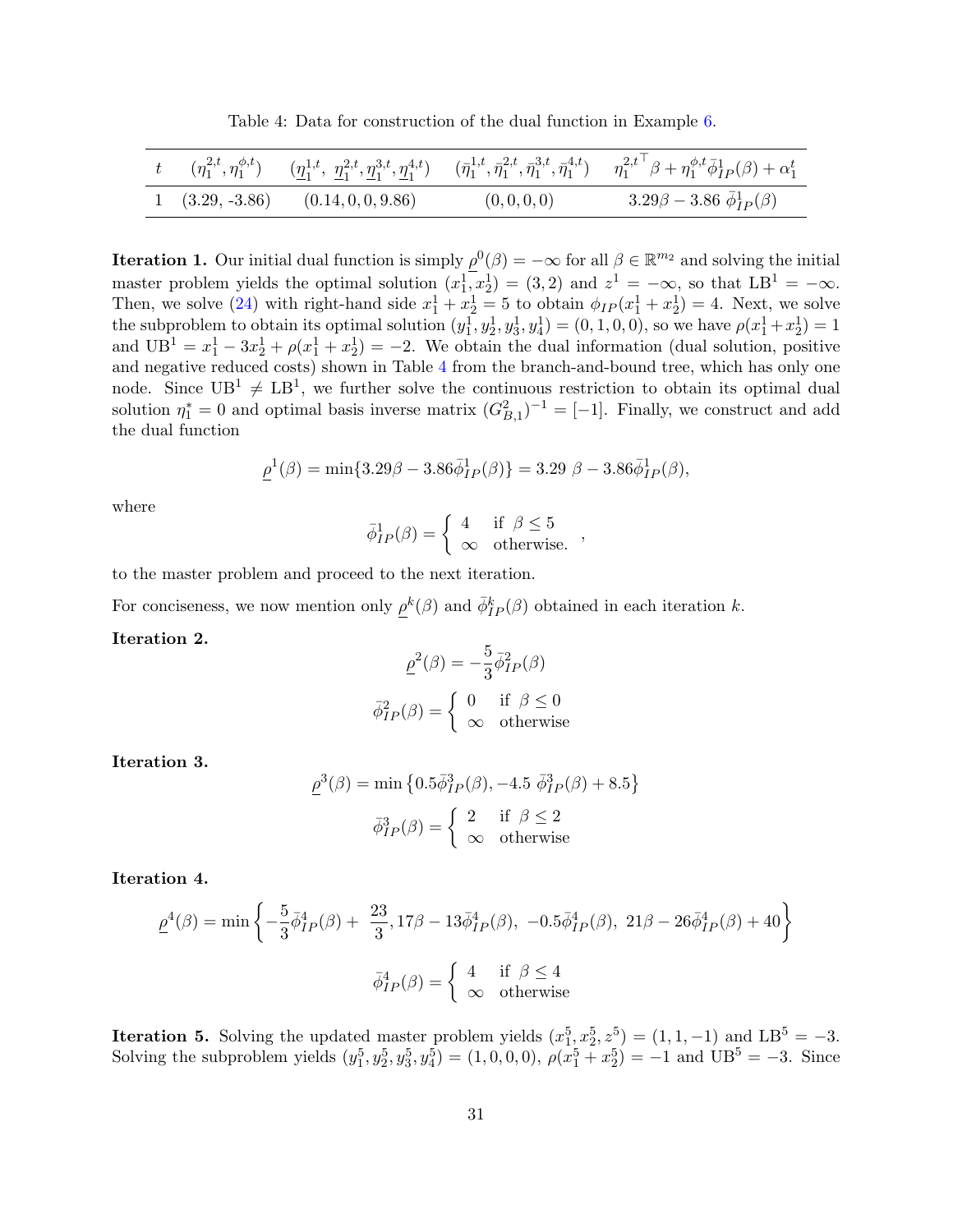Table 4: Data for construction of the dual function in Example 6.

| $t$ | $(\eta_1^{2,t}, \eta_1^{\phi,t})$ | $(\underline{\eta}_1^{1,t},\ \underline{\eta}_1^{2,t}, \underline{\eta}_1^{3,t}, \underline{\eta}_1^{4,t})$ | $(\bar{\eta}_1^{1,t}, \bar{\eta}_1^{2,t}, \bar{\eta}_1^{3,t}, \bar{\eta}_1^{4,t})$ | ${\eta_1^{2,t}}^\top \beta + \eta_1^{\phi,t} \bar{\phi}_{IP}^1(\beta) + \alpha_1^t$ |
|---|---|---|---|---|
| 1 | (3.29, -3.86) | $(0.14, 0, 0, 9.86)$ | $(0, 0, 0, 0)$ | $3.29\beta - 3.86\ \bar{\phi}_{IP}^1(\beta)$ |

**Iteration 1.** Our initial dual function is simply $\underline{\rho}^0(\beta) = -\infty$ for all $\beta \in \mathbb{R}^{m_2}$ and solving the initial master problem yields the optimal solution $(x_1^1, x_2^1) = (3, 2)$ and $z^1 = -\infty$, so that $\text{LB}^1 = -\infty$. Then, we solve (24) with right-hand side $x_1^1 + x_2^1 = 5$ to obtain $\phi_{IP}(x_1^1 + x_2^1) = 4$. Next, we solve the subproblem to obtain its optimal solution $(y_1^1, y_2^1, y_3^1, y_4^1) = (0, 1, 0, 0)$, so we have $\rho(x_1^1 + x_2^1) = 1$ and $\text{UB}^1 = x_1^1 - 3x_2^1 + \rho(x_1^1 + x_2^1) = -2$. We obtain the dual information (dual solution, positive and negative reduced costs) shown in Table 4 from the branch-and-bound tree, which has only one node. Since $\text{UB}^1 \neq \text{LB}^1$, we further solve the continuous restriction to obtain its optimal dual solution $\eta_1^* = 0$ and optimal basis inverse matrix $(G_{B,1}^2)^{-1} = [-1]$. Finally, we construct and add the dual function

$$\underline{\rho}^1(\beta) = \min\{3.29\beta - 3.86\bar{\phi}_{IP}^1(\beta)\} = 3.29\ \beta - 3.86\bar{\phi}_{IP}^1(\beta),$$

where

$$\bar{\phi}_{IP}^1(\beta) = \begin{cases} 4 & \text{if } \beta \leq 5 \\ \infty & \text{otherwise.} \end{cases},$$

to the master problem and proceed to the next iteration.

For conciseness, we now mention only $\underline{\rho}^k(\beta)$ and $\bar{\phi}_{IP}^k(\beta)$ obtained in each iteration $k$.

**Iteration 2.**

$$\underline{\rho}^2(\beta) = -\frac{5}{3}\bar{\phi}_{IP}^2(\beta)$$

$$\bar{\phi}_{IP}^2(\beta) = \begin{cases} 0 & \text{if } \beta \leq 0 \\ \infty & \text{otherwise} \end{cases}$$

**Iteration 3.**

$$\underline{\rho}^3(\beta) = \min\left\{0.5\bar{\phi}_{IP}^3(\beta), -4.5\ \bar{\phi}_{IP}^3(\beta) + 8.5\right\}$$

$$\bar{\phi}_{IP}^3(\beta) = \begin{cases} 2 & \text{if } \beta \leq 2 \\ \infty & \text{otherwise} \end{cases}$$

**Iteration 4.**

$$\underline{\rho}^4(\beta) = \min\left\{-\frac{5}{3}\bar{\phi}_{IP}^4(\beta) + \ \frac{23}{3}, 17\beta - 13\bar{\phi}_{IP}^4(\beta),\ -0.5\bar{\phi}_{IP}^4(\beta),\ 21\beta - 26\bar{\phi}_{IP}^4(\beta) + 40\right\}$$

$$\bar{\phi}_{IP}^4(\beta) = \begin{cases} 4 & \text{if } \beta \leq 4 \\ \infty & \text{otherwise} \end{cases}$$

**Iteration 5.** Solving the updated master problem yields $(x_1^5, x_2^5, z^5) = (1, 1, -1)$ and $\text{LB}^5 = -3$. Solving the subproblem yields $(y_1^5, y_2^5, y_3^5, y_4^5) = (1, 0, 0, 0)$, $\rho(x_1^5 + x_2^5) = -1$ and $\text{UB}^5 = -3$. Since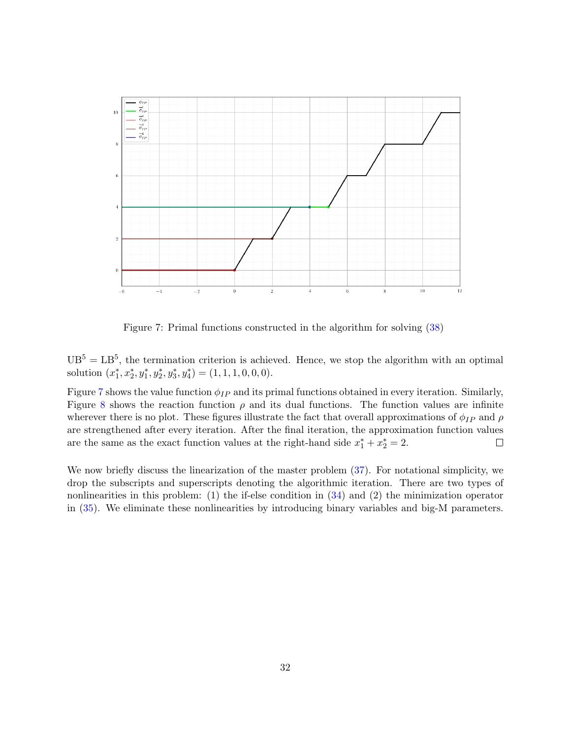Figure 7: Primal functions constructed in the algorithm for solving (38)

$\mathrm{UB}^5 = \mathrm{LB}^5$, the termination criterion is achieved. Hence, we stop the algorithm with an optimal solution $(x_1^*, x_2^*, y_1^*, y_2^*, y_3^*, y_4^*) = (1, 1, 1, 0, 0, 0)$.

Figure 7 shows the value function $\phi_{IP}$ and its primal functions obtained in every iteration. Similarly, Figure 8 shows the reaction function $\rho$ and its dual functions. The function values are infinite wherever there is no plot. These figures illustrate the fact that overall approximations of $\phi_{IP}$ and $\rho$ are strengthened after every iteration. After the final iteration, the approximation function values are the same as the exact function values at the right-hand side $x_1^* + x_2^* = 2$. □

We now briefly discuss the linearization of the master problem (37). For notational simplicity, we drop the subscripts and superscripts denoting the algorithmic iteration. There are two types of nonlinearities in this problem: (1) the if-else condition in (34) and (2) the minimization operator in (35). We eliminate these nonlinearities by introducing binary variables and big-M parameters.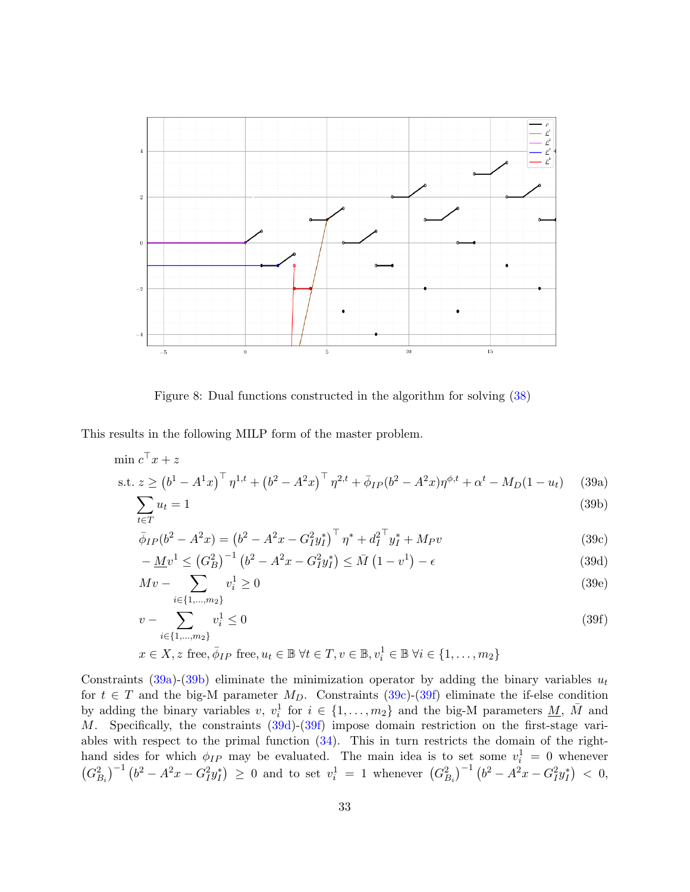Figure 8: Dual functions constructed in the algorithm for solving (38)

This results in the following MILP form of the master problem.

$$
\begin{aligned}
\min\ & c^\top x + z \\
\text{s.t. } & z \geq \left(b^1 - A^1 x\right)^\top \eta^{1,t} + \left(b^2 - A^2 x\right)^\top \eta^{2,t} + \bar{\phi}_{IP}(b^2 - A^2 x)\eta^{\phi,t} + \alpha^t - M_D(1 - u_t) && \text{(39a)} \\
& \sum_{t \in T} u_t = 1 && \text{(39b)} \\
& \bar{\phi}_{IP}(b^2 - A^2 x) = \left(b^2 - A^2 x - G_I^2 y_I^*\right)^\top \eta^* + {d_I^2}^\top y_I^* + M_P v && \text{(39c)} \\
& -\underline{M} v^1 \leq \left(G_B^2\right)^{-1}\left(b^2 - A^2 x - G_I^2 y_I^*\right) \leq \bar{M}\left(1 - v^1\right) - \epsilon && \text{(39d)} \\
& M v - \sum_{i \in \{1,\ldots,m_2\}} v_i^1 \geq 0 && \text{(39e)} \\
& v - \sum_{i \in \{1,\ldots,m_2\}} v_i^1 \leq 0 && \text{(39f)} \\
& x \in X, z \text{ free}, \bar{\phi}_{IP} \text{ free}, u_t \in \mathbb{B}\ \forall t \in T, v \in \mathbb{B}, v_i^1 \in \mathbb{B}\ \forall i \in \{1,\ldots,m_2\}
\end{aligned}
$$

Constraints (39a)-(39b) eliminate the minimization operator by adding the binary variables $u_t$ for $t \in T$ and the big-M parameter $M_D$. Constraints (39c)-(39f) eliminate the if-else condition by adding the binary variables $v$, $v_i^1$ for $i \in \{1,\ldots,m_2\}$ and the big-M parameters $\underline{M}$, $\bar{M}$ and $M$. Specifically, the constraints (39d)-(39f) impose domain restriction on the first-stage variables with respect to the primal function (34). This in turn restricts the domain of the right-hand sides for which $\phi_{IP}$ may be evaluated. The main idea is to set some $v_i^1 = 0$ whenever $\left(G_{B_i}^2\right)^{-1}\left(b^2 - A^2 x - G_I^2 y_I^*\right) \geq 0$ and to set $v_i^1 = 1$ whenever $\left(G_{B_i}^2\right)^{-1}\left(b^2 - A^2 x - G_I^2 y_I^*\right) < 0$,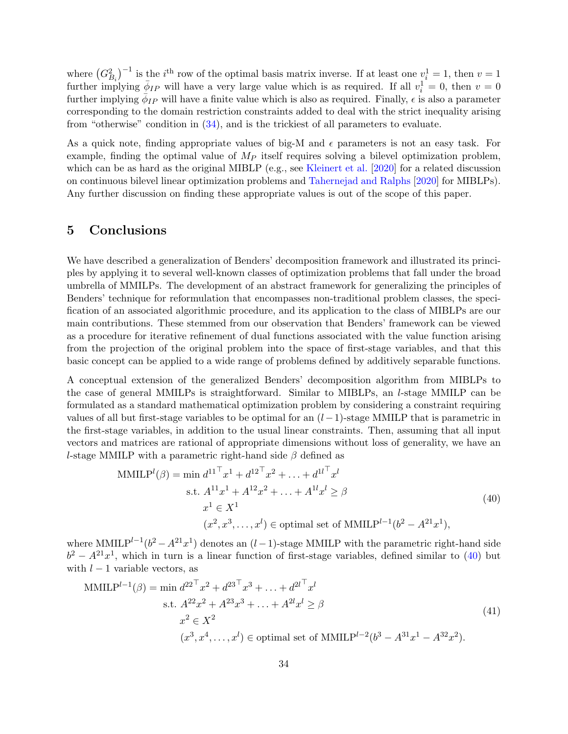where $\left(G^2_{B_i}\right)^{-1}$ is the $i^{\text{th}}$ row of the optimal basis matrix inverse. If at least one $v^1_i = 1$, then $v = 1$ further implying $\bar{\phi}_{IP}$ will have a very large value which is as required. If all $v^1_i = 0$, then $v = 0$ further implying $\bar{\phi}_{IP}$ will have a finite value which is also as required. Finally, $\epsilon$ is also a parameter corresponding to the domain restriction constraints added to deal with the strict inequality arising from "otherwise" condition in (34), and is the trickiest of all parameters to evaluate.

As a quick note, finding appropriate values of big-M and $\epsilon$ parameters is not an easy task. For example, finding the optimal value of $M_P$ itself requires solving a bilevel optimization problem, which can be as hard as the original MIBLP (e.g., see Kleinert et al. [2020] for a related discussion on continuous bilevel linear optimization problems and Tahernejad and Ralphs [2020] for MIBLPs). Any further discussion on finding these appropriate values is out of the scope of this paper.

# 5 Conclusions

We have described a generalization of Benders' decomposition framework and illustrated its principles by applying it to several well-known classes of optimization problems that fall under the broad umbrella of MMILPs. The development of an abstract framework for generalizing the principles of Benders' technique for reformulation that encompasses non-traditional problem classes, the specification of an associated algorithmic procedure, and its application to the class of MIBLPs are our main contributions. These stemmed from our observation that Benders' framework can be viewed as a procedure for iterative refinement of dual functions associated with the value function arising from the projection of the original problem into the space of first-stage variables, and that this basic concept can be applied to a wide range of problems defined by additively separable functions.

A conceptual extension of the generalized Benders' decomposition algorithm from MIBLPs to the case of general MMILPs is straightforward. Similar to MIBLPs, an $l$-stage MMILP can be formulated as a standard mathematical optimization problem by considering a constraint requiring values of all but first-stage variables to be optimal for an $(l-1)$-stage MMILP that is parametric in the first-stage variables, in addition to the usual linear constraints. Then, assuming that all input vectors and matrices are rational of appropriate dimensions without loss of generality, we have an $l$-stage MMILP with a parametric right-hand side $\beta$ defined as

$$
\begin{aligned}
\text{MMILP}^l(\beta) = \min\ & {d^{11}}^\top x^1 + {d^{12}}^\top x^2 + \ldots + {d^{1l}}^\top x^l \\
\text{s.t. } & A^{11}x^1 + A^{12}x^2 + \ldots + A^{1l}x^l \geq \beta \\
& x^1 \in X^1 \\
& (x^2, x^3, \ldots, x^l) \in \text{optimal set of } \text{MMILP}^{l-1}(b^2 - A^{21}x^1),
\end{aligned}
\tag{40}
$$

where $\text{MMILP}^{l-1}(b^2 - A^{21}x^1)$ denotes an $(l-1)$-stage MMILP with the parametric right-hand side $b^2 - A^{21}x^1$, which in turn is a linear function of first-stage variables, defined similar to (40) but with $l-1$ variable vectors, as

$$
\begin{aligned}
\text{MMILP}^{l-1}(\beta) = \min\ & {d^{22}}^\top x^2 + {d^{23}}^\top x^3 + \ldots + {d^{2l}}^\top x^l \\
\text{s.t. } & A^{22}x^2 + A^{23}x^3 + \ldots + A^{2l}x^l \geq \beta \\
& x^2 \in X^2 \\
& (x^3, x^4, \ldots, x^l) \in \text{optimal set of } \text{MMILP}^{l-2}(b^3 - A^{31}x^1 - A^{32}x^2).
\end{aligned}
\tag{41}
$$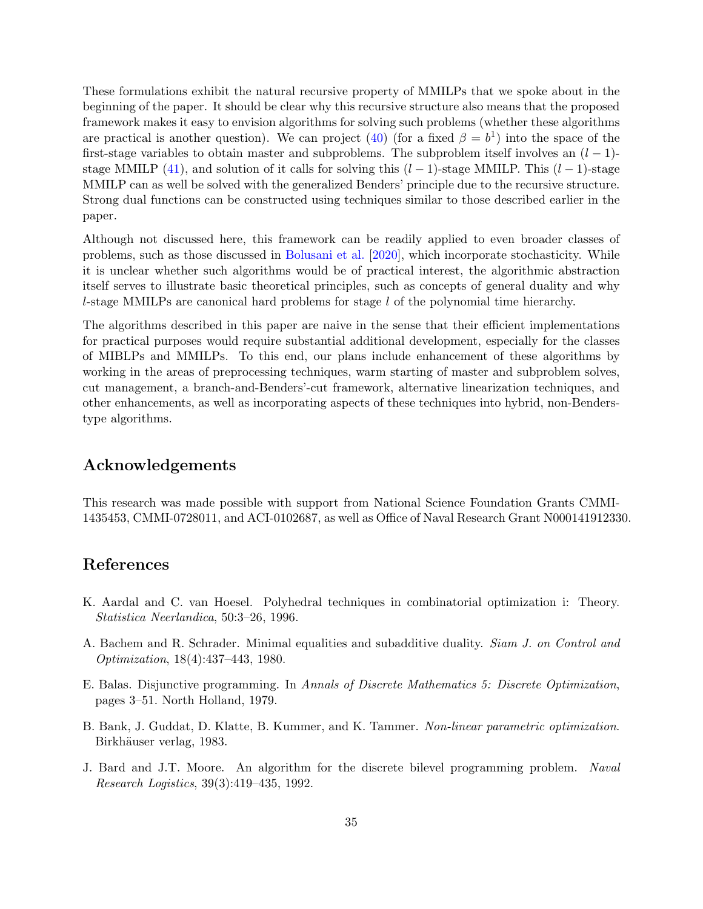These formulations exhibit the natural recursive property of MMILPs that we spoke about in the beginning of the paper. It should be clear why this recursive structure also means that the proposed framework makes it easy to envision algorithms for solving such problems (whether these algorithms are practical is another question). We can project (40) (for a fixed $\beta = b^1$) into the space of the first-stage variables to obtain master and subproblems. The subproblem itself involves an $(l-1)$-stage MMILP (41), and solution of it calls for solving this $(l-1)$-stage MMILP. This $(l-1)$-stage MMILP can as well be solved with the generalized Benders' principle due to the recursive structure. Strong dual functions can be constructed using techniques similar to those described earlier in the paper.

Although not discussed here, this framework can be readily applied to even broader classes of problems, such as those discussed in Bolusani et al. [2020], which incorporate stochasticity. While it is unclear whether such algorithms would be of practical interest, the algorithmic abstraction itself serves to illustrate basic theoretical principles, such as concepts of general duality and why $l$-stage MMILPs are canonical hard problems for stage $l$ of the polynomial time hierarchy.

The algorithms described in this paper are naive in the sense that their efficient implementations for practical purposes would require substantial additional development, especially for the classes of MIBLPs and MMILPs. To this end, our plans include enhancement of these algorithms by working in the areas of preprocessing techniques, warm starting of master and subproblem solves, cut management, a branch-and-Benders'-cut framework, alternative linearization techniques, and other enhancements, as well as incorporating aspects of these techniques into hybrid, non-Benders-type algorithms.

## Acknowledgements

This research was made possible with support from National Science Foundation Grants CMMI-1435453, CMMI-0728011, and ACI-0102687, as well as Office of Naval Research Grant N000141912330.

## References

K. Aardal and C. van Hoesel. Polyhedral techniques in combinatorial optimization i: Theory. *Statistica Neerlandica*, 50:3–26, 1996.

A. Bachem and R. Schrader. Minimal equalities and subadditive duality. *Siam J. on Control and Optimization*, 18(4):437–443, 1980.

E. Balas. Disjunctive programming. In *Annals of Discrete Mathematics 5: Discrete Optimization*, pages 3–51. North Holland, 1979.

B. Bank, J. Guddat, D. Klatte, B. Kummer, and K. Tammer. *Non-linear parametric optimization*. Birkhäuser verlag, 1983.

J. Bard and J.T. Moore. An algorithm for the discrete bilevel programming problem. *Naval Research Logistics*, 39(3):419–435, 1992.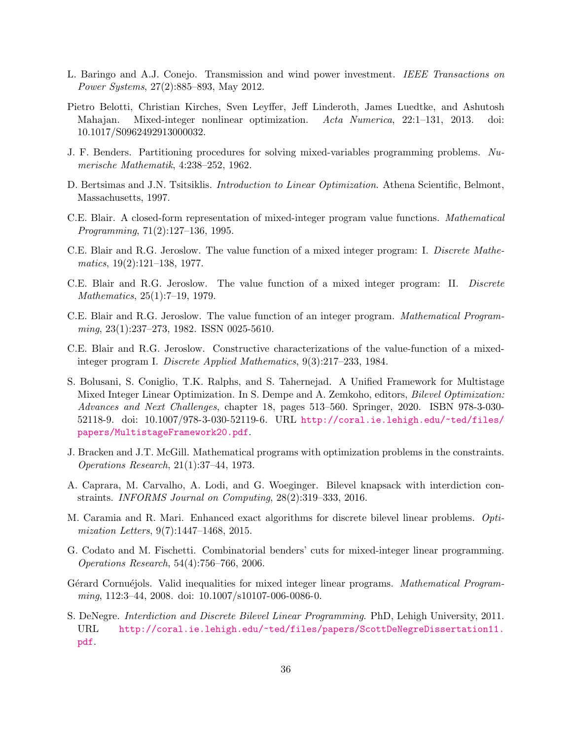L. Baringo and A.J. Conejo. Transmission and wind power investment. *IEEE Transactions on Power Systems*, 27(2):885–893, May 2012.

Pietro Belotti, Christian Kirches, Sven Leyffer, Jeff Linderoth, James Luedtke, and Ashutosh Mahajan. Mixed-integer nonlinear optimization. *Acta Numerica*, 22:1–131, 2013. doi: 10.1017/S0962492913000032.

J. F. Benders. Partitioning procedures for solving mixed-variables programming problems. *Numerische Mathematik*, 4:238–252, 1962.

D. Bertsimas and J.N. Tsitsiklis. *Introduction to Linear Optimization*. Athena Scientific, Belmont, Massachusetts, 1997.

C.E. Blair. A closed-form representation of mixed-integer program value functions. *Mathematical Programming*, 71(2):127–136, 1995.

C.E. Blair and R.G. Jeroslow. The value function of a mixed integer program: I. *Discrete Mathematics*, 19(2):121–138, 1977.

C.E. Blair and R.G. Jeroslow. The value function of a mixed integer program: II. *Discrete Mathematics*, 25(1):7–19, 1979.

C.E. Blair and R.G. Jeroslow. The value function of an integer program. *Mathematical Programming*, 23(1):237–273, 1982. ISSN 0025-5610.

C.E. Blair and R.G. Jeroslow. Constructive characterizations of the value-function of a mixed-integer program I. *Discrete Applied Mathematics*, 9(3):217–233, 1984.

S. Bolusani, S. Coniglio, T.K. Ralphs, and S. Tahernejad. A Unified Framework for Multistage Mixed Integer Linear Optimization. In S. Dempe and A. Zemkoho, editors, *Bilevel Optimization: Advances and Next Challenges*, chapter 18, pages 513–560. Springer, 2020. ISBN 978-3-030-52118-9. doi: 10.1007/978-3-030-52119-6. URL http://coral.ie.lehigh.edu/~ted/files/papers/MultistageFramework20.pdf.

J. Bracken and J.T. McGill. Mathematical programs with optimization problems in the constraints. *Operations Research*, 21(1):37–44, 1973.

A. Caprara, M. Carvalho, A. Lodi, and G. Woeginger. Bilevel knapsack with interdiction constraints. *INFORMS Journal on Computing*, 28(2):319–333, 2016.

M. Caramia and R. Mari. Enhanced exact algorithms for discrete bilevel linear problems. *Optimization Letters*, 9(7):1447–1468, 2015.

G. Codato and M. Fischetti. Combinatorial benders' cuts for mixed-integer linear programming. *Operations Research*, 54(4):756–766, 2006.

Gérard Cornuéjols. Valid inequalities for mixed integer linear programs. *Mathematical Programming*, 112:3–44, 2008. doi: 10.1007/s10107-006-0086-0.

S. DeNegre. *Interdiction and Discrete Bilevel Linear Programming*. PhD, Lehigh University, 2011. URL http://coral.ie.lehigh.edu/~ted/files/papers/ScottDeNegreDissertation11.pdf.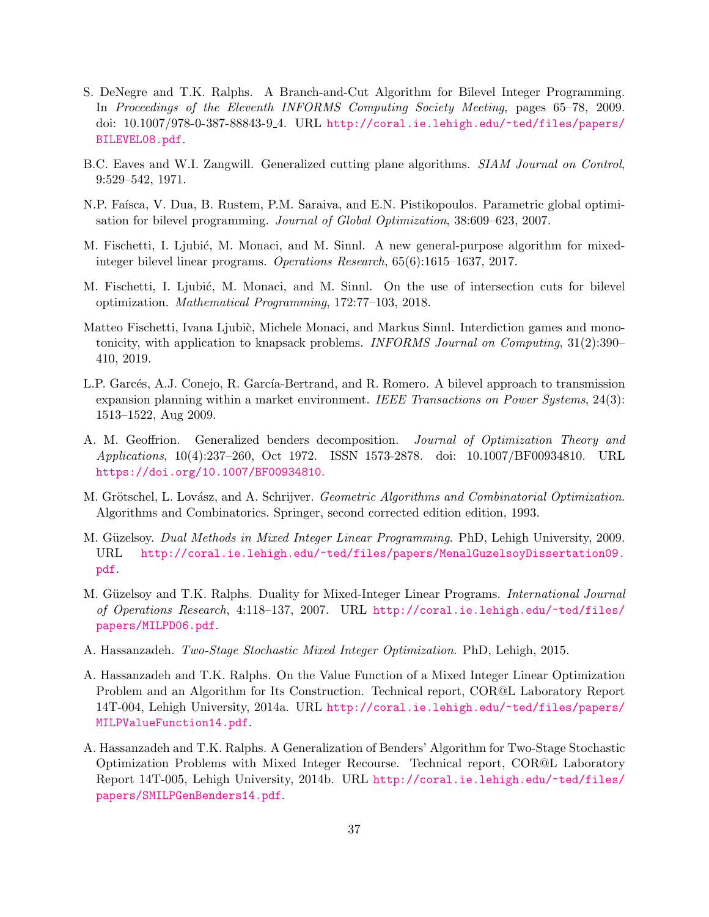S. DeNegre and T.K. Ralphs. A Branch-and-Cut Algorithm for Bilevel Integer Programming. In *Proceedings of the Eleventh INFORMS Computing Society Meeting*, pages 65–78, 2009. doi: 10.1007/978-0-387-88843-9_4. URL http://coral.ie.lehigh.edu/~ted/files/papers/BILEVEL08.pdf.

B.C. Eaves and W.I. Zangwill. Generalized cutting plane algorithms. *SIAM Journal on Control*, 9:529–542, 1971.

N.P. Faísca, V. Dua, B. Rustem, P.M. Saraiva, and E.N. Pistikopoulos. Parametric global optimisation for bilevel programming. *Journal of Global Optimization*, 38:609–623, 2007.

M. Fischetti, I. Ljubić, M. Monaci, and M. Sinnl. A new general-purpose algorithm for mixed-integer bilevel linear programs. *Operations Research*, 65(6):1615–1637, 2017.

M. Fischetti, I. Ljubić, M. Monaci, and M. Sinnl. On the use of intersection cuts for bilevel optimization. *Mathematical Programming*, 172:77–103, 2018.

Matteo Fischetti, Ivana Ljubìc, Michele Monaci, and Markus Sinnl. Interdiction games and monotonicity, with application to knapsack problems. *INFORMS Journal on Computing*, 31(2):390–410, 2019.

L.P. Garcés, A.J. Conejo, R. García-Bertrand, and R. Romero. A bilevel approach to transmission expansion planning within a market environment. *IEEE Transactions on Power Systems*, 24(3): 1513–1522, Aug 2009.

A. M. Geoffrion. Generalized benders decomposition. *Journal of Optimization Theory and Applications*, 10(4):237–260, Oct 1972. ISSN 1573-2878. doi: 10.1007/BF00934810. URL https://doi.org/10.1007/BF00934810.

M. Grötschel, L. Lovász, and A. Schrijver. *Geometric Algorithms and Combinatorial Optimization*. Algorithms and Combinatorics. Springer, second corrected edition edition, 1993.

M. Güzelsoy. *Dual Methods in Mixed Integer Linear Programming*. PhD, Lehigh University, 2009. URL http://coral.ie.lehigh.edu/~ted/files/papers/MenalGuzelsoyDissertation09.pdf.

M. Güzelsoy and T.K. Ralphs. Duality for Mixed-Integer Linear Programs. *International Journal of Operations Research*, 4:118–137, 2007. URL http://coral.ie.lehigh.edu/~ted/files/papers/MILPD06.pdf.

A. Hassanzadeh. *Two-Stage Stochastic Mixed Integer Optimization*. PhD, Lehigh, 2015.

A. Hassanzadeh and T.K. Ralphs. On the Value Function of a Mixed Integer Linear Optimization Problem and an Algorithm for Its Construction. Technical report, COR@L Laboratory Report 14T-004, Lehigh University, 2014a. URL http://coral.ie.lehigh.edu/~ted/files/papers/MILPValueFunction14.pdf.

A. Hassanzadeh and T.K. Ralphs. A Generalization of Benders' Algorithm for Two-Stage Stochastic Optimization Problems with Mixed Integer Recourse. Technical report, COR@L Laboratory Report 14T-005, Lehigh University, 2014b. URL http://coral.ie.lehigh.edu/~ted/files/papers/SMILPGenBenders14.pdf.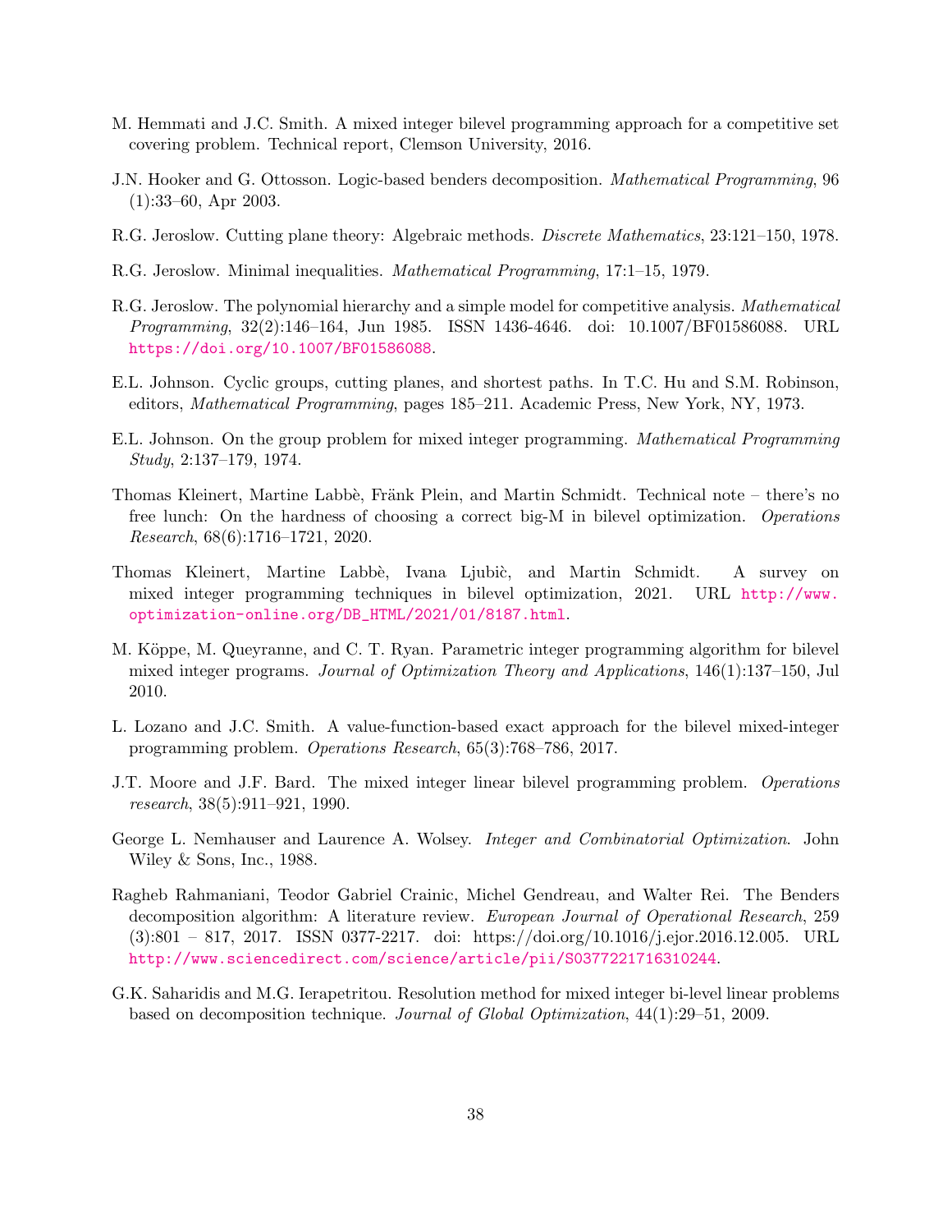M. Hemmati and J.C. Smith. A mixed integer bilevel programming approach for a competitive set covering problem. Technical report, Clemson University, 2016.

J.N. Hooker and G. Ottosson. Logic-based benders decomposition. *Mathematical Programming*, 96 (1):33–60, Apr 2003.

R.G. Jeroslow. Cutting plane theory: Algebraic methods. *Discrete Mathematics*, 23:121–150, 1978.

R.G. Jeroslow. Minimal inequalities. *Mathematical Programming*, 17:1–15, 1979.

R.G. Jeroslow. The polynomial hierarchy and a simple model for competitive analysis. *Mathematical Programming*, 32(2):146–164, Jun 1985. ISSN 1436-4646. doi: 10.1007/BF01586088. URL https://doi.org/10.1007/BF01586088.

E.L. Johnson. Cyclic groups, cutting planes, and shortest paths. In T.C. Hu and S.M. Robinson, editors, *Mathematical Programming*, pages 185–211. Academic Press, New York, NY, 1973.

E.L. Johnson. On the group problem for mixed integer programming. *Mathematical Programming Study*, 2:137–179, 1974.

Thomas Kleinert, Martine Labbè, Fränk Plein, and Martin Schmidt. Technical note – there's no free lunch: On the hardness of choosing a correct big-M in bilevel optimization. *Operations Research*, 68(6):1716–1721, 2020.

Thomas Kleinert, Martine Labbè, Ivana Ljubìc, and Martin Schmidt. A survey on mixed integer programming techniques in bilevel optimization, 2021. URL http://www.optimization-online.org/DB_HTML/2021/01/8187.html.

M. Köppe, M. Queyranne, and C. T. Ryan. Parametric integer programming algorithm for bilevel mixed integer programs. *Journal of Optimization Theory and Applications*, 146(1):137–150, Jul 2010.

L. Lozano and J.C. Smith. A value-function-based exact approach for the bilevel mixed-integer programming problem. *Operations Research*, 65(3):768–786, 2017.

J.T. Moore and J.F. Bard. The mixed integer linear bilevel programming problem. *Operations research*, 38(5):911–921, 1990.

George L. Nemhauser and Laurence A. Wolsey. *Integer and Combinatorial Optimization*. John Wiley & Sons, Inc., 1988.

Ragheb Rahmaniani, Teodor Gabriel Crainic, Michel Gendreau, and Walter Rei. The Benders decomposition algorithm: A literature review. *European Journal of Operational Research*, 259 (3):801 – 817, 2017. ISSN 0377-2217. doi: https://doi.org/10.1016/j.ejor.2016.12.005. URL http://www.sciencedirect.com/science/article/pii/S0377221716310244.

G.K. Saharidis and M.G. Ierapetritou. Resolution method for mixed integer bi-level linear problems based on decomposition technique. *Journal of Global Optimization*, 44(1):29–51, 2009.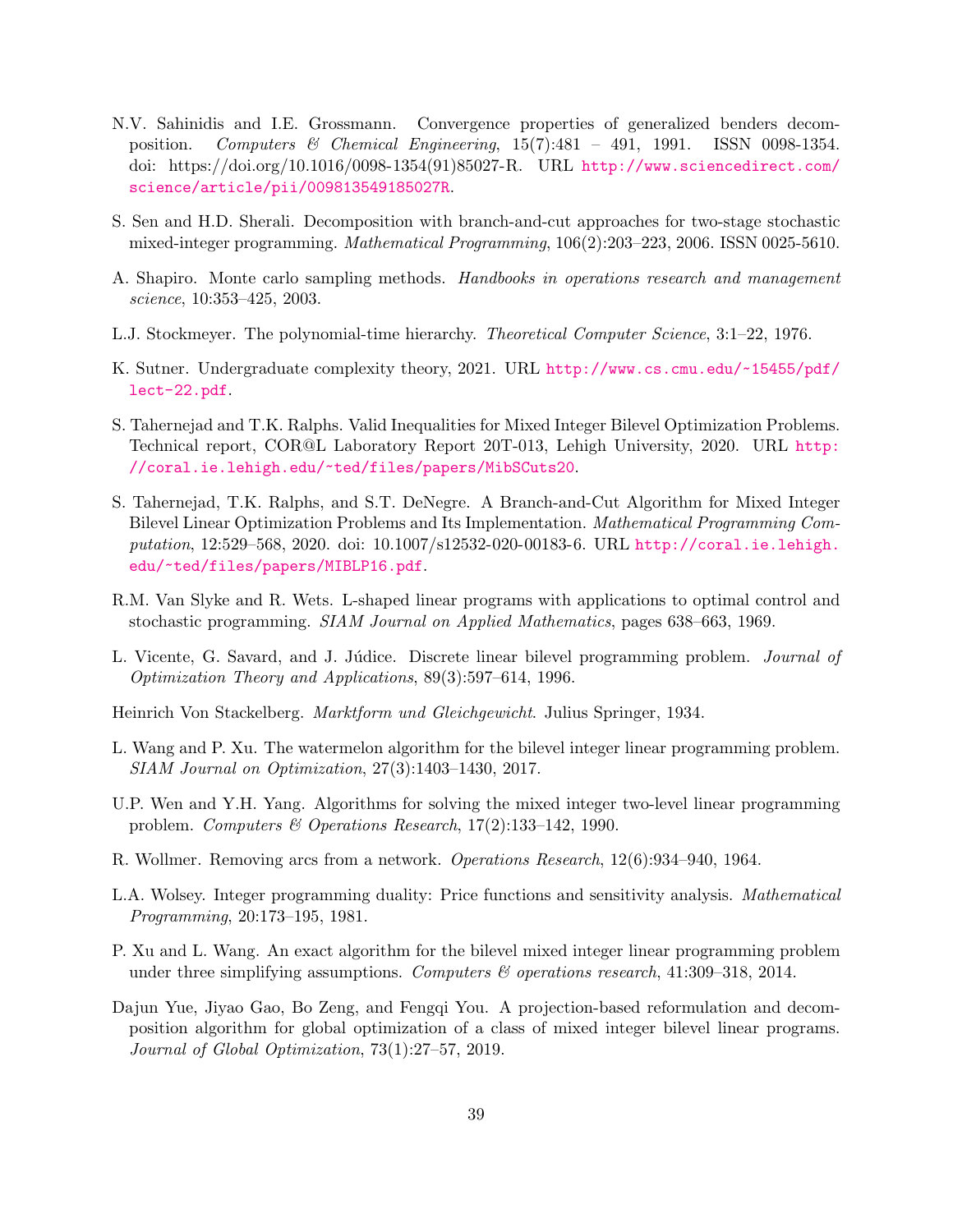N.V. Sahinidis and I.E. Grossmann. Convergence properties of generalized benders decomposition. *Computers & Chemical Engineering*, 15(7):481 – 491, 1991. ISSN 0098-1354. doi: https://doi.org/10.1016/0098-1354(91)85027-R. URL http://www.sciencedirect.com/science/article/pii/009813549185027R.

S. Sen and H.D. Sherali. Decomposition with branch-and-cut approaches for two-stage stochastic mixed-integer programming. *Mathematical Programming*, 106(2):203–223, 2006. ISSN 0025-5610.

A. Shapiro. Monte carlo sampling methods. *Handbooks in operations research and management science*, 10:353–425, 2003.

L.J. Stockmeyer. The polynomial-time hierarchy. *Theoretical Computer Science*, 3:1–22, 1976.

K. Sutner. Undergraduate complexity theory, 2021. URL http://www.cs.cmu.edu/~15455/pdf/lect-22.pdf.

S. Tahernejad and T.K. Ralphs. Valid Inequalities for Mixed Integer Bilevel Optimization Problems. Technical report, COR@L Laboratory Report 20T-013, Lehigh University, 2020. URL http://coral.ie.lehigh.edu/~ted/files/papers/MibSCuts20.

S. Tahernejad, T.K. Ralphs, and S.T. DeNegre. A Branch-and-Cut Algorithm for Mixed Integer Bilevel Linear Optimization Problems and Its Implementation. *Mathematical Programming Computation*, 12:529–568, 2020. doi: 10.1007/s12532-020-00183-6. URL http://coral.ie.lehigh.edu/~ted/files/papers/MIBLP16.pdf.

R.M. Van Slyke and R. Wets. L-shaped linear programs with applications to optimal control and stochastic programming. *SIAM Journal on Applied Mathematics*, pages 638–663, 1969.

L. Vicente, G. Savard, and J. Júdice. Discrete linear bilevel programming problem. *Journal of Optimization Theory and Applications*, 89(3):597–614, 1996.

Heinrich Von Stackelberg. *Marktform und Gleichgewicht*. Julius Springer, 1934.

L. Wang and P. Xu. The watermelon algorithm for the bilevel integer linear programming problem. *SIAM Journal on Optimization*, 27(3):1403–1430, 2017.

U.P. Wen and Y.H. Yang. Algorithms for solving the mixed integer two-level linear programming problem. *Computers & Operations Research*, 17(2):133–142, 1990.

R. Wollmer. Removing arcs from a network. *Operations Research*, 12(6):934–940, 1964.

L.A. Wolsey. Integer programming duality: Price functions and sensitivity analysis. *Mathematical Programming*, 20:173–195, 1981.

P. Xu and L. Wang. An exact algorithm for the bilevel mixed integer linear programming problem under three simplifying assumptions. *Computers & operations research*, 41:309–318, 2014.

Dajun Yue, Jiyao Gao, Bo Zeng, and Fengqi You. A projection-based reformulation and decomposition algorithm for global optimization of a class of mixed integer bilevel linear programs. *Journal of Global Optimization*, 73(1):27–57, 2019.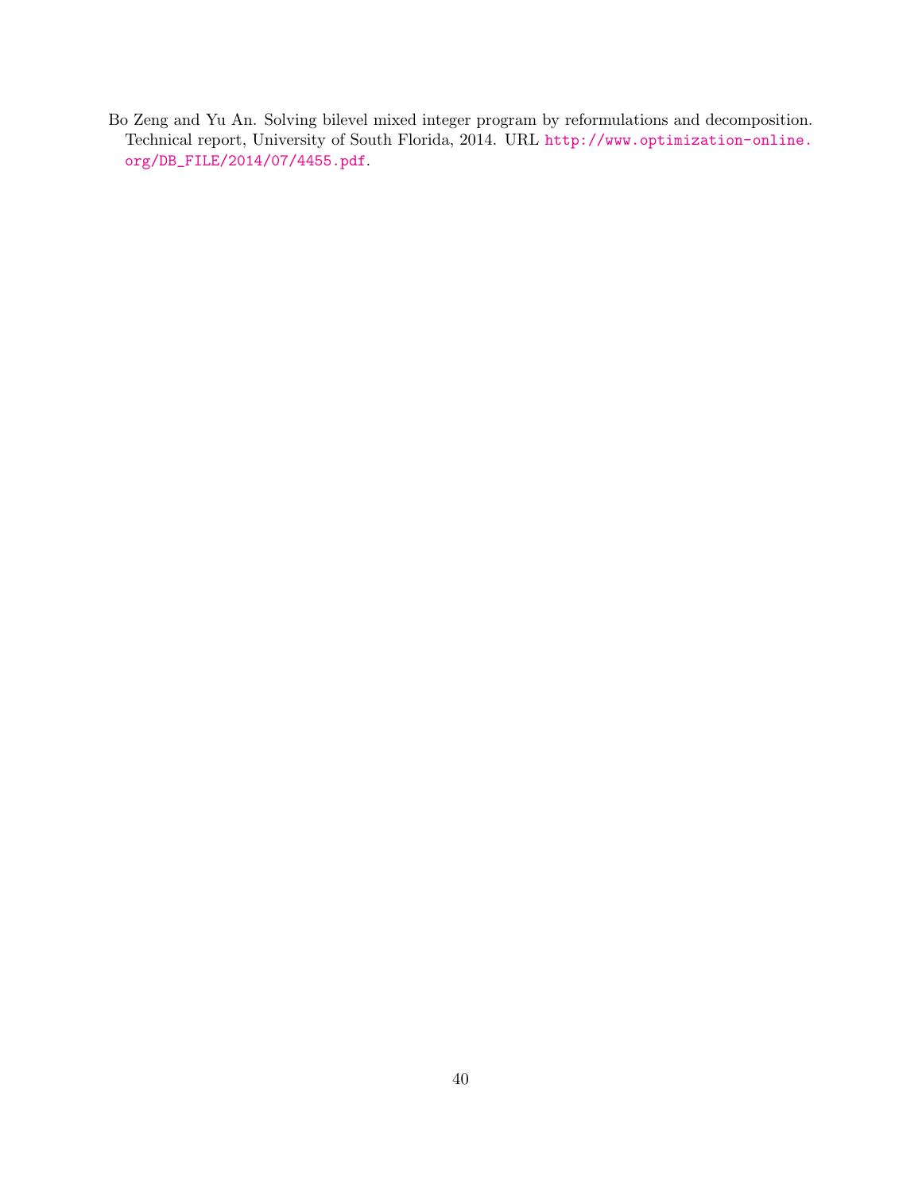Bo Zeng and Yu An. Solving bilevel mixed integer program by reformulations and decomposition. Technical report, University of South Florida, 2014. URL http://www.optimization-online.org/DB_FILE/2014/07/4455.pdf.